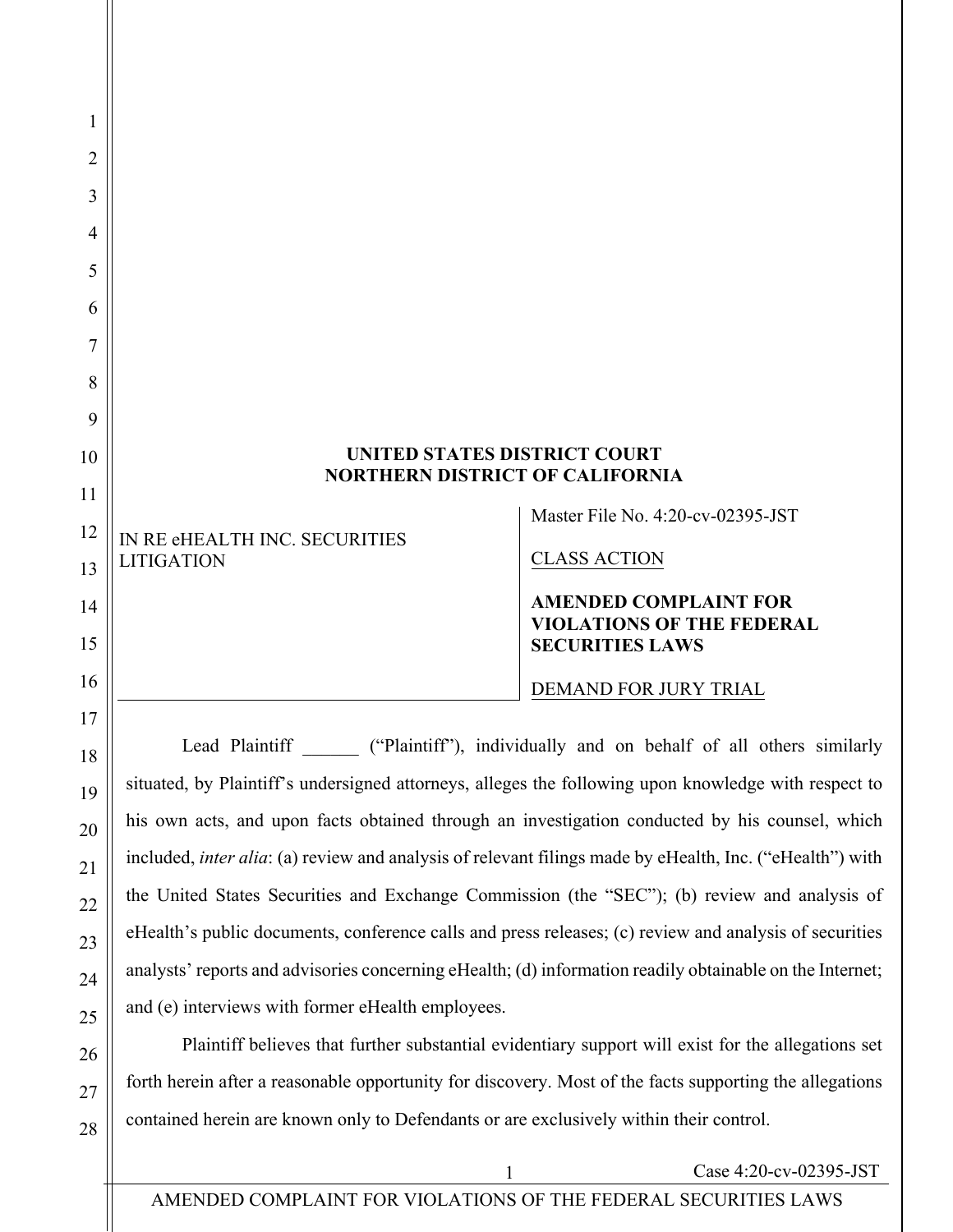**UNITED STATES DISTRICT COURT**
**NORTHERN DISTRICT OF CALIFORNIA**

| IN RE eHEALTH INC. SECURITIES LITIGATION | Master File No. 4:20-cv-02395-JST |
|---|---|
| | CLASS ACTION |
| | **AMENDED COMPLAINT FOR VIOLATIONS OF THE FEDERAL SECURITIES LAWS** |
| | DEMAND FOR JURY TRIAL |

Lead Plaintiff ______ ("Plaintiff"), individually and on behalf of all others similarly situated, by Plaintiff's undersigned attorneys, alleges the following upon knowledge with respect to his own acts, and upon facts obtained through an investigation conducted by his counsel, which included, *inter alia*: (a) review and analysis of relevant filings made by eHealth, Inc. ("eHealth") with the United States Securities and Exchange Commission (the "SEC"); (b) review and analysis of eHealth's public documents, conference calls and press releases; (c) review and analysis of securities analysts' reports and advisories concerning eHealth; (d) information readily obtainable on the Internet; and (e) interviews with former eHealth employees.

Plaintiff believes that further substantial evidentiary support will exist for the allegations set forth herein after a reasonable opportunity for discovery. Most of the facts supporting the allegations contained herein are known only to Defendants or are exclusively within their control.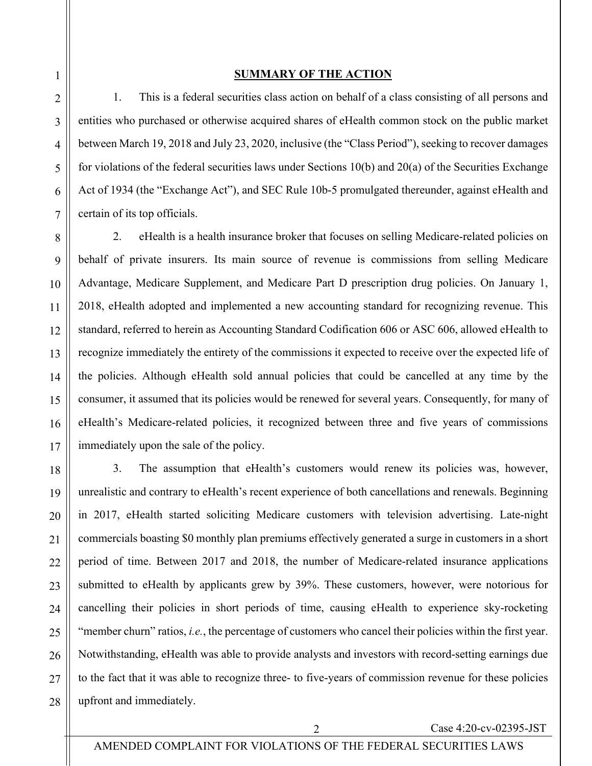## SUMMARY OF THE ACTION

1. This is a federal securities class action on behalf of a class consisting of all persons and entities who purchased or otherwise acquired shares of eHealth common stock on the public market between March 19, 2018 and July 23, 2020, inclusive (the "Class Period"), seeking to recover damages for violations of the federal securities laws under Sections 10(b) and 20(a) of the Securities Exchange Act of 1934 (the "Exchange Act"), and SEC Rule 10b-5 promulgated thereunder, against eHealth and certain of its top officials.

2. eHealth is a health insurance broker that focuses on selling Medicare-related policies on behalf of private insurers. Its main source of revenue is commissions from selling Medicare Advantage, Medicare Supplement, and Medicare Part D prescription drug policies. On January 1, 2018, eHealth adopted and implemented a new accounting standard for recognizing revenue. This standard, referred to herein as Accounting Standard Codification 606 or ASC 606, allowed eHealth to recognize immediately the entirety of the commissions it expected to receive over the expected life of the policies. Although eHealth sold annual policies that could be cancelled at any time by the consumer, it assumed that its policies would be renewed for several years. Consequently, for many of eHealth's Medicare-related policies, it recognized between three and five years of commissions immediately upon the sale of the policy.

3. The assumption that eHealth's customers would renew its policies was, however, unrealistic and contrary to eHealth's recent experience of both cancellations and renewals. Beginning in 2017, eHealth started soliciting Medicare customers with television advertising. Late-night commercials boasting $0 monthly plan premiums effectively generated a surge in customers in a short period of time. Between 2017 and 2018, the number of Medicare-related insurance applications submitted to eHealth by applicants grew by 39%. These customers, however, were notorious for cancelling their policies in short periods of time, causing eHealth to experience sky-rocketing "member churn" ratios, *i.e.*, the percentage of customers who cancel their policies within the first year. Notwithstanding, eHealth was able to provide analysts and investors with record-setting earnings due to the fact that it was able to recognize three- to five-years of commission revenue for these policies upfront and immediately.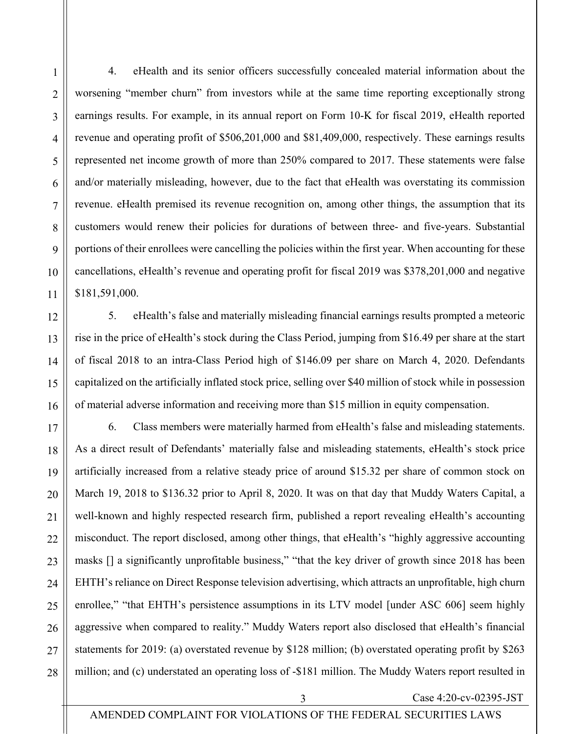4. eHealth and its senior officers successfully concealed material information about the worsening "member churn" from investors while at the same time reporting exceptionally strong earnings results. For example, in its annual report on Form 10-K for fiscal 2019, eHealth reported revenue and operating profit of $506,201,000 and $81,409,000, respectively. These earnings results represented net income growth of more than 250% compared to 2017. These statements were false and/or materially misleading, however, due to the fact that eHealth was overstating its commission revenue. eHealth premised its revenue recognition on, among other things, the assumption that its customers would renew their policies for durations of between three- and five-years. Substantial portions of their enrollees were cancelling the policies within the first year. When accounting for these cancellations, eHealth's revenue and operating profit for fiscal 2019 was $378,201,000 and negative $181,591,000.

5. eHealth's false and materially misleading financial earnings results prompted a meteoric rise in the price of eHealth's stock during the Class Period, jumping from $16.49 per share at the start of fiscal 2018 to an intra-Class Period high of $146.09 per share on March 4, 2020. Defendants capitalized on the artificially inflated stock price, selling over $40 million of stock while in possession of material adverse information and receiving more than $15 million in equity compensation.

6. Class members were materially harmed from eHealth's false and misleading statements. As a direct result of Defendants' materially false and misleading statements, eHealth's stock price artificially increased from a relative steady price of around $15.32 per share of common stock on March 19, 2018 to $136.32 prior to April 8, 2020. It was on that day that Muddy Waters Capital, a well-known and highly respected research firm, published a report revealing eHealth's accounting misconduct. The report disclosed, among other things, that eHealth's "highly aggressive accounting masks [] a significantly unprofitable business," "that the key driver of growth since 2018 has been EHTH's reliance on Direct Response television advertising, which attracts an unprofitable, high churn enrollee," "that EHTH's persistence assumptions in its LTV model [under ASC 606] seem highly aggressive when compared to reality." Muddy Waters report also disclosed that eHealth's financial statements for 2019: (a) overstated revenue by $128 million; (b) overstated operating profit by $263 million; and (c) understated an operating loss of -$181 million. The Muddy Waters report resulted in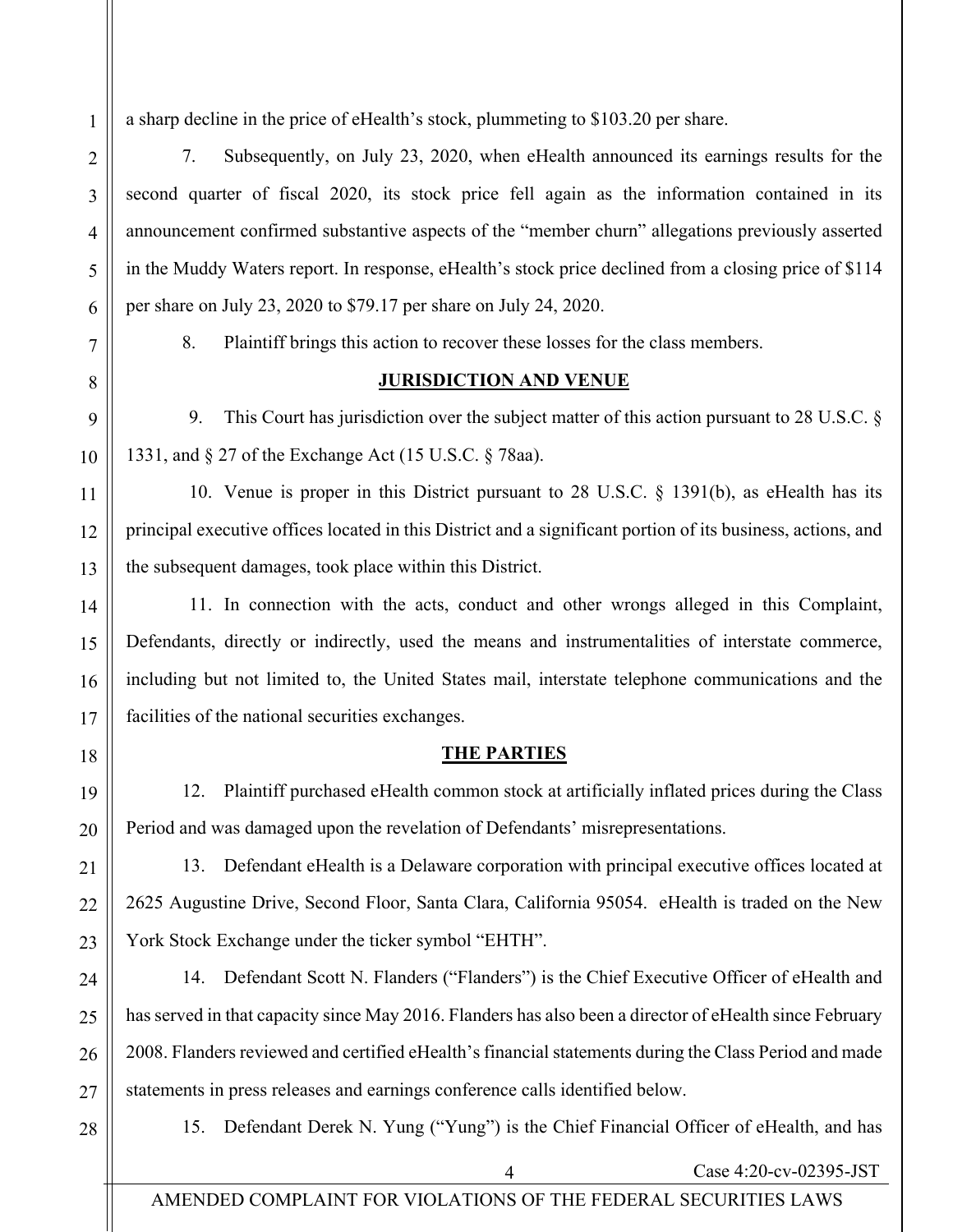a sharp decline in the price of eHealth's stock, plummeting to $103.20 per share.

7. Subsequently, on July 23, 2020, when eHealth announced its earnings results for the second quarter of fiscal 2020, its stock price fell again as the information contained in its announcement confirmed substantive aspects of the "member churn" allegations previously asserted in the Muddy Waters report. In response, eHealth's stock price declined from a closing price of $114 per share on July 23, 2020 to $79.17 per share on July 24, 2020.

8. Plaintiff brings this action to recover these losses for the class members.

## JURISDICTION AND VENUE

9. This Court has jurisdiction over the subject matter of this action pursuant to 28 U.S.C. § 1331, and § 27 of the Exchange Act (15 U.S.C. § 78aa).

10. Venue is proper in this District pursuant to 28 U.S.C. § 1391(b), as eHealth has its principal executive offices located in this District and a significant portion of its business, actions, and the subsequent damages, took place within this District.

11. In connection with the acts, conduct and other wrongs alleged in this Complaint, Defendants, directly or indirectly, used the means and instrumentalities of interstate commerce, including but not limited to, the United States mail, interstate telephone communications and the facilities of the national securities exchanges.

## THE PARTIES

12. Plaintiff purchased eHealth common stock at artificially inflated prices during the Class Period and was damaged upon the revelation of Defendants' misrepresentations.

13. Defendant eHealth is a Delaware corporation with principal executive offices located at 2625 Augustine Drive, Second Floor, Santa Clara, California 95054. eHealth is traded on the New York Stock Exchange under the ticker symbol "EHTH".

14. Defendant Scott N. Flanders ("Flanders") is the Chief Executive Officer of eHealth and has served in that capacity since May 2016. Flanders has also been a director of eHealth since February 2008. Flanders reviewed and certified eHealth's financial statements during the Class Period and made statements in press releases and earnings conference calls identified below.

15. Defendant Derek N. Yung ("Yung") is the Chief Financial Officer of eHealth, and has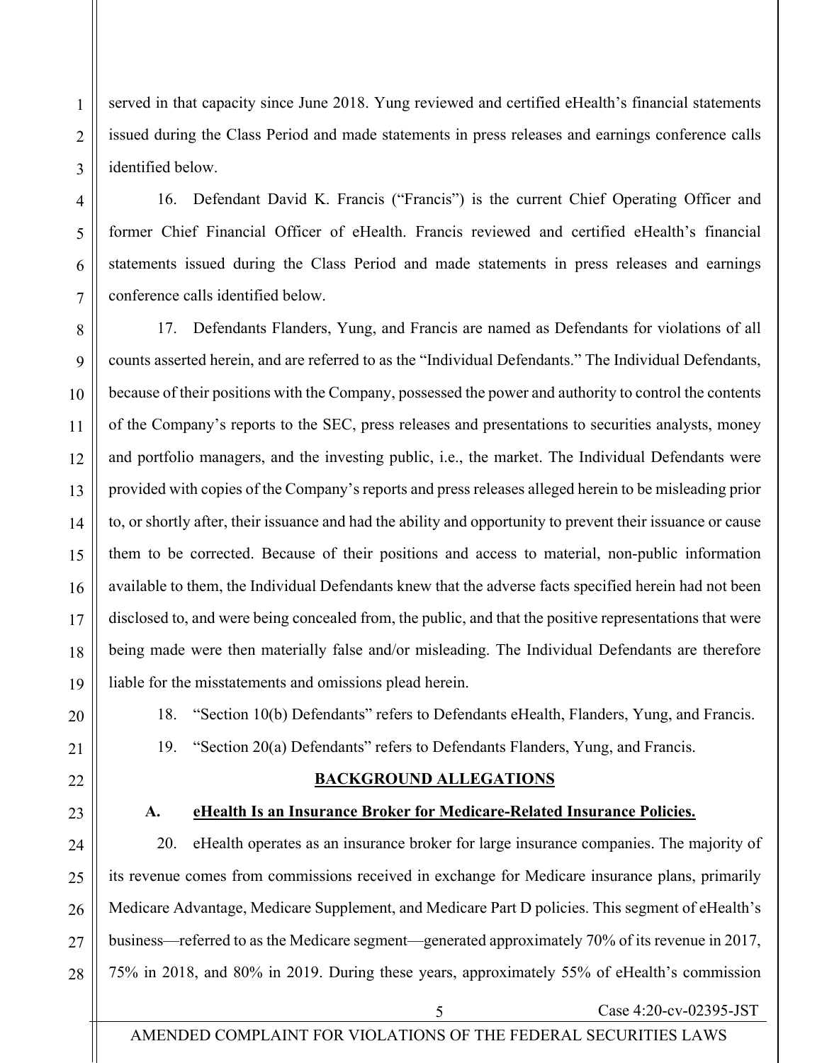served in that capacity since June 2018. Yung reviewed and certified eHealth's financial statements issued during the Class Period and made statements in press releases and earnings conference calls identified below.

16. Defendant David K. Francis ("Francis") is the current Chief Operating Officer and former Chief Financial Officer of eHealth. Francis reviewed and certified eHealth's financial statements issued during the Class Period and made statements in press releases and earnings conference calls identified below.

17. Defendants Flanders, Yung, and Francis are named as Defendants for violations of all counts asserted herein, and are referred to as the "Individual Defendants." The Individual Defendants, because of their positions with the Company, possessed the power and authority to control the contents of the Company's reports to the SEC, press releases and presentations to securities analysts, money and portfolio managers, and the investing public, i.e., the market. The Individual Defendants were provided with copies of the Company's reports and press releases alleged herein to be misleading prior to, or shortly after, their issuance and had the ability and opportunity to prevent their issuance or cause them to be corrected. Because of their positions and access to material, non-public information available to them, the Individual Defendants knew that the adverse facts specified herein had not been disclosed to, and were being concealed from, the public, and that the positive representations that were being made were then materially false and/or misleading. The Individual Defendants are therefore liable for the misstatements and omissions plead herein.

18. "Section 10(b) Defendants" refers to Defendants eHealth, Flanders, Yung, and Francis.

19. "Section 20(a) Defendants" refers to Defendants Flanders, Yung, and Francis.

## BACKGROUND ALLEGATIONS

### A. eHealth Is an Insurance Broker for Medicare-Related Insurance Policies.

20. eHealth operates as an insurance broker for large insurance companies. The majority of its revenue comes from commissions received in exchange for Medicare insurance plans, primarily Medicare Advantage, Medicare Supplement, and Medicare Part D policies. This segment of eHealth's business—referred to as the Medicare segment—generated approximately 70% of its revenue in 2017, 75% in 2018, and 80% in 2019. During these years, approximately 55% of eHealth's commission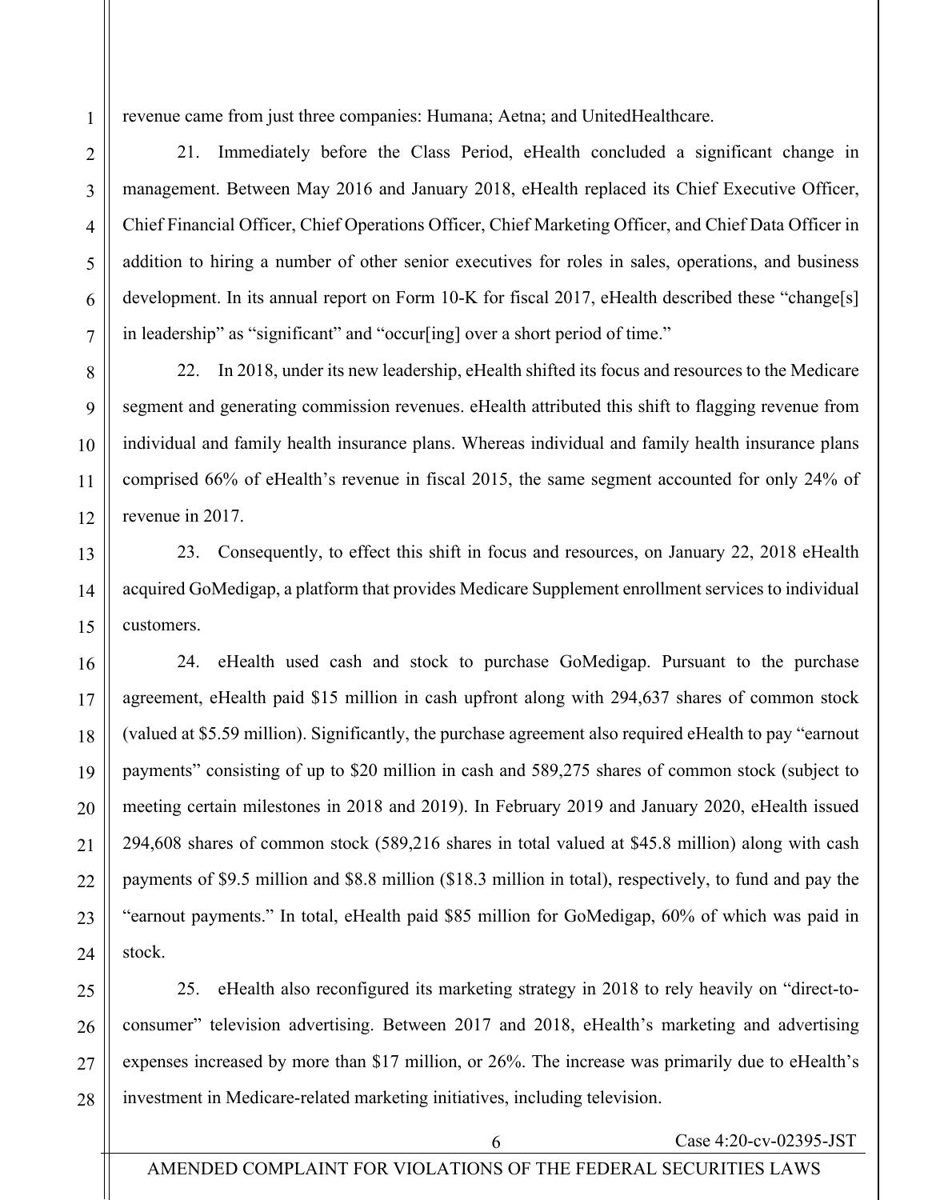revenue came from just three companies: Humana; Aetna; and UnitedHealthcare.

21. Immediately before the Class Period, eHealth concluded a significant change in management. Between May 2016 and January 2018, eHealth replaced its Chief Executive Officer, Chief Financial Officer, Chief Operations Officer, Chief Marketing Officer, and Chief Data Officer in addition to hiring a number of other senior executives for roles in sales, operations, and business development. In its annual report on Form 10-K for fiscal 2017, eHealth described these "change[s] in leadership" as "significant" and "occur[ing] over a short period of time."

22. In 2018, under its new leadership, eHealth shifted its focus and resources to the Medicare segment and generating commission revenues. eHealth attributed this shift to flagging revenue from individual and family health insurance plans. Whereas individual and family health insurance plans comprised 66% of eHealth's revenue in fiscal 2015, the same segment accounted for only 24% of revenue in 2017.

23. Consequently, to effect this shift in focus and resources, on January 22, 2018 eHealth acquired GoMedigap, a platform that provides Medicare Supplement enrollment services to individual customers.

24. eHealth used cash and stock to purchase GoMedigap. Pursuant to the purchase agreement, eHealth paid $15 million in cash upfront along with 294,637 shares of common stock (valued at $5.59 million). Significantly, the purchase agreement also required eHealth to pay "earnout payments" consisting of up to $20 million in cash and 589,275 shares of common stock (subject to meeting certain milestones in 2018 and 2019). In February 2019 and January 2020, eHealth issued 294,608 shares of common stock (589,216 shares in total valued at $45.8 million) along with cash payments of $9.5 million and $8.8 million ($18.3 million in total), respectively, to fund and pay the "earnout payments." In total, eHealth paid $85 million for GoMedigap, 60% of which was paid in stock.

25. eHealth also reconfigured its marketing strategy in 2018 to rely heavily on "direct-to-consumer" television advertising. Between 2017 and 2018, eHealth's marketing and advertising expenses increased by more than $17 million, or 26%. The increase was primarily due to eHealth's investment in Medicare-related marketing initiatives, including television.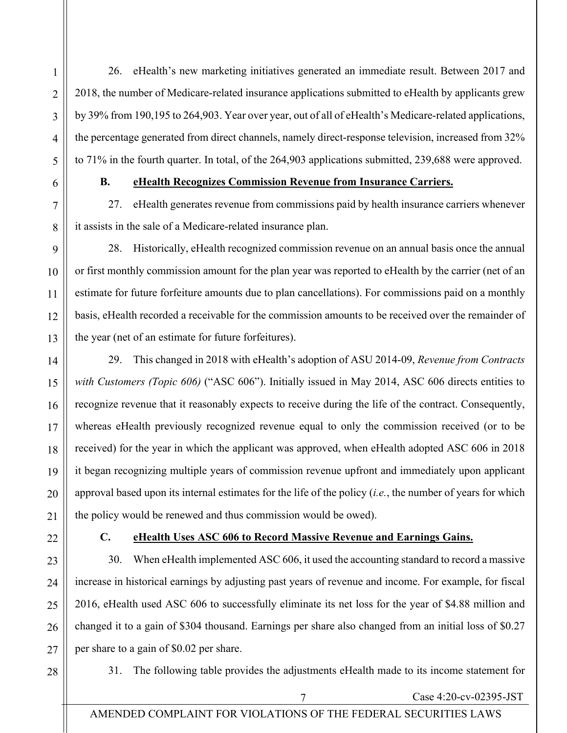26. eHealth's new marketing initiatives generated an immediate result. Between 2017 and 2018, the number of Medicare-related insurance applications submitted to eHealth by applicants grew by 39% from 190,195 to 264,903. Year over year, out of all of eHealth's Medicare-related applications, the percentage generated from direct channels, namely direct-response television, increased from 32% to 71% in the fourth quarter. In total, of the 264,903 applications submitted, 239,688 were approved.

### B. eHealth Recognizes Commission Revenue from Insurance Carriers.

27. eHealth generates revenue from commissions paid by health insurance carriers whenever it assists in the sale of a Medicare-related insurance plan.

28. Historically, eHealth recognized commission revenue on an annual basis once the annual or first monthly commission amount for the plan year was reported to eHealth by the carrier (net of an estimate for future forfeiture amounts due to plan cancellations). For commissions paid on a monthly basis, eHealth recorded a receivable for the commission amounts to be received over the remainder of the year (net of an estimate for future forfeitures).

29. This changed in 2018 with eHealth's adoption of ASU 2014-09, *Revenue from Contracts with Customers (Topic 606)* ("ASC 606"). Initially issued in May 2014, ASC 606 directs entities to recognize revenue that it reasonably expects to receive during the life of the contract. Consequently, whereas eHealth previously recognized revenue equal to only the commission received (or to be received) for the year in which the applicant was approved, when eHealth adopted ASC 606 in 2018 it began recognizing multiple years of commission revenue upfront and immediately upon applicant approval based upon its internal estimates for the life of the policy (*i.e.*, the number of years for which the policy would be renewed and thus commission would be owed).

### C. eHealth Uses ASC 606 to Record Massive Revenue and Earnings Gains.

30. When eHealth implemented ASC 606, it used the accounting standard to record a massive increase in historical earnings by adjusting past years of revenue and income. For example, for fiscal 2016, eHealth used ASC 606 to successfully eliminate its net loss for the year of $4.88 million and changed it to a gain of $304 thousand. Earnings per share also changed from an initial loss of $0.27 per share to a gain of $0.02 per share.

31. The following table provides the adjustments eHealth made to its income statement for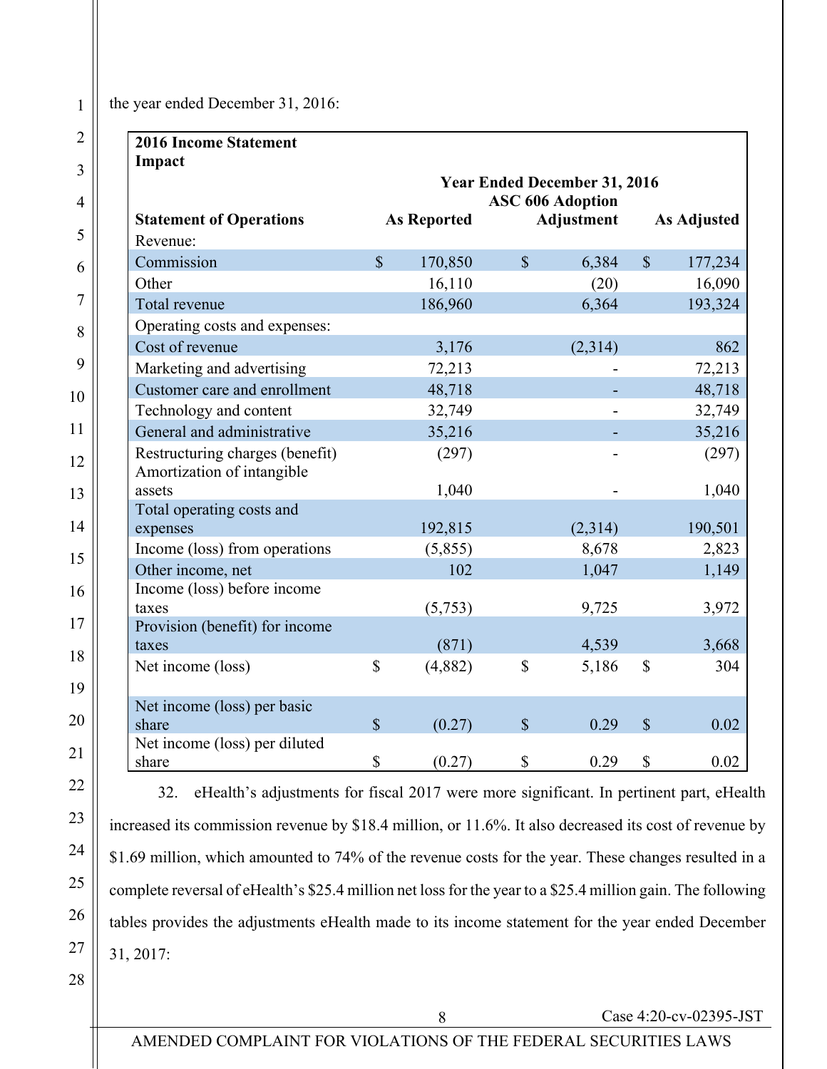the year ended December 31, 2016:

| **2016 Income Statement Impact** | | | |
|---|---|---|---|
| | **Year Ended December 31, 2016** | | |
| **Statement of Operations** | **As Reported** | **ASC 606 Adoption Adjustment** | **As Adjusted** |
| Revenue: | | | |
| Commission | $ 170,850 | $ 6,384 | $ 177,234 |
| Other | 16,110 | (20) | 16,090 |
| Total revenue | 186,960 | 6,364 | 193,324 |
| Operating costs and expenses: | | | |
| Cost of revenue | 3,176 | (2,314) | 862 |
| Marketing and advertising | 72,213 | - | 72,213 |
| Customer care and enrollment | 48,718 | - | 48,718 |
| Technology and content | 32,749 | - | 32,749 |
| General and administrative | 35,216 | - | 35,216 |
| Restructuring charges (benefit) | (297) | - | (297) |
| Amortization of intangible assets | 1,040 | - | 1,040 |
| Total operating costs and expenses | 192,815 | (2,314) | 190,501 |
| Income (loss) from operations | (5,855) | 8,678 | 2,823 |
| Other income, net | 102 | 1,047 | 1,149 |
| Income (loss) before income taxes | (5,753) | 9,725 | 3,972 |
| Provision (benefit) for income taxes | (871) | 4,539 | 3,668 |
| Net income (loss) | $ (4,882) | $ 5,186 | $ 304 |
| | | | |
| Net income (loss) per basic share | $ (0.27) | $ 0.29 | $ 0.02 |
| Net income (loss) per diluted share | $ (0.27) | $ 0.29 | $ 0.02 |

32. eHealth's adjustments for fiscal 2017 were more significant. In pertinent part, eHealth increased its commission revenue by $18.4 million, or 11.6%. It also decreased its cost of revenue by $1.69 million, which amounted to 74% of the revenue costs for the year. These changes resulted in a complete reversal of eHealth's $25.4 million net loss for the year to a $25.4 million gain. The following tables provides the adjustments eHealth made to its income statement for the year ended December 31, 2017: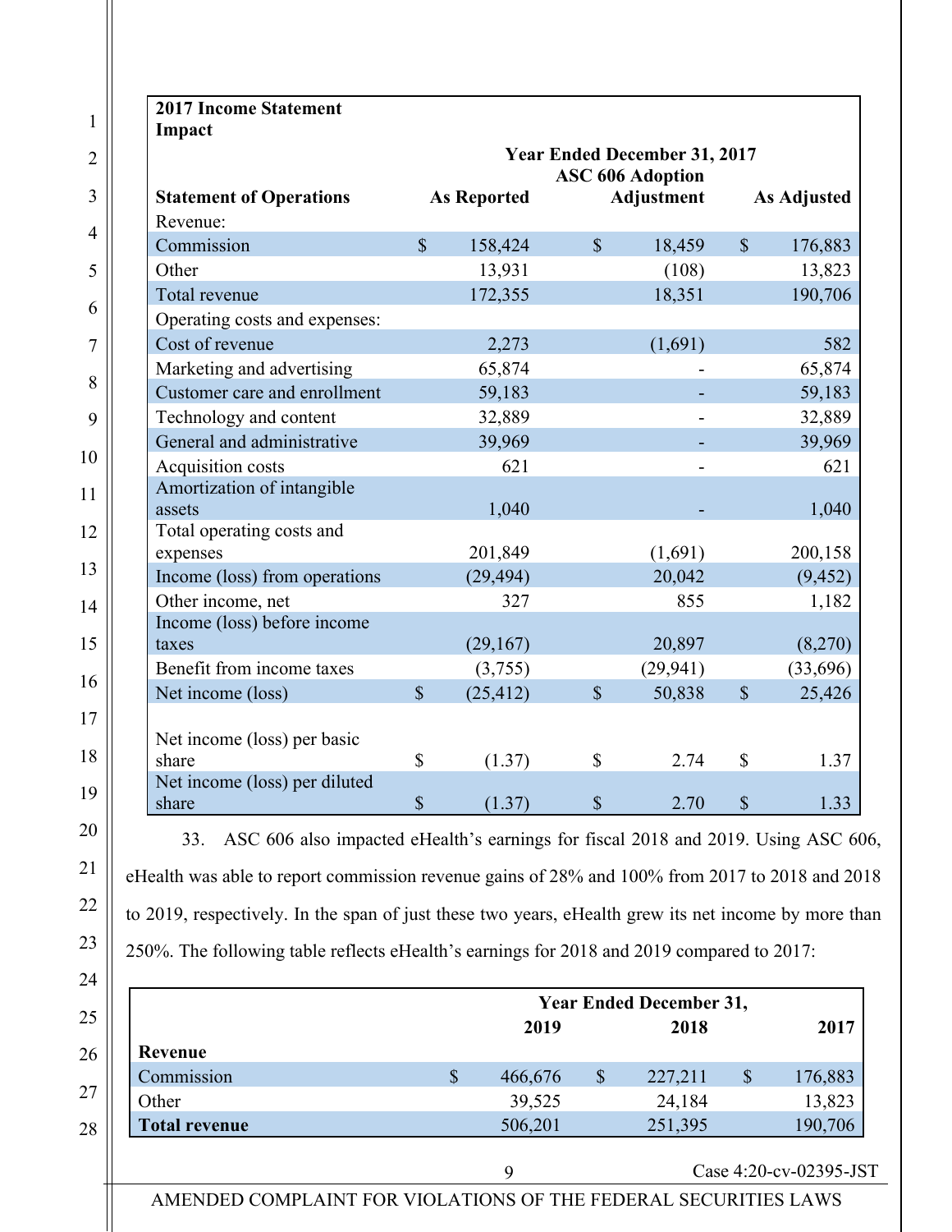| **2017 Income Statement Impact** | | | |
|---|---|---|---|
| | **Year Ended December 31, 2017** | | |
| **Statement of Operations** | **As Reported** | **ASC 606 Adoption Adjustment** | **As Adjusted** |
| Revenue: | | | |
| Commission | $ 158,424 | $ 18,459 | $ 176,883 |
| Other | 13,931 | (108) | 13,823 |
| Total revenue | 172,355 | 18,351 | 190,706 |
| Operating costs and expenses: | | | |
| Cost of revenue | 2,273 | (1,691) | 582 |
| Marketing and advertising | 65,874 | - | 65,874 |
| Customer care and enrollment | 59,183 | - | 59,183 |
| Technology and content | 32,889 | - | 32,889 |
| General and administrative | 39,969 | - | 39,969 |
| Acquisition costs | 621 | - | 621 |
| Amortization of intangible assets | 1,040 | - | 1,040 |
| Total operating costs and expenses | 201,849 | (1,691) | 200,158 |
| Income (loss) from operations | (29,494) | 20,042 | (9,452) |
| Other income, net | 327 | 855 | 1,182 |
| Income (loss) before income taxes | (29,167) | 20,897 | (8,270) |
| Benefit from income taxes | (3,755) | (29,941) | (33,696) |
| Net income (loss) | $ (25,412) | $ 50,838 | $ 25,426 |
| | | | |
| Net income (loss) per basic share | $ (1.37) | $ 2.74 | $ 1.37 |
| Net income (loss) per diluted share | $ (1.37) | $ 2.70 | $ 1.33 |

33. ASC 606 also impacted eHealth's earnings for fiscal 2018 and 2019. Using ASC 606, eHealth was able to report commission revenue gains of 28% and 100% from 2017 to 2018 and 2018 to 2019, respectively. In the span of just these two years, eHealth grew its net income by more than 250%. The following table reflects eHealth's earnings for 2018 and 2019 compared to 2017:

| | **Year Ended December 31,** | | |
|---|---|---|---|
| | **2019** | **2018** | **2017** |
| **Revenue** | | | |
| Commission | $ 466,676 | $ 227,211 | $ 176,883 |
| Other | 39,525 | 24,184 | 13,823 |
| **Total revenue** | 506,201 | 251,395 | 190,706 |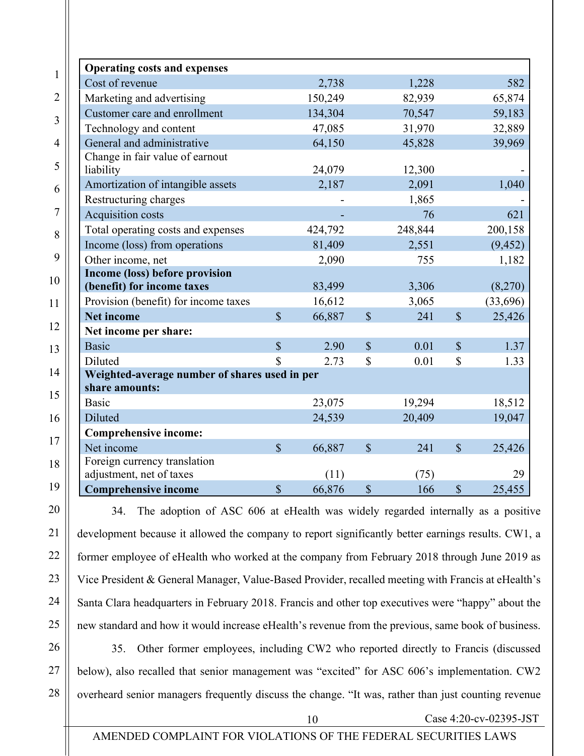| Operating costs and expenses | | | |
|---|---|---|---|
| Cost of revenue | 2,738 | 1,228 | 582 |
| Marketing and advertising | 150,249 | 82,939 | 65,874 |
| Customer care and enrollment | 134,304 | 70,547 | 59,183 |
| Technology and content | 47,085 | 31,970 | 32,889 |
| General and administrative | 64,150 | 45,828 | 39,969 |
| Change in fair value of earnout liability | 24,079 | 12,300 | - |
| Amortization of intangible assets | 2,187 | 2,091 | 1,040 |
| Restructuring charges | - | 1,865 | - |
| Acquisition costs | - | 76 | 621 |
| Total operating costs and expenses | 424,792 | 248,844 | 200,158 |
| Income (loss) from operations | 81,409 | 2,551 | (9,452) |
| Other income, net | 2,090 | 755 | 1,182 |
| **Income (loss) before provision (benefit) for income taxes** | 83,499 | 3,306 | (8,270) |
| Provision (benefit) for income taxes | 16,612 | 3,065 | (33,696) |
| **Net income** | $ 66,887 | $ 241 | $ 25,426 |
| **Net income per share:** | | | |
| Basic | $ 2.90 | $ 0.01 | $ 1.37 |
| Diluted | $ 2.73 | $ 0.01 | $ 1.33 |
| **Weighted-average number of shares used in per share amounts:** | | | |
| Basic | 23,075 | 19,294 | 18,512 |
| Diluted | 24,539 | 20,409 | 19,047 |
| **Comprehensive income:** | | | |
| Net income | $ 66,887 | $ 241 | $ 25,426 |
| Foreign currency translation adjustment, net of taxes | (11) | (75) | 29 |
| **Comprehensive income** | $ 66,876 | $ 166 | $ 25,455 |

34. The adoption of ASC 606 at eHealth was widely regarded internally as a positive development because it allowed the company to report significantly better earnings results. CW1, a former employee of eHealth who worked at the company from February 2018 through June 2019 as Vice President & General Manager, Value-Based Provider, recalled meeting with Francis at eHealth's Santa Clara headquarters in February 2018. Francis and other top executives were "happy" about the new standard and how it would increase eHealth's revenue from the previous, same book of business.

35. Other former employees, including CW2 who reported directly to Francis (discussed below), also recalled that senior management was "excited" for ASC 606's implementation. CW2 overheard senior managers frequently discuss the change. "It was, rather than just counting revenue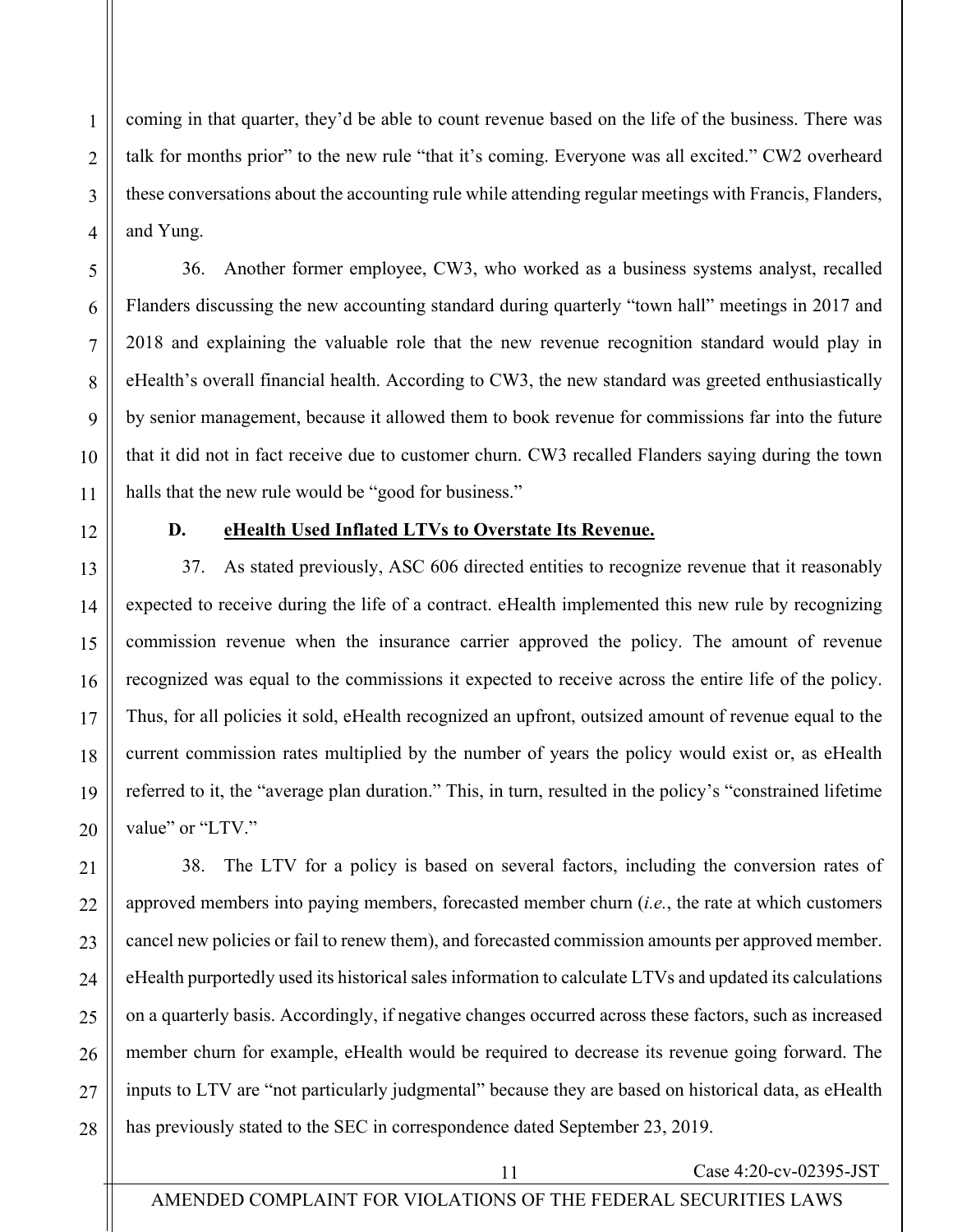coming in that quarter, they'd be able to count revenue based on the life of the business. There was talk for months prior" to the new rule "that it's coming. Everyone was all excited." CW2 overheard these conversations about the accounting rule while attending regular meetings with Francis, Flanders, and Yung.

36. Another former employee, CW3, who worked as a business systems analyst, recalled Flanders discussing the new accounting standard during quarterly "town hall" meetings in 2017 and 2018 and explaining the valuable role that the new revenue recognition standard would play in eHealth's overall financial health. According to CW3, the new standard was greeted enthusiastically by senior management, because it allowed them to book revenue for commissions far into the future that it did not in fact receive due to customer churn. CW3 recalled Flanders saying during the town halls that the new rule would be "good for business."

### D. eHealth Used Inflated LTVs to Overstate Its Revenue.

37. As stated previously, ASC 606 directed entities to recognize revenue that it reasonably expected to receive during the life of a contract. eHealth implemented this new rule by recognizing commission revenue when the insurance carrier approved the policy. The amount of revenue recognized was equal to the commissions it expected to receive across the entire life of the policy. Thus, for all policies it sold, eHealth recognized an upfront, outsized amount of revenue equal to the current commission rates multiplied by the number of years the policy would exist or, as eHealth referred to it, the "average plan duration." This, in turn, resulted in the policy's "constrained lifetime value" or "LTV."

38. The LTV for a policy is based on several factors, including the conversion rates of approved members into paying members, forecasted member churn (*i.e.*, the rate at which customers cancel new policies or fail to renew them), and forecasted commission amounts per approved member. eHealth purportedly used its historical sales information to calculate LTVs and updated its calculations on a quarterly basis. Accordingly, if negative changes occurred across these factors, such as increased member churn for example, eHealth would be required to decrease its revenue going forward. The inputs to LTV are "not particularly judgmental" because they are based on historical data, as eHealth has previously stated to the SEC in correspondence dated September 23, 2019.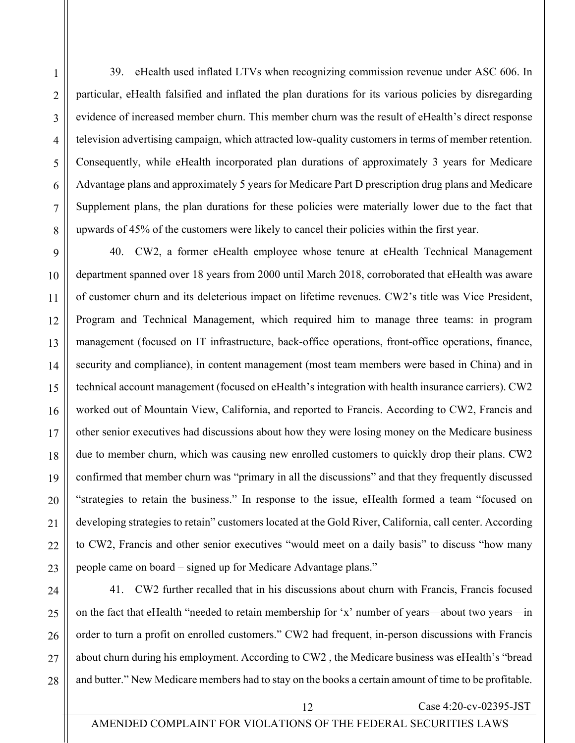39. eHealth used inflated LTVs when recognizing commission revenue under ASC 606. In particular, eHealth falsified and inflated the plan durations for its various policies by disregarding evidence of increased member churn. This member churn was the result of eHealth's direct response television advertising campaign, which attracted low-quality customers in terms of member retention. Consequently, while eHealth incorporated plan durations of approximately 3 years for Medicare Advantage plans and approximately 5 years for Medicare Part D prescription drug plans and Medicare Supplement plans, the plan durations for these policies were materially lower due to the fact that upwards of 45% of the customers were likely to cancel their policies within the first year.

40. CW2, a former eHealth employee whose tenure at eHealth Technical Management department spanned over 18 years from 2000 until March 2018, corroborated that eHealth was aware of customer churn and its deleterious impact on lifetime revenues. CW2's title was Vice President, Program and Technical Management, which required him to manage three teams: in program management (focused on IT infrastructure, back-office operations, front-office operations, finance, security and compliance), in content management (most team members were based in China) and in technical account management (focused on eHealth's integration with health insurance carriers). CW2 worked out of Mountain View, California, and reported to Francis. According to CW2, Francis and other senior executives had discussions about how they were losing money on the Medicare business due to member churn, which was causing new enrolled customers to quickly drop their plans. CW2 confirmed that member churn was "primary in all the discussions" and that they frequently discussed "strategies to retain the business." In response to the issue, eHealth formed a team "focused on developing strategies to retain" customers located at the Gold River, California, call center. According to CW2, Francis and other senior executives "would meet on a daily basis" to discuss "how many people came on board – signed up for Medicare Advantage plans."

41. CW2 further recalled that in his discussions about churn with Francis, Francis focused on the fact that eHealth "needed to retain membership for 'x' number of years—about two years—in order to turn a profit on enrolled customers." CW2 had frequent, in-person discussions with Francis about churn during his employment. According to CW2 , the Medicare business was eHealth's "bread and butter." New Medicare members had to stay on the books a certain amount of time to be profitable.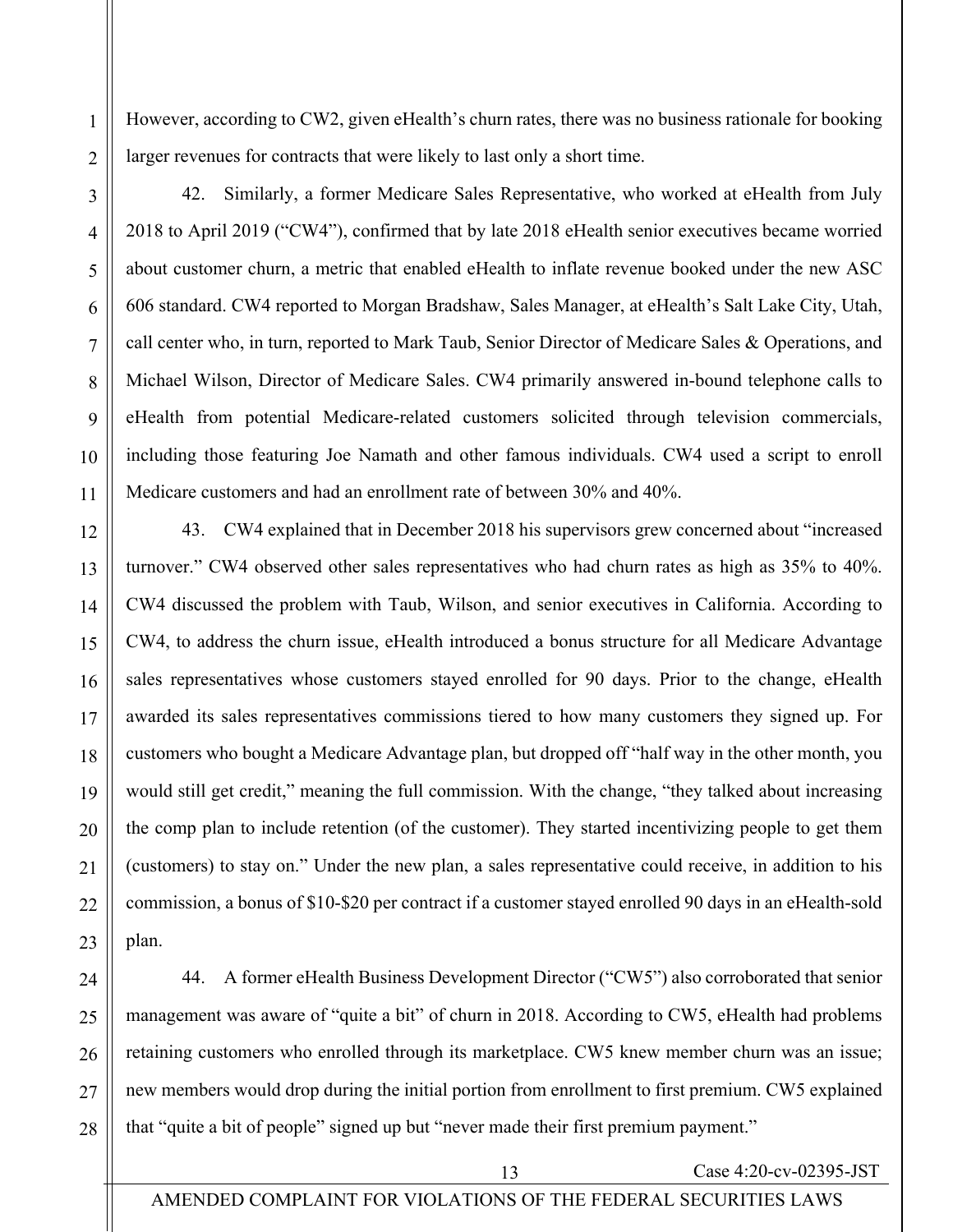However, according to CW2, given eHealth's churn rates, there was no business rationale for booking larger revenues for contracts that were likely to last only a short time.

42. Similarly, a former Medicare Sales Representative, who worked at eHealth from July 2018 to April 2019 ("CW4"), confirmed that by late 2018 eHealth senior executives became worried about customer churn, a metric that enabled eHealth to inflate revenue booked under the new ASC 606 standard. CW4 reported to Morgan Bradshaw, Sales Manager, at eHealth's Salt Lake City, Utah, call center who, in turn, reported to Mark Taub, Senior Director of Medicare Sales & Operations, and Michael Wilson, Director of Medicare Sales. CW4 primarily answered in-bound telephone calls to eHealth from potential Medicare-related customers solicited through television commercials, including those featuring Joe Namath and other famous individuals. CW4 used a script to enroll Medicare customers and had an enrollment rate of between 30% and 40%.

43. CW4 explained that in December 2018 his supervisors grew concerned about "increased turnover." CW4 observed other sales representatives who had churn rates as high as 35% to 40%. CW4 discussed the problem with Taub, Wilson, and senior executives in California. According to CW4, to address the churn issue, eHealth introduced a bonus structure for all Medicare Advantage sales representatives whose customers stayed enrolled for 90 days. Prior to the change, eHealth awarded its sales representatives commissions tiered to how many customers they signed up. For customers who bought a Medicare Advantage plan, but dropped off "half way in the other month, you would still get credit," meaning the full commission. With the change, "they talked about increasing the comp plan to include retention (of the customer). They started incentivizing people to get them (customers) to stay on." Under the new plan, a sales representative could receive, in addition to his commission, a bonus of $10-$20 per contract if a customer stayed enrolled 90 days in an eHealth-sold plan.

44. A former eHealth Business Development Director ("CW5") also corroborated that senior management was aware of "quite a bit" of churn in 2018. According to CW5, eHealth had problems retaining customers who enrolled through its marketplace. CW5 knew member churn was an issue; new members would drop during the initial portion from enrollment to first premium. CW5 explained that "quite a bit of people" signed up but "never made their first premium payment."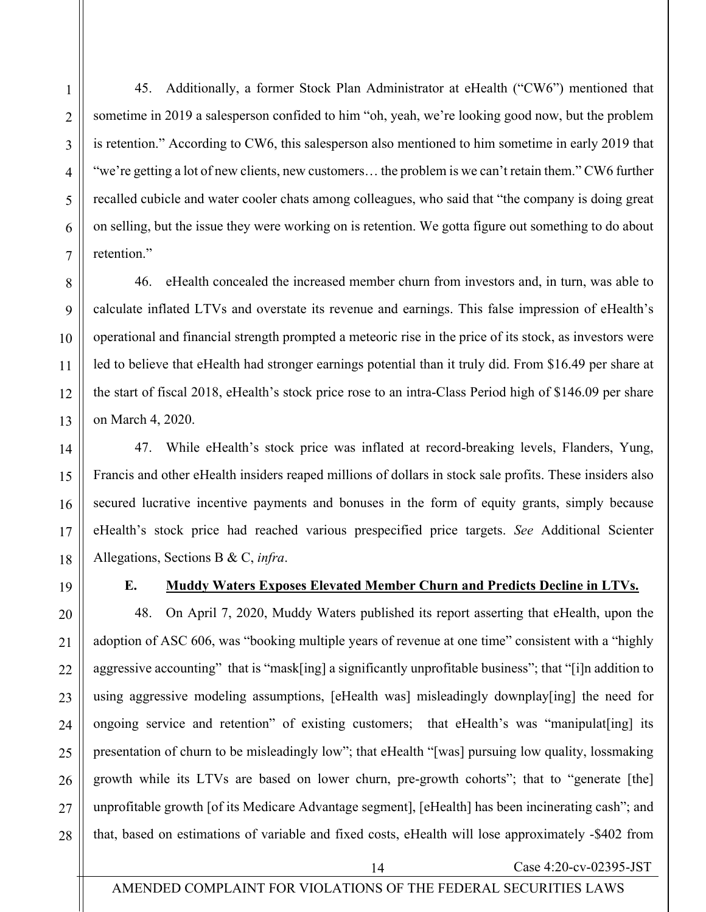45. Additionally, a former Stock Plan Administrator at eHealth ("CW6") mentioned that sometime in 2019 a salesperson confided to him "oh, yeah, we're looking good now, but the problem is retention." According to CW6, this salesperson also mentioned to him sometime in early 2019 that "we're getting a lot of new clients, new customers… the problem is we can't retain them." CW6 further recalled cubicle and water cooler chats among colleagues, who said that "the company is doing great on selling, but the issue they were working on is retention. We gotta figure out something to do about retention."

46. eHealth concealed the increased member churn from investors and, in turn, was able to calculate inflated LTVs and overstate its revenue and earnings. This false impression of eHealth's operational and financial strength prompted a meteoric rise in the price of its stock, as investors were led to believe that eHealth had stronger earnings potential than it truly did. From $16.49 per share at the start of fiscal 2018, eHealth's stock price rose to an intra-Class Period high of $146.09 per share on March 4, 2020.

47. While eHealth's stock price was inflated at record-breaking levels, Flanders, Yung, Francis and other eHealth insiders reaped millions of dollars in stock sale profits. These insiders also secured lucrative incentive payments and bonuses in the form of equity grants, simply because eHealth's stock price had reached various prespecified price targets. *See* Additional Scienter Allegations, Sections B & C, *infra*.

### E. Muddy Waters Exposes Elevated Member Churn and Predicts Decline in LTVs.

48. On April 7, 2020, Muddy Waters published its report asserting that eHealth, upon the adoption of ASC 606, was "booking multiple years of revenue at one time" consistent with a "highly aggressive accounting" that is "mask[ing] a significantly unprofitable business"; that "[i]n addition to using aggressive modeling assumptions, [eHealth was] misleadingly downplay[ing] the need for ongoing service and retention" of existing customers; that eHealth's was "manipulat[ing] its presentation of churn to be misleadingly low"; that eHealth "[was] pursuing low quality, lossmaking growth while its LTVs are based on lower churn, pre-growth cohorts"; that to "generate [the] unprofitable growth [of its Medicare Advantage segment], [eHealth] has been incinerating cash"; and that, based on estimations of variable and fixed costs, eHealth will lose approximately -$402 from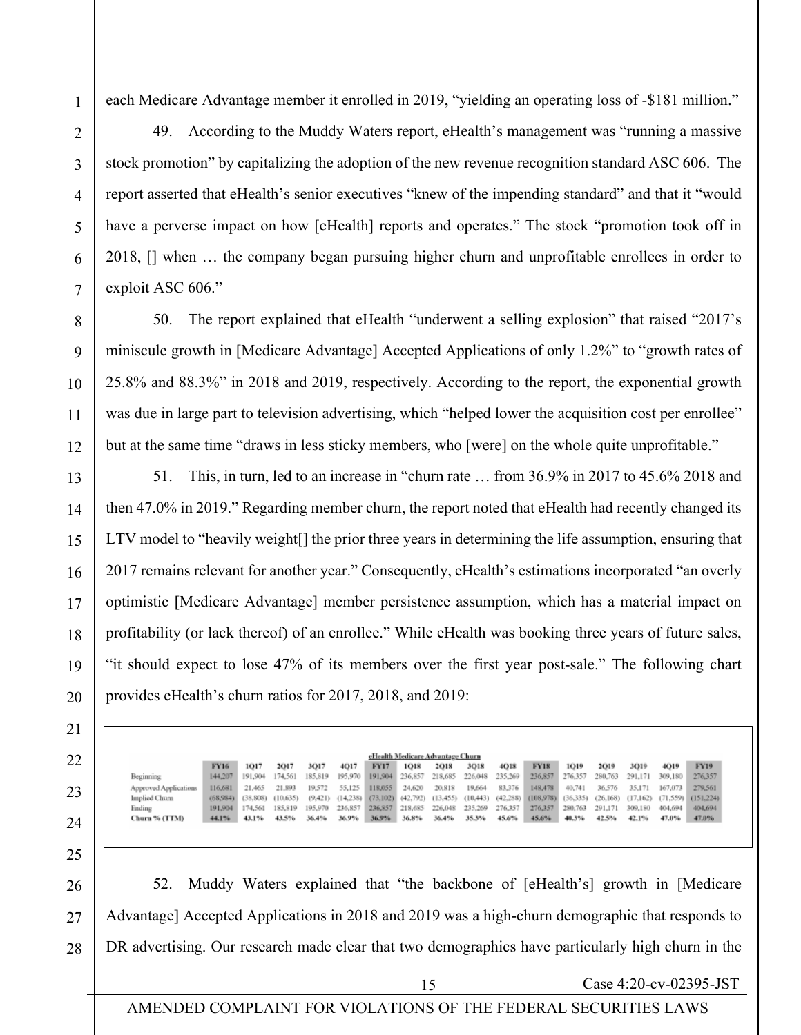each Medicare Advantage member it enrolled in 2019, "yielding an operating loss of -$181 million."

49. According to the Muddy Waters report, eHealth's management was "running a massive stock promotion" by capitalizing the adoption of the new revenue recognition standard ASC 606. The report asserted that eHealth's senior executives "knew of the impending standard" and that it "would have a perverse impact on how [eHealth] reports and operates." The stock "promotion took off in 2018, [] when … the company began pursuing higher churn and unprofitable enrollees in order to exploit ASC 606."

50. The report explained that eHealth "underwent a selling explosion" that raised "2017's miniscule growth in [Medicare Advantage] Accepted Applications of only 1.2%" to "growth rates of 25.8% and 88.3%" in 2018 and 2019, respectively. According to the report, the exponential growth was due in large part to television advertising, which "helped lower the acquisition cost per enrollee" but at the same time "draws in less sticky members, who [were] on the whole quite unprofitable."

51. This, in turn, led to an increase in "churn rate … from 36.9% in 2017 to 45.6% 2018 and then 47.0% in 2019." Regarding member churn, the report noted that eHealth had recently changed its LTV model to "heavily weight[] the prior three years in determining the life assumption, ensuring that 2017 remains relevant for another year." Consequently, eHealth's estimations incorporated "an overly optimistic [Medicare Advantage] member persistence assumption, which has a material impact on profitability (or lack thereof) of an enrollee." While eHealth was booking three years of future sales, "it should expect to lose 47% of its members over the first year post-sale." The following chart provides eHealth's churn ratios for 2017, 2018, and 2019:

**eHealth Medicare Advantage Churn**

| | FY16 | 1Q17 | 2Q17 | 3Q17 | 4Q17 | FY17 | 1Q18 | 2Q18 | 3Q18 | 4Q18 | FY18 | 1Q19 | 2Q19 | 3Q19 | 4Q19 | FY19 |
|---|---|---|---|---|---|---|---|---|---|---|---|---|---|---|---|---|
| Beginning | 144,207 | 191,904 | 174,561 | 185,819 | 195,970 | 191,904 | 236,857 | 218,685 | 226,048 | 235,269 | 236,857 | 276,357 | 280,763 | 291,171 | 309,180 | 276,357 |
| Approved Applications | 116,681 | 21,465 | 21,893 | 19,572 | 55,125 | 118,055 | 24,620 | 20,818 | 19,664 | 83,376 | 148,478 | 40,741 | 36,576 | 35,171 | 167,073 | 279,561 |
| Implied Churn | (68,984) | (38,808) | (10,635) | (9,421) | (14,238) | (73,102) | (42,792) | (13,455) | (10,443) | (42,288) | (108,978) | (36,335) | (26,168) | (17,162) | (71,559) | (151,224) |
| Ending | 191,904 | 174,561 | 185,819 | 195,970 | 236,857 | 236,857 | 218,685 | 226,048 | 235,269 | 276,357 | 276,357 | 280,763 | 291,171 | 309,180 | 404,694 | 404,694 |
| **Churn % (TTM)** | **44.1%** | **43.1%** | **43.5%** | **36.4%** | **36.9%** | **36.9%** | **36.8%** | **36.4%** | **35.3%** | **45.6%** | **45.6%** | **40.3%** | **42.5%** | **42.1%** | **47.0%** | **47.0%** |

52. Muddy Waters explained that "the backbone of [eHealth's] growth in [Medicare Advantage] Accepted Applications in 2018 and 2019 was a high-churn demographic that responds to DR advertising. Our research made clear that two demographics have particularly high churn in the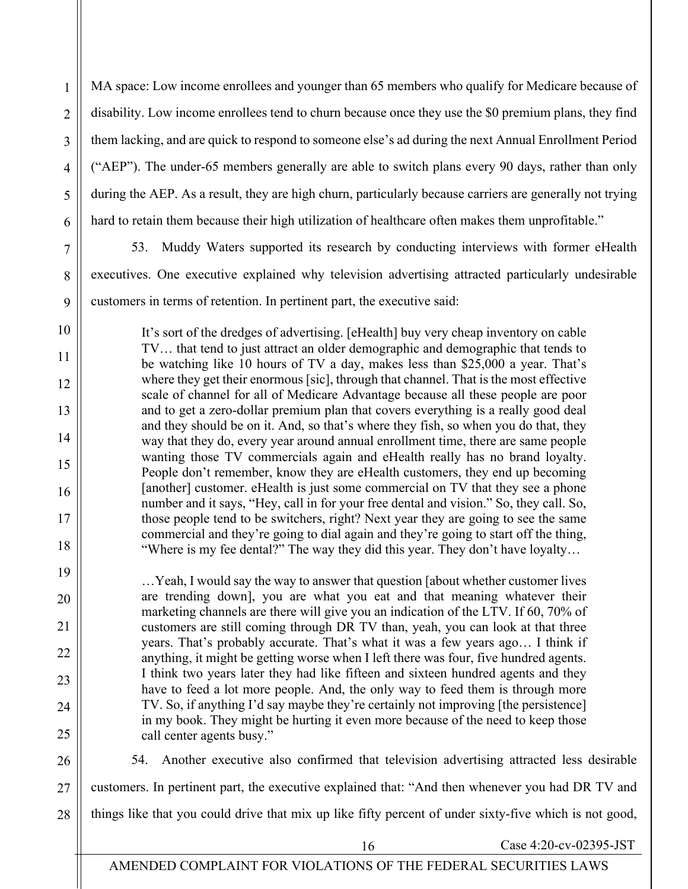MA space: Low income enrollees and younger than 65 members who qualify for Medicare because of disability. Low income enrollees tend to churn because once they use the $0 premium plans, they find them lacking, and are quick to respond to someone else's ad during the next Annual Enrollment Period ("AEP"). The under-65 members generally are able to switch plans every 90 days, rather than only during the AEP. As a result, they are high churn, particularly because carriers are generally not trying hard to retain them because their high utilization of healthcare often makes them unprofitable."

53. Muddy Waters supported its research by conducting interviews with former eHealth executives. One executive explained why television advertising attracted particularly undesirable customers in terms of retention. In pertinent part, the executive said:

> It's sort of the dredges of advertising. [eHealth] buy very cheap inventory on cable TV… that tend to just attract an older demographic and demographic that tends to be watching like 10 hours of TV a day, makes less than $25,000 a year. That's where they get their enormous [sic], through that channel. That is the most effective scale of channel for all of Medicare Advantage because all these people are poor and to get a zero-dollar premium plan that covers everything is a really good deal and they should be on it. And, so that's where they fish, so when you do that, they way that they do, every year around annual enrollment time, there are same people wanting those TV commercials again and eHealth really has no brand loyalty. People don't remember, know they are eHealth customers, they end up becoming [another] customer. eHealth is just some commercial on TV that they see a phone number and it says, "Hey, call in for your free dental and vision." So, they call. So, those people tend to be switchers, right? Next year they are going to see the same commercial and they're going to dial again and they're going to start off the thing, "Where is my fee dental?" The way they did this year. They don't have loyalty…
>
> …Yeah, I would say the way to answer that question [about whether customer lives are trending down], you are what you eat and that meaning whatever their marketing channels are there will give you an indication of the LTV. If 60, 70% of customers are still coming through DR TV than, yeah, you can look at that three years. That's probably accurate. That's what it was a few years ago… I think if anything, it might be getting worse when I left there was four, five hundred agents. I think two years later they had like fifteen and sixteen hundred agents and they have to feed a lot more people. And, the only way to feed them is through more TV. So, if anything I'd say maybe they're certainly not improving [the persistence] in my book. They might be hurting it even more because of the need to keep those call center agents busy."

54. Another executive also confirmed that television advertising attracted less desirable customers. In pertinent part, the executive explained that: "And then whenever you had DR TV and things like that you could drive that mix up like fifty percent of under sixty-five which is not good,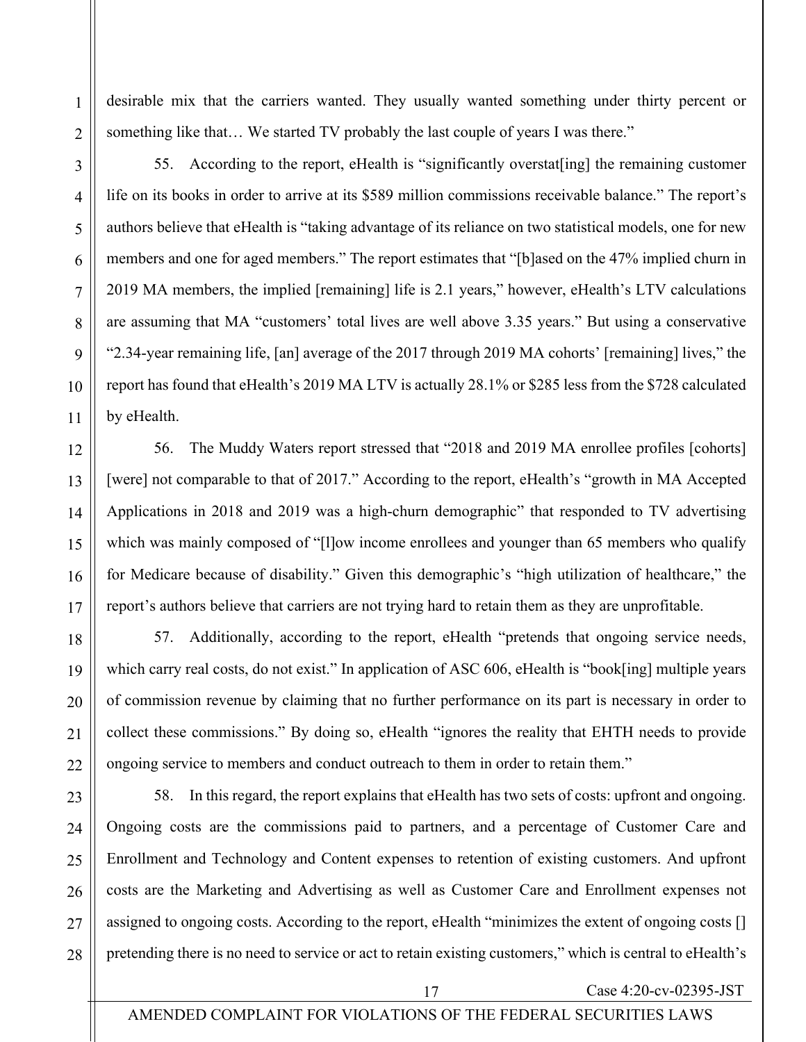desirable mix that the carriers wanted. They usually wanted something under thirty percent or something like that… We started TV probably the last couple of years I was there."

55. According to the report, eHealth is "significantly overstat[ing] the remaining customer life on its books in order to arrive at its $589 million commissions receivable balance." The report's authors believe that eHealth is "taking advantage of its reliance on two statistical models, one for new members and one for aged members." The report estimates that "[b]ased on the 47% implied churn in 2019 MA members, the implied [remaining] life is 2.1 years," however, eHealth's LTV calculations are assuming that MA "customers' total lives are well above 3.35 years." But using a conservative "2.34-year remaining life, [an] average of the 2017 through 2019 MA cohorts' [remaining] lives," the report has found that eHealth's 2019 MA LTV is actually 28.1% or $285 less from the $728 calculated by eHealth.

56. The Muddy Waters report stressed that "2018 and 2019 MA enrollee profiles [cohorts] [were] not comparable to that of 2017." According to the report, eHealth's "growth in MA Accepted Applications in 2018 and 2019 was a high-churn demographic" that responded to TV advertising which was mainly composed of "[l]ow income enrollees and younger than 65 members who qualify for Medicare because of disability." Given this demographic's "high utilization of healthcare," the report's authors believe that carriers are not trying hard to retain them as they are unprofitable.

57. Additionally, according to the report, eHealth "pretends that ongoing service needs, which carry real costs, do not exist." In application of ASC 606, eHealth is "book[ing] multiple years of commission revenue by claiming that no further performance on its part is necessary in order to collect these commissions." By doing so, eHealth "ignores the reality that EHTH needs to provide ongoing service to members and conduct outreach to them in order to retain them."

58. In this regard, the report explains that eHealth has two sets of costs: upfront and ongoing. Ongoing costs are the commissions paid to partners, and a percentage of Customer Care and Enrollment and Technology and Content expenses to retention of existing customers. And upfront costs are the Marketing and Advertising as well as Customer Care and Enrollment expenses not assigned to ongoing costs. According to the report, eHealth "minimizes the extent of ongoing costs [] pretending there is no need to service or act to retain existing customers," which is central to eHealth's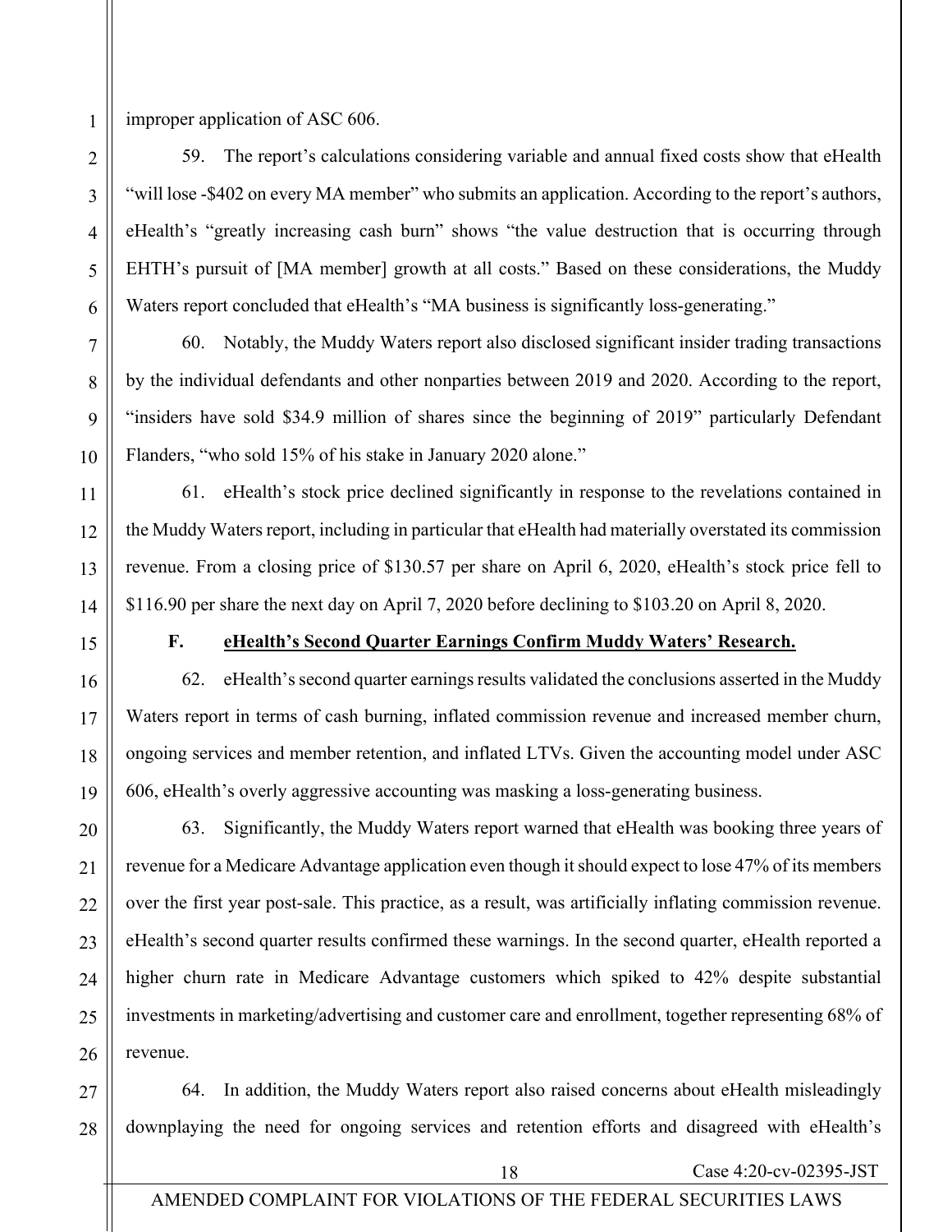improper application of ASC 606.

59. The report's calculations considering variable and annual fixed costs show that eHealth "will lose -$402 on every MA member" who submits an application. According to the report's authors, eHealth's "greatly increasing cash burn" shows "the value destruction that is occurring through EHTH's pursuit of [MA member] growth at all costs." Based on these considerations, the Muddy Waters report concluded that eHealth's "MA business is significantly loss-generating."

60. Notably, the Muddy Waters report also disclosed significant insider trading transactions by the individual defendants and other nonparties between 2019 and 2020. According to the report, "insiders have sold $34.9 million of shares since the beginning of 2019" particularly Defendant Flanders, "who sold 15% of his stake in January 2020 alone."

61. eHealth's stock price declined significantly in response to the revelations contained in the Muddy Waters report, including in particular that eHealth had materially overstated its commission revenue. From a closing price of $130.57 per share on April 6, 2020, eHealth's stock price fell to $116.90 per share the next day on April 7, 2020 before declining to $103.20 on April 8, 2020.

### F. eHealth's Second Quarter Earnings Confirm Muddy Waters' Research.

62. eHealth's second quarter earnings results validated the conclusions asserted in the Muddy Waters report in terms of cash burning, inflated commission revenue and increased member churn, ongoing services and member retention, and inflated LTVs. Given the accounting model under ASC 606, eHealth's overly aggressive accounting was masking a loss-generating business.

63. Significantly, the Muddy Waters report warned that eHealth was booking three years of revenue for a Medicare Advantage application even though it should expect to lose 47% of its members over the first year post-sale. This practice, as a result, was artificially inflating commission revenue. eHealth's second quarter results confirmed these warnings. In the second quarter, eHealth reported a higher churn rate in Medicare Advantage customers which spiked to 42% despite substantial investments in marketing/advertising and customer care and enrollment, together representing 68% of revenue.

64. In addition, the Muddy Waters report also raised concerns about eHealth misleadingly downplaying the need for ongoing services and retention efforts and disagreed with eHealth's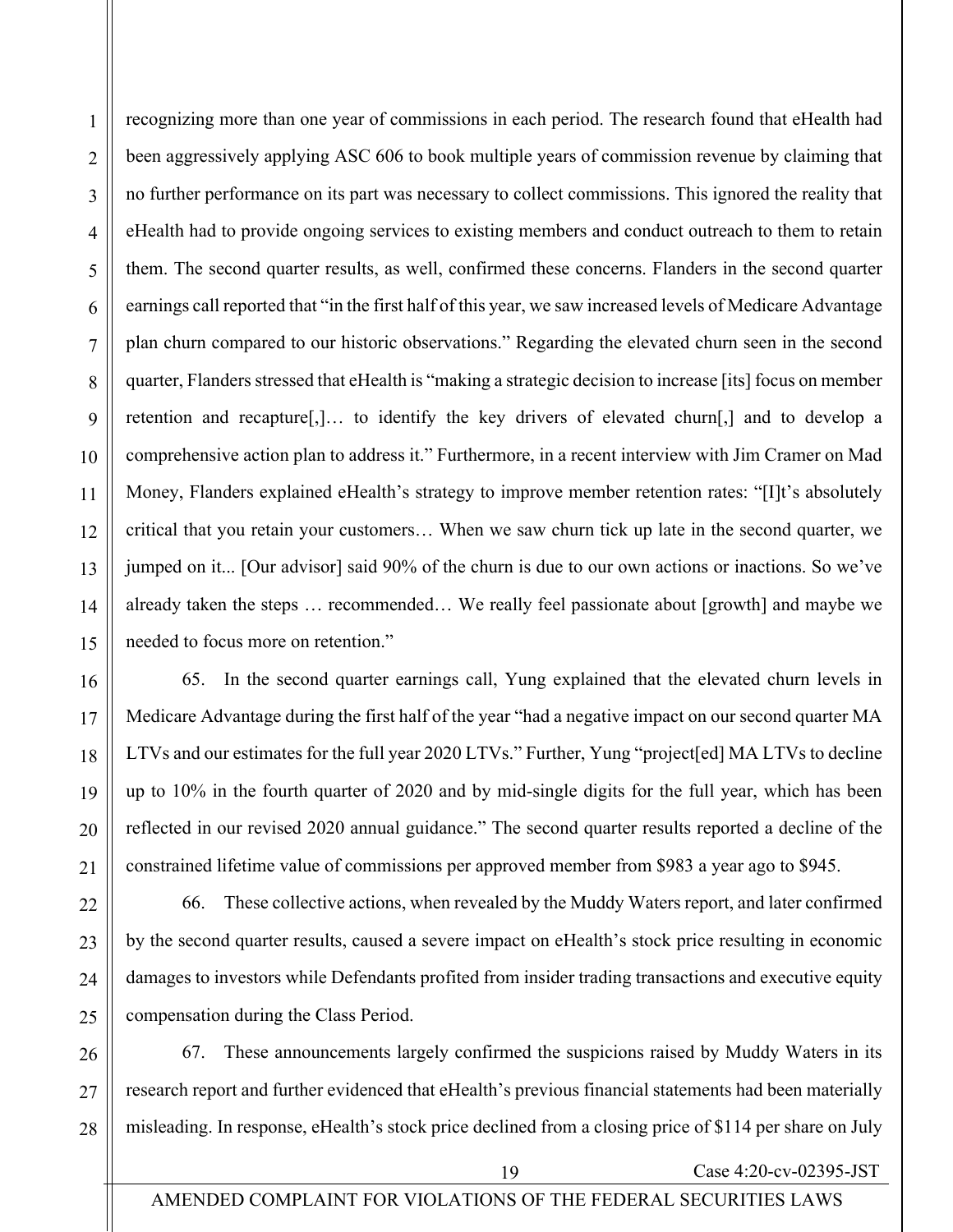recognizing more than one year of commissions in each period. The research found that eHealth had been aggressively applying ASC 606 to book multiple years of commission revenue by claiming that no further performance on its part was necessary to collect commissions. This ignored the reality that eHealth had to provide ongoing services to existing members and conduct outreach to them to retain them. The second quarter results, as well, confirmed these concerns. Flanders in the second quarter earnings call reported that "in the first half of this year, we saw increased levels of Medicare Advantage plan churn compared to our historic observations." Regarding the elevated churn seen in the second quarter, Flanders stressed that eHealth is "making a strategic decision to increase [its] focus on member retention and recapture[,]… to identify the key drivers of elevated churn[,] and to develop a comprehensive action plan to address it." Furthermore, in a recent interview with Jim Cramer on Mad Money, Flanders explained eHealth's strategy to improve member retention rates: "[I]t's absolutely critical that you retain your customers… When we saw churn tick up late in the second quarter, we jumped on it... [Our advisor] said 90% of the churn is due to our own actions or inactions. So we've already taken the steps … recommended… We really feel passionate about [growth] and maybe we needed to focus more on retention."

65. In the second quarter earnings call, Yung explained that the elevated churn levels in Medicare Advantage during the first half of the year "had a negative impact on our second quarter MA LTVs and our estimates for the full year 2020 LTVs." Further, Yung "project[ed] MA LTVs to decline up to 10% in the fourth quarter of 2020 and by mid-single digits for the full year, which has been reflected in our revised 2020 annual guidance." The second quarter results reported a decline of the constrained lifetime value of commissions per approved member from $983 a year ago to $945.

66. These collective actions, when revealed by the Muddy Waters report, and later confirmed by the second quarter results, caused a severe impact on eHealth's stock price resulting in economic damages to investors while Defendants profited from insider trading transactions and executive equity compensation during the Class Period.

67. These announcements largely confirmed the suspicions raised by Muddy Waters in its research report and further evidenced that eHealth's previous financial statements had been materially misleading. In response, eHealth's stock price declined from a closing price of $114 per share on July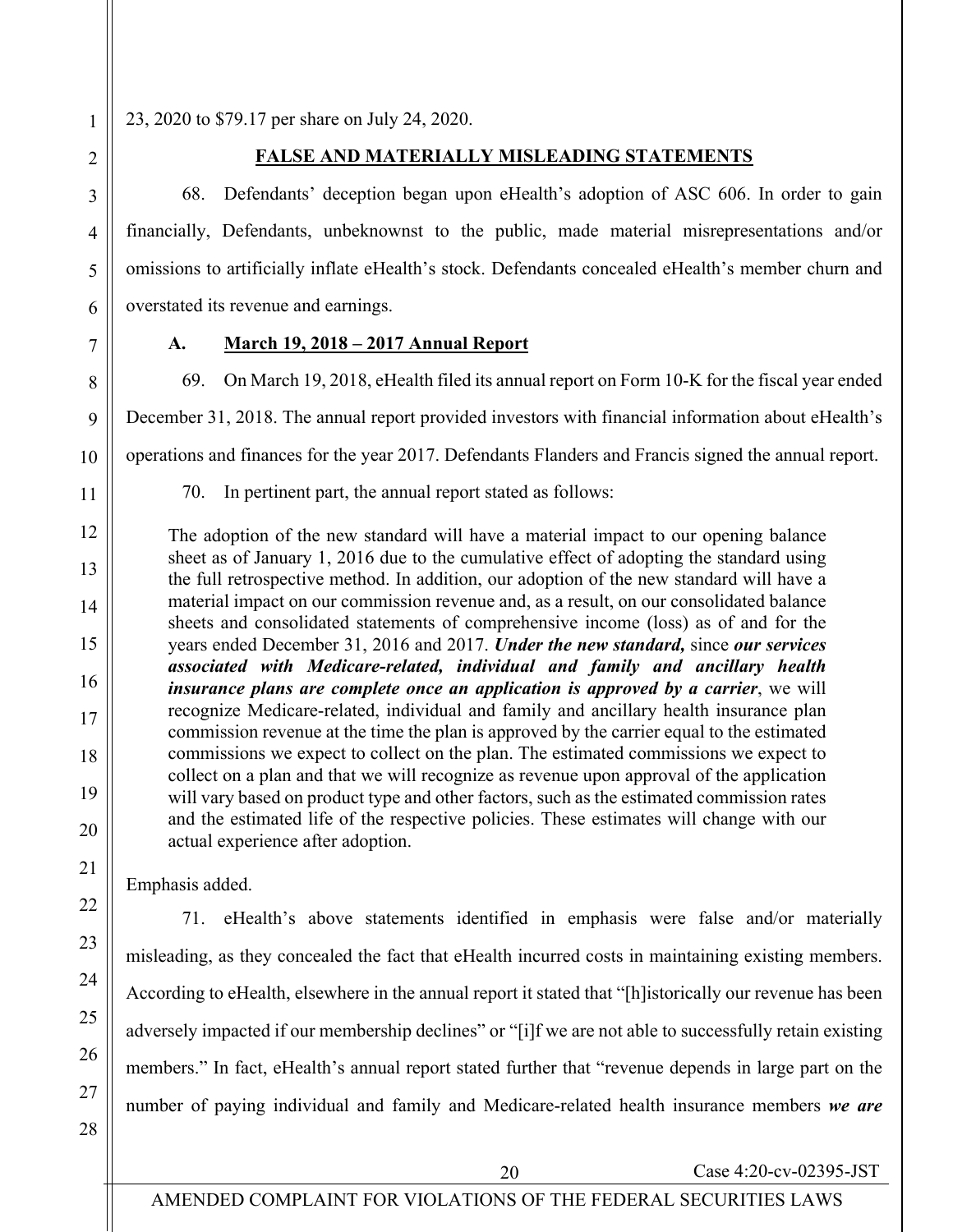23, 2020 to $79.17 per share on July 24, 2020.

## FALSE AND MATERIALLY MISLEADING STATEMENTS

68. Defendants' deception began upon eHealth's adoption of ASC 606. In order to gain financially, Defendants, unbeknownst to the public, made material misrepresentations and/or omissions to artificially inflate eHealth's stock. Defendants concealed eHealth's member churn and overstated its revenue and earnings.

### A. March 19, 2018 – 2017 Annual Report

69. On March 19, 2018, eHealth filed its annual report on Form 10-K for the fiscal year ended December 31, 2018. The annual report provided investors with financial information about eHealth's operations and finances for the year 2017. Defendants Flanders and Francis signed the annual report.

70. In pertinent part, the annual report stated as follows:

> The adoption of the new standard will have a material impact to our opening balance sheet as of January 1, 2016 due to the cumulative effect of adopting the standard using the full retrospective method. In addition, our adoption of the new standard will have a material impact on our commission revenue and, as a result, on our consolidated balance sheets and consolidated statements of comprehensive income (loss) as of and for the years ended December 31, 2016 and 2017. ***Under the new standard,*** since ***our services associated with Medicare-related, individual and family and ancillary health insurance plans are complete once an application is approved by a carrier***, we will recognize Medicare-related, individual and family and ancillary health insurance plan commission revenue at the time the plan is approved by the carrier equal to the estimated commissions we expect to collect on the plan. The estimated commissions we expect to collect on a plan and that we will recognize as revenue upon approval of the application will vary based on product type and other factors, such as the estimated commission rates and the estimated life of the respective policies. These estimates will change with our actual experience after adoption.

Emphasis added.

71. eHealth's above statements identified in emphasis were false and/or materially misleading, as they concealed the fact that eHealth incurred costs in maintaining existing members. According to eHealth, elsewhere in the annual report it stated that "[h]istorically our revenue has been adversely impacted if our membership declines" or "[i]f we are not able to successfully retain existing members." In fact, eHealth's annual report stated further that "revenue depends in large part on the number of paying individual and family and Medicare-related health insurance members ***we are***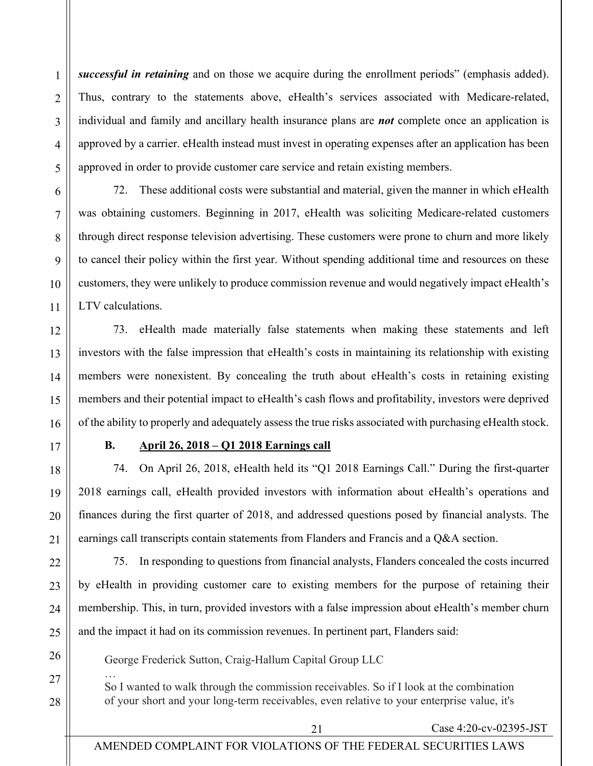***successful in retaining*** and on those we acquire during the enrollment periods" (emphasis added). Thus, contrary to the statements above, eHealth's services associated with Medicare-related, individual and family and ancillary health insurance plans are ***not*** complete once an application is approved by a carrier. eHealth instead must invest in operating expenses after an application has been approved in order to provide customer care service and retain existing members.

72. These additional costs were substantial and material, given the manner in which eHealth was obtaining customers. Beginning in 2017, eHealth was soliciting Medicare-related customers through direct response television advertising. These customers were prone to churn and more likely to cancel their policy within the first year. Without spending additional time and resources on these customers, they were unlikely to produce commission revenue and would negatively impact eHealth's LTV calculations.

73. eHealth made materially false statements when making these statements and left investors with the false impression that eHealth's costs in maintaining its relationship with existing members were nonexistent. By concealing the truth about eHealth's costs in retaining existing members and their potential impact to eHealth's cash flows and profitability, investors were deprived of the ability to properly and adequately assess the true risks associated with purchasing eHealth stock.

### B. April 26, 2018 – Q1 2018 Earnings call

74. On April 26, 2018, eHealth held its "Q1 2018 Earnings Call." During the first-quarter 2018 earnings call, eHealth provided investors with information about eHealth's operations and finances during the first quarter of 2018, and addressed questions posed by financial analysts. The earnings call transcripts contain statements from Flanders and Francis and a Q&A section.

75. In responding to questions from financial analysts, Flanders concealed the costs incurred by eHealth in providing customer care to existing members for the purpose of retaining their membership. This, in turn, provided investors with a false impression about eHealth's member churn and the impact it had on its commission revenues. In pertinent part, Flanders said:

> George Frederick Sutton, Craig-Hallum Capital Group LLC
>
> …
>
> So I wanted to walk through the commission receivables. So if I look at the combination of your short and your long-term receivables, even relative to your enterprise value, it's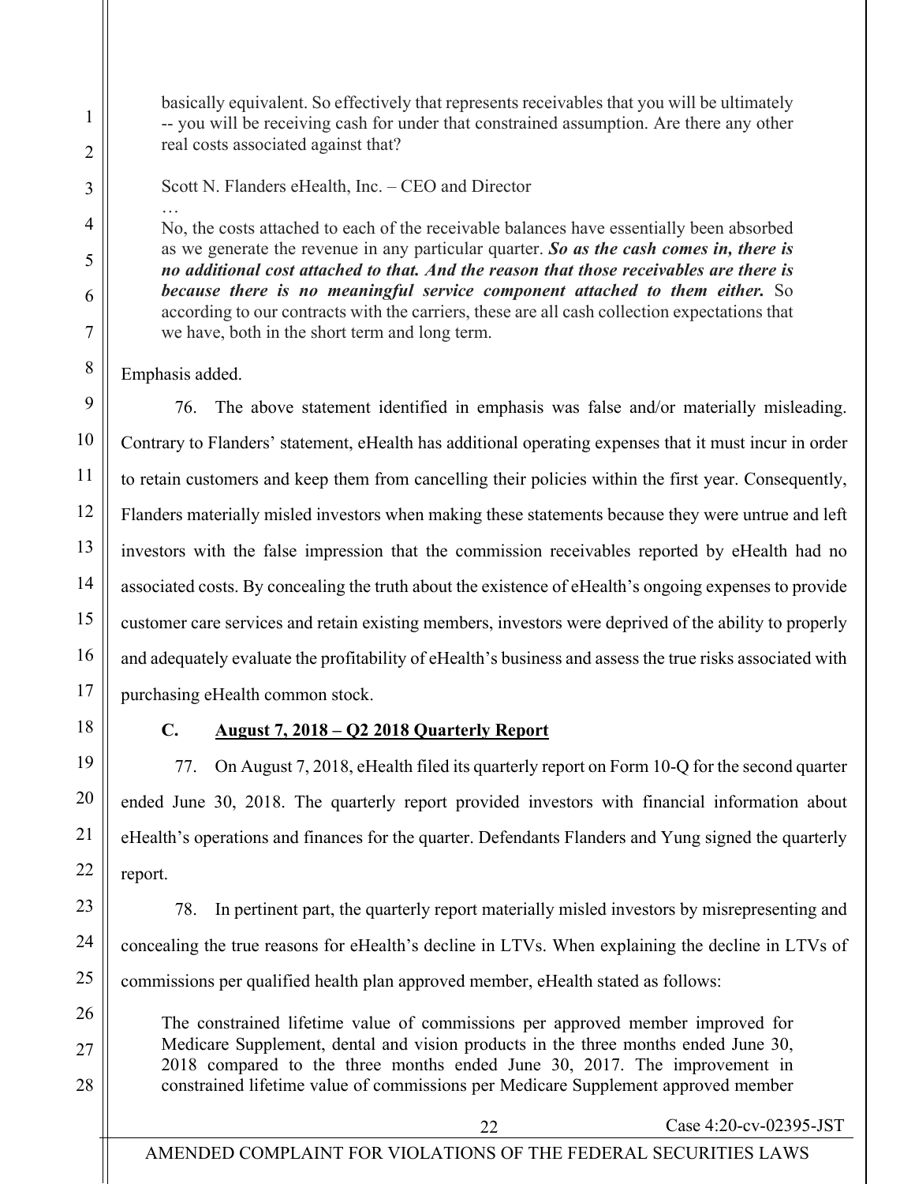> basically equivalent. So effectively that represents receivables that you will be ultimately -- you will be receiving cash for under that constrained assumption. Are there any other real costs associated against that?
>
> Scott N. Flanders eHealth, Inc. – CEO and Director
>
> …
>
> No, the costs attached to each of the receivable balances have essentially been absorbed as we generate the revenue in any particular quarter. ***So as the cash comes in, there is no additional cost attached to that. And the reason that those receivables are there is because there is no meaningful service component attached to them either.*** So according to our contracts with the carriers, these are all cash collection expectations that we have, both in the short term and long term.

Emphasis added.

76. The above statement identified in emphasis was false and/or materially misleading. Contrary to Flanders' statement, eHealth has additional operating expenses that it must incur in order to retain customers and keep them from cancelling their policies within the first year. Consequently, Flanders materially misled investors when making these statements because they were untrue and left investors with the false impression that the commission receivables reported by eHealth had no associated costs. By concealing the truth about the existence of eHealth's ongoing expenses to provide customer care services and retain existing members, investors were deprived of the ability to properly and adequately evaluate the profitability of eHealth's business and assess the true risks associated with purchasing eHealth common stock.

### C. August 7, 2018 – Q2 2018 Quarterly Report

77. On August 7, 2018, eHealth filed its quarterly report on Form 10-Q for the second quarter ended June 30, 2018. The quarterly report provided investors with financial information about eHealth's operations and finances for the quarter. Defendants Flanders and Yung signed the quarterly report.

78. In pertinent part, the quarterly report materially misled investors by misrepresenting and concealing the true reasons for eHealth's decline in LTVs. When explaining the decline in LTVs of commissions per qualified health plan approved member, eHealth stated as follows:

> The constrained lifetime value of commissions per approved member improved for Medicare Supplement, dental and vision products in the three months ended June 30, 2018 compared to the three months ended June 30, 2017. The improvement in constrained lifetime value of commissions per Medicare Supplement approved member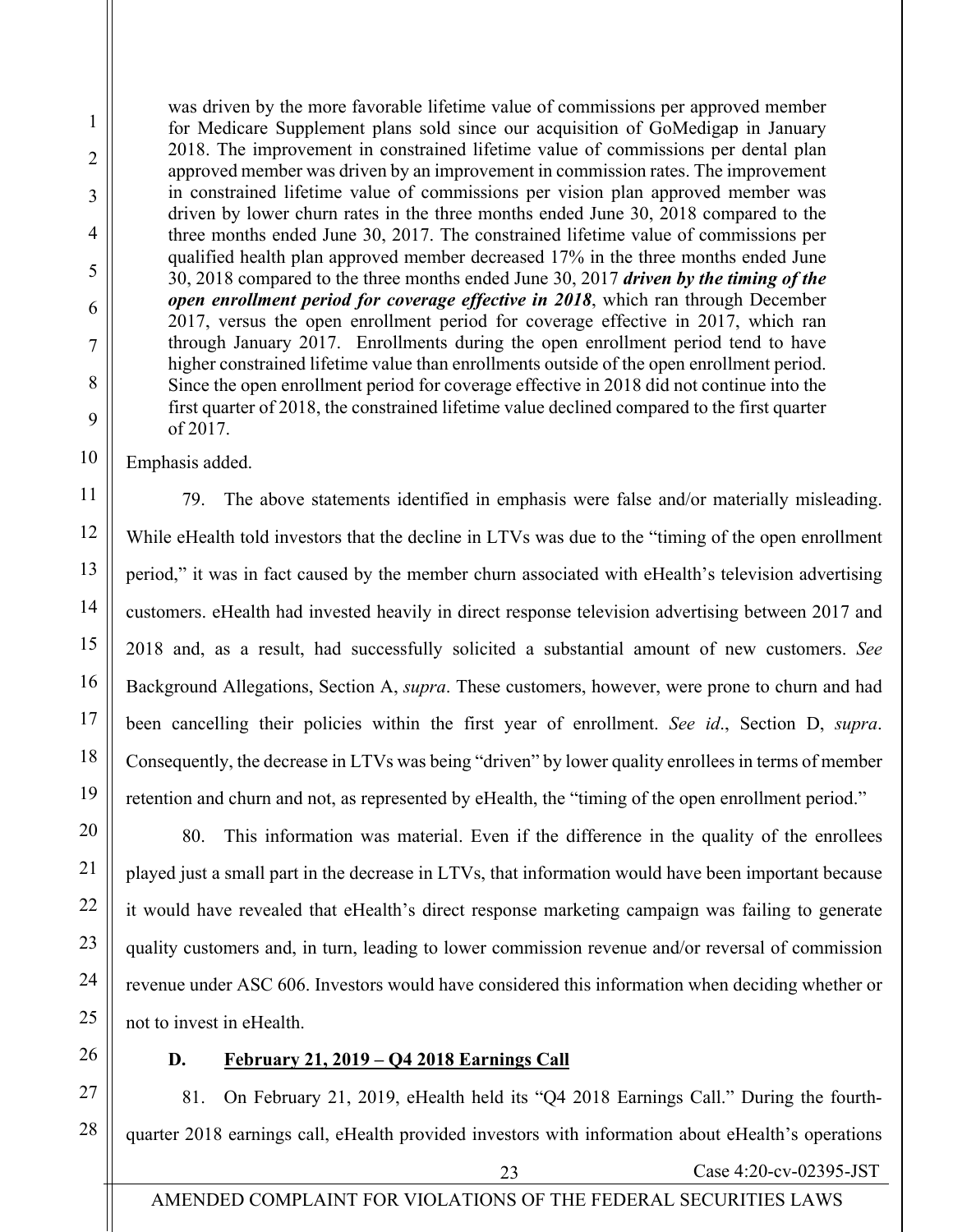> was driven by the more favorable lifetime value of commissions per approved member for Medicare Supplement plans sold since our acquisition of GoMedigap in January 2018. The improvement in constrained lifetime value of commissions per dental plan approved member was driven by an improvement in commission rates. The improvement in constrained lifetime value of commissions per vision plan approved member was driven by lower churn rates in the three months ended June 30, 2018 compared to the three months ended June 30, 2017. The constrained lifetime value of commissions per qualified health plan approved member decreased 17% in the three months ended June 30, 2018 compared to the three months ended June 30, 2017 ***driven by the timing of the open enrollment period for coverage effective in 2018***, which ran through December 2017, versus the open enrollment period for coverage effective in 2017, which ran through January 2017. Enrollments during the open enrollment period tend to have higher constrained lifetime value than enrollments outside of the open enrollment period. Since the open enrollment period for coverage effective in 2018 did not continue into the first quarter of 2018, the constrained lifetime value declined compared to the first quarter of 2017.

Emphasis added.

79. The above statements identified in emphasis were false and/or materially misleading. While eHealth told investors that the decline in LTVs was due to the "timing of the open enrollment period," it was in fact caused by the member churn associated with eHealth's television advertising customers. eHealth had invested heavily in direct response television advertising between 2017 and 2018 and, as a result, had successfully solicited a substantial amount of new customers. *See* Background Allegations, Section A, *supra*. These customers, however, were prone to churn and had been cancelling their policies within the first year of enrollment. *See id*., Section D, *supra*. Consequently, the decrease in LTVs was being "driven" by lower quality enrollees in terms of member retention and churn and not, as represented by eHealth, the "timing of the open enrollment period."

80. This information was material. Even if the difference in the quality of the enrollees played just a small part in the decrease in LTVs, that information would have been important because it would have revealed that eHealth's direct response marketing campaign was failing to generate quality customers and, in turn, leading to lower commission revenue and/or reversal of commission revenue under ASC 606. Investors would have considered this information when deciding whether or not to invest in eHealth.

### D. <u>February 21, 2019 – Q4 2018 Earnings Call</u>

81. On February 21, 2019, eHealth held its "Q4 2018 Earnings Call." During the fourth-quarter 2018 earnings call, eHealth provided investors with information about eHealth's operations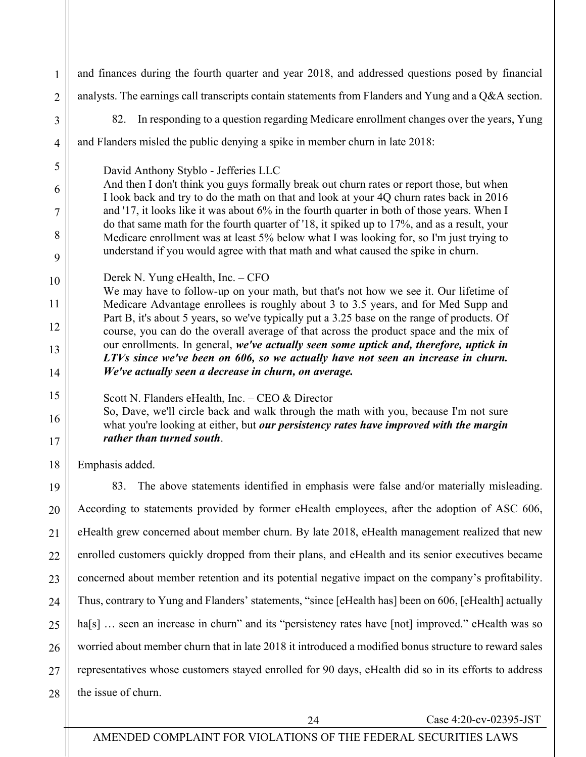and finances during the fourth quarter and year 2018, and addressed questions posed by financial analysts. The earnings call transcripts contain statements from Flanders and Yung and a Q&A section.

82. In responding to a question regarding Medicare enrollment changes over the years, Yung and Flanders misled the public denying a spike in member churn in late 2018:

> David Anthony Styblo - Jefferies LLC
> And then I don't think you guys formally break out churn rates or report those, but when I look back and try to do the math on that and look at your 4Q churn rates back in 2016 and '17, it looks like it was about 6% in the fourth quarter in both of those years. When I do that same math for the fourth quarter of '18, it spiked up to 17%, and as a result, your Medicare enrollment was at least 5% below what I was looking for, so I'm just trying to understand if you would agree with that math and what caused the spike in churn.
>
> Derek N. Yung eHealth, Inc. – CFO
> We may have to follow-up on your math, but that's not how we see it. Our lifetime of Medicare Advantage enrollees is roughly about 3 to 3.5 years, and for Med Supp and Part B, it's about 5 years, so we've typically put a 3.25 base on the range of products. Of course, you can do the overall average of that across the product space and the mix of our enrollments. In general, ***we've actually seen some uptick and, therefore, uptick in LTVs since we've been on 606, so we actually have not seen an increase in churn. We've actually seen a decrease in churn, on average.***
>
> Scott N. Flanders eHealth, Inc. – CEO & Director
> So, Dave, we'll circle back and walk through the math with you, because I'm not sure what you're looking at either, but ***our persistency rates have improved with the margin rather than turned south***.

Emphasis added.

83. The above statements identified in emphasis were false and/or materially misleading. According to statements provided by former eHealth employees, after the adoption of ASC 606, eHealth grew concerned about member churn. By late 2018, eHealth management realized that new enrolled customers quickly dropped from their plans, and eHealth and its senior executives became concerned about member retention and its potential negative impact on the company's profitability. Thus, contrary to Yung and Flanders' statements, "since [eHealth has] been on 606, [eHealth] actually ha[s] … seen an increase in churn" and its "persistency rates have [not] improved." eHealth was so worried about member churn that in late 2018 it introduced a modified bonus structure to reward sales representatives whose customers stayed enrolled for 90 days, eHealth did so in its efforts to address the issue of churn.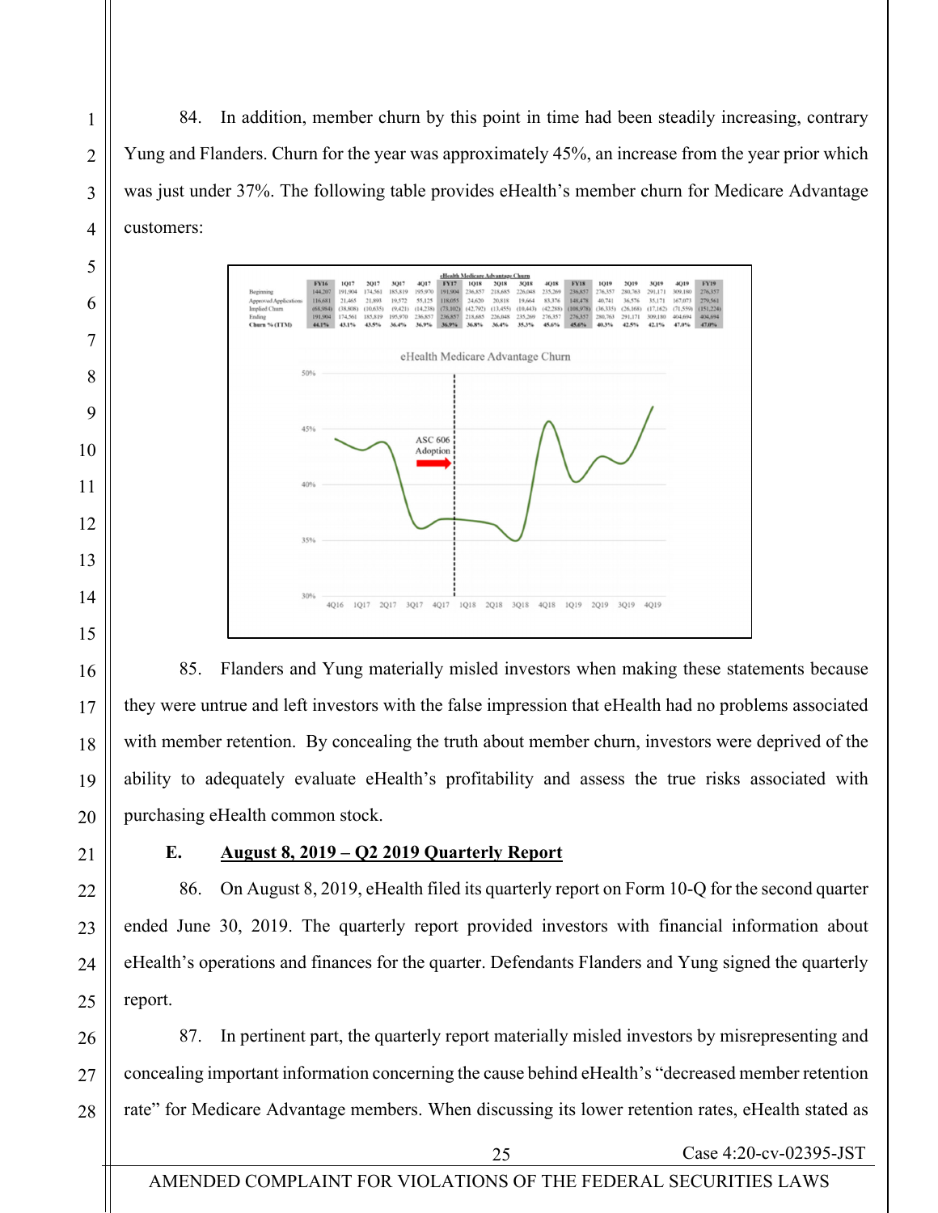84. In addition, member churn by this point in time had been steadily increasing, contrary Yung and Flanders. Churn for the year was approximately 45%, an increase from the year prior which was just under 37%. The following table provides eHealth's member churn for Medicare Advantage customers:

**eHealth Medicare Advantage Churn**

| | FY16 | 1Q17 | 2Q17 | 3Q17 | 4Q17 | FY17 | 1Q18 | 2Q18 | 3Q18 | 4Q18 | FY18 | 1Q19 | 2Q19 | 3Q19 | 4Q19 | FY19 |
|---|---|---|---|---|---|---|---|---|---|---|---|---|---|---|---|---|
| Beginning | 144,207 | 191,904 | 174,561 | 185,819 | 195,970 | 191,904 | 236,857 | 218,685 | 226,048 | 235,269 | 236,857 | 276,357 | 280,763 | 291,171 | 309,180 | 276,357 |
| Approved Applications | 116,681 | 21,465 | 21,893 | 19,572 | 55,125 | 118,055 | 24,620 | 20,818 | 19,664 | 83,376 | 148,478 | 40,741 | 36,576 | 35,171 | 167,073 | 279,561 |
| Implied Churn | (68,984) | (38,808) | (10,635) | (9,421) | (14,238) | (73,102) | (42,792) | (13,455) | (10,443) | (42,288) | (108,978) | (36,335) | (26,168) | (17,162) | (71,559) | (151,224) |
| Ending | 191,904 | 174,561 | 185,819 | 195,970 | 236,857 | 236,857 | 218,685 | 226,048 | 235,269 | 276,357 | 276,357 | 280,763 | 291,171 | 309,180 | 404,694 | 404,694 |
| **Churn % (TTM)** | **44.1%** | **43.1%** | **43.5%** | **36.4%** | **36.9%** | **36.9%** | **36.8%** | **36.4%** | **35.3%** | **45.6%** | **45.6%** | **40.3%** | **42.5%** | **42.1%** | **47.0%** | **47.0%** |

85. Flanders and Yung materially misled investors when making these statements because they were untrue and left investors with the false impression that eHealth had no problems associated with member retention. By concealing the truth about member churn, investors were deprived of the ability to adequately evaluate eHealth's profitability and assess the true risks associated with purchasing eHealth common stock.

## E. August 8, 2019 – Q2 2019 Quarterly Report

86. On August 8, 2019, eHealth filed its quarterly report on Form 10-Q for the second quarter ended June 30, 2019. The quarterly report provided investors with financial information about eHealth's operations and finances for the quarter. Defendants Flanders and Yung signed the quarterly report.

87. In pertinent part, the quarterly report materially misled investors by misrepresenting and concealing important information concerning the cause behind eHealth's "decreased member retention rate" for Medicare Advantage members. When discussing its lower retention rates, eHealth stated as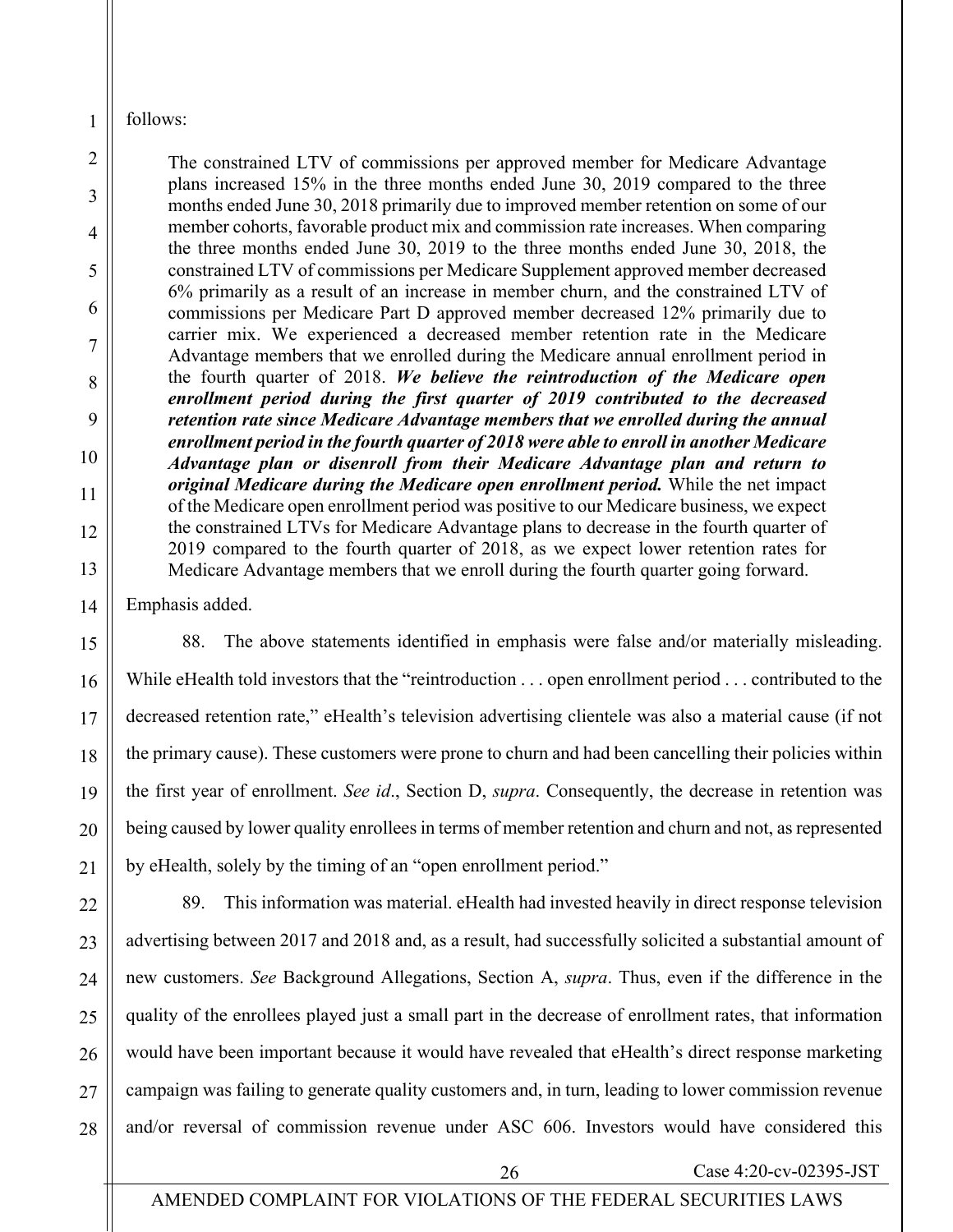follows:

> The constrained LTV of commissions per approved member for Medicare Advantage plans increased 15% in the three months ended June 30, 2019 compared to the three months ended June 30, 2018 primarily due to improved member retention on some of our member cohorts, favorable product mix and commission rate increases. When comparing the three months ended June 30, 2019 to the three months ended June 30, 2018, the constrained LTV of commissions per Medicare Supplement approved member decreased 6% primarily as a result of an increase in member churn, and the constrained LTV of commissions per Medicare Part D approved member decreased 12% primarily due to carrier mix. We experienced a decreased member retention rate in the Medicare Advantage members that we enrolled during the Medicare annual enrollment period in the fourth quarter of 2018. ***We believe the reintroduction of the Medicare open enrollment period during the first quarter of 2019 contributed to the decreased retention rate since Medicare Advantage members that we enrolled during the annual enrollment period in the fourth quarter of 2018 were able to enroll in another Medicare Advantage plan or disenroll from their Medicare Advantage plan and return to original Medicare during the Medicare open enrollment period.*** While the net impact of the Medicare open enrollment period was positive to our Medicare business, we expect the constrained LTVs for Medicare Advantage plans to decrease in the fourth quarter of 2019 compared to the fourth quarter of 2018, as we expect lower retention rates for Medicare Advantage members that we enroll during the fourth quarter going forward.

Emphasis added.

88. The above statements identified in emphasis were false and/or materially misleading. While eHealth told investors that the "reintroduction . . . open enrollment period . . . contributed to the decreased retention rate," eHealth's television advertising clientele was also a material cause (if not the primary cause). These customers were prone to churn and had been cancelling their policies within the first year of enrollment. *See id*., Section D, *supra*. Consequently, the decrease in retention was being caused by lower quality enrollees in terms of member retention and churn and not, as represented by eHealth, solely by the timing of an "open enrollment period."

89. This information was material. eHealth had invested heavily in direct response television advertising between 2017 and 2018 and, as a result, had successfully solicited a substantial amount of new customers. *See* Background Allegations, Section A, *supra*. Thus, even if the difference in the quality of the enrollees played just a small part in the decrease of enrollment rates, that information would have been important because it would have revealed that eHealth's direct response marketing campaign was failing to generate quality customers and, in turn, leading to lower commission revenue and/or reversal of commission revenue under ASC 606. Investors would have considered this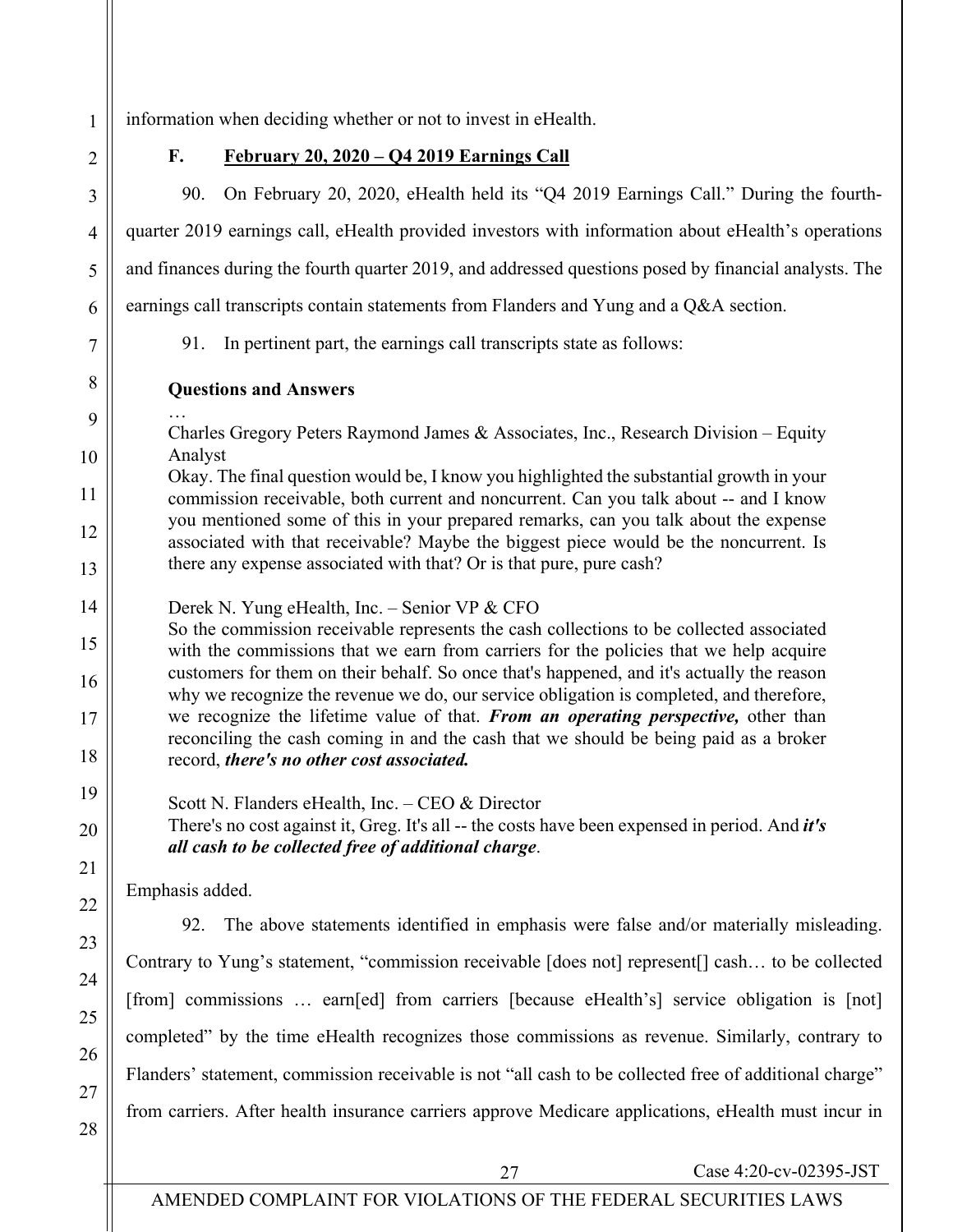information when deciding whether or not to invest in eHealth.

### F. February 20, 2020 – Q4 2019 Earnings Call

90. On February 20, 2020, eHealth held its "Q4 2019 Earnings Call." During the fourth-quarter 2019 earnings call, eHealth provided investors with information about eHealth's operations and finances during the fourth quarter 2019, and addressed questions posed by financial analysts. The earnings call transcripts contain statements from Flanders and Yung and a Q&A section.

91. In pertinent part, the earnings call transcripts state as follows:

> **Questions and Answers**
>
> …
>
> Charles Gregory Peters Raymond James & Associates, Inc., Research Division – Equity Analyst
>
> Okay. The final question would be, I know you highlighted the substantial growth in your commission receivable, both current and noncurrent. Can you talk about -- and I know you mentioned some of this in your prepared remarks, can you talk about the expense associated with that receivable? Maybe the biggest piece would be the noncurrent. Is there any expense associated with that? Or is that pure, pure cash?
>
> Derek N. Yung eHealth, Inc. – Senior VP & CFO
>
> So the commission receivable represents the cash collections to be collected associated with the commissions that we earn from carriers for the policies that we help acquire customers for them on their behalf. So once that's happened, and it's actually the reason why we recognize the revenue we do, our service obligation is completed, and therefore, we recognize the lifetime value of that. ***From an operating perspective,*** other than reconciling the cash coming in and the cash that we should be being paid as a broker record, ***there's no other cost associated.***
>
> Scott N. Flanders eHealth, Inc. – CEO & Director
>
> There's no cost against it, Greg. It's all -- the costs have been expensed in period. And ***it's all cash to be collected free of additional charge***.

Emphasis added.

92. The above statements identified in emphasis were false and/or materially misleading. Contrary to Yung's statement, "commission receivable [does not] represent[] cash… to be collected [from] commissions … earn[ed] from carriers [because eHealth's] service obligation is [not] completed" by the time eHealth recognizes those commissions as revenue. Similarly, contrary to Flanders' statement, commission receivable is not "all cash to be collected free of additional charge" from carriers. After health insurance carriers approve Medicare applications, eHealth must incur in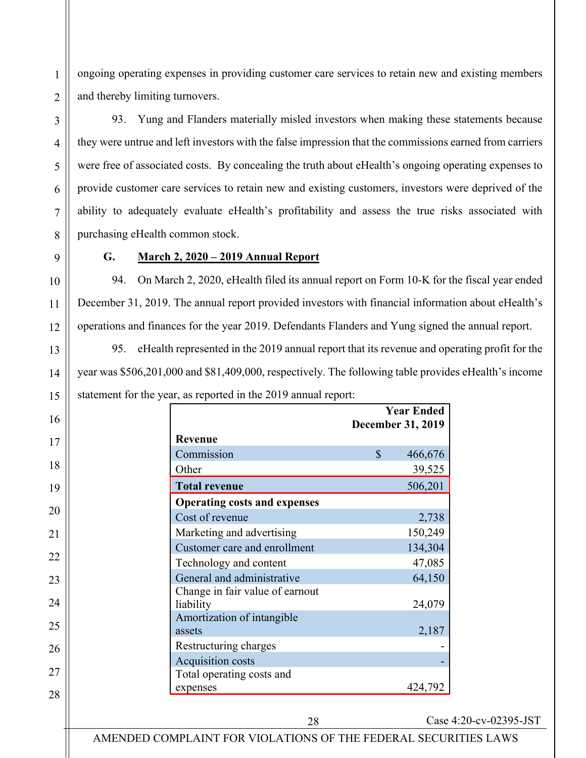ongoing operating expenses in providing customer care services to retain new and existing members and thereby limiting turnovers.

93. Yung and Flanders materially misled investors when making these statements because they were untrue and left investors with the false impression that the commissions earned from carriers were free of associated costs. By concealing the truth about eHealth's ongoing operating expenses to provide customer care services to retain new and existing customers, investors were deprived of the ability to adequately evaluate eHealth's profitability and assess the true risks associated with purchasing eHealth common stock.

### G. March 2, 2020 – 2019 Annual Report

94. On March 2, 2020, eHealth filed its annual report on Form 10-K for the fiscal year ended December 31, 2019. The annual report provided investors with financial information about eHealth's operations and finances for the year 2019. Defendants Flanders and Yung signed the annual report.

95. eHealth represented in the 2019 annual report that its revenue and operating profit for the year was $506,201,000 and $81,409,000, respectively. The following table provides eHealth's income statement for the year, as reported in the 2019 annual report:

| | Year Ended December 31, 2019 |
|---|---|
| **Revenue** | |
| Commission | $ 466,676 |
| Other | 39,525 |
| **Total revenue** | 506,201 |
| **Operating costs and expenses** | |
| Cost of revenue | 2,738 |
| Marketing and advertising | 150,249 |
| Customer care and enrollment | 134,304 |
| Technology and content | 47,085 |
| General and administrative | 64,150 |
| Change in fair value of earnout liability | 24,079 |
| Amortization of intangible assets | 2,187 |
| Restructuring charges | - |
| Acquisition costs | - |
| Total operating costs and expenses | 424,792 |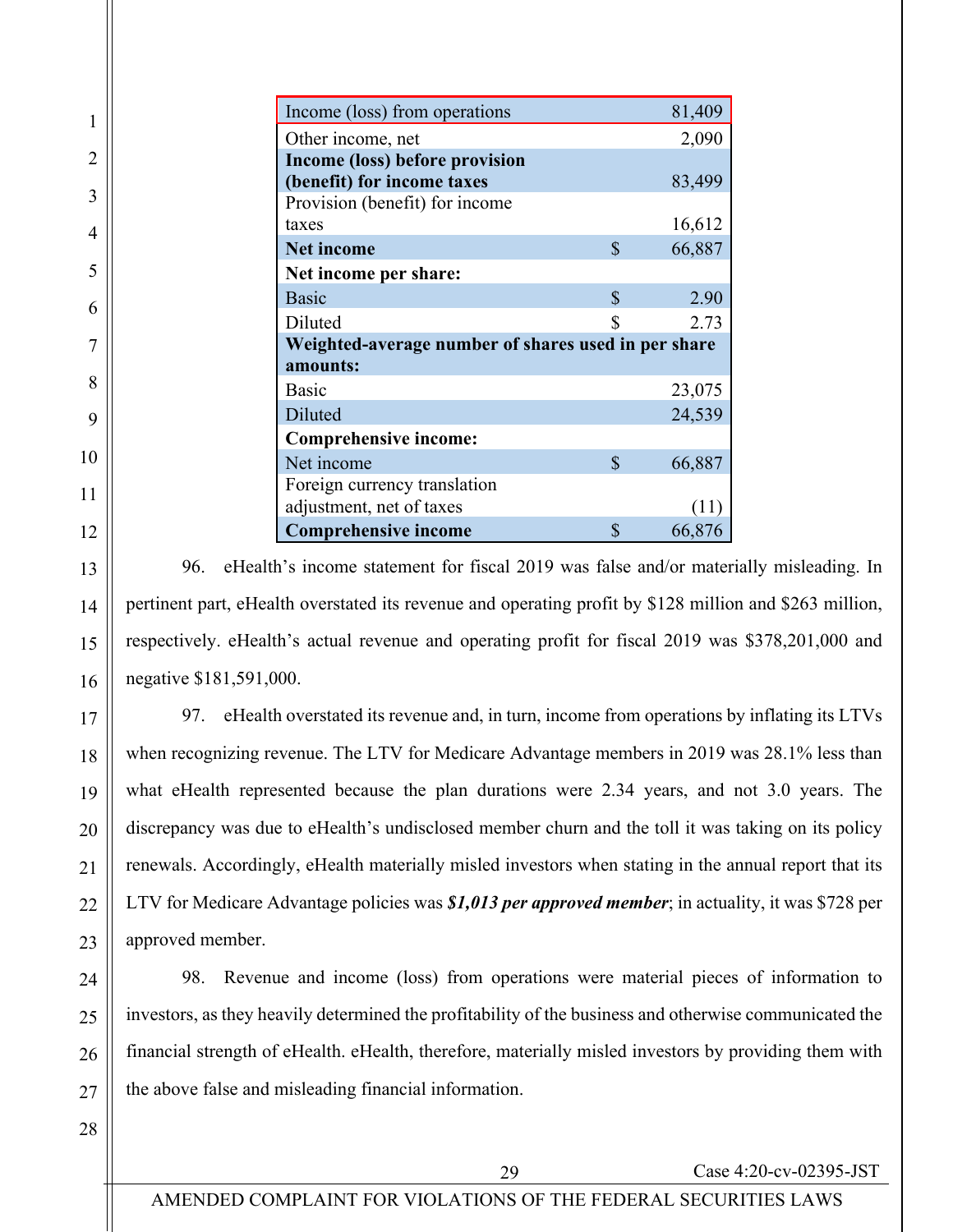| | | |
|---|---|---|
| Income (loss) from operations | | 81,409 |
| Other income, net | | 2,090 |
| **Income (loss) before provision (benefit) for income taxes** | | 83,499 |
| Provision (benefit) for income taxes | | 16,612 |
| **Net income** | $ | 66,887 |
| **Net income per share:** | | |
| Basic | $ | 2.90 |
| Diluted | $ | 2.73 |
| **Weighted-average number of shares used in per share amounts:** | | |
| Basic | | 23,075 |
| Diluted | | 24,539 |
| **Comprehensive income:** | | |
| Net income | $ | 66,887 |
| Foreign currency translation adjustment, net of taxes | | (11) |
| **Comprehensive income** | $ | 66,876 |

96. eHealth's income statement for fiscal 2019 was false and/or materially misleading. In pertinent part, eHealth overstated its revenue and operating profit by $128 million and $263 million, respectively. eHealth's actual revenue and operating profit for fiscal 2019 was $378,201,000 and negative $181,591,000.

97. eHealth overstated its revenue and, in turn, income from operations by inflating its LTVs when recognizing revenue. The LTV for Medicare Advantage members in 2019 was 28.1% less than what eHealth represented because the plan durations were 2.34 years, and not 3.0 years. The discrepancy was due to eHealth's undisclosed member churn and the toll it was taking on its policy renewals. Accordingly, eHealth materially misled investors when stating in the annual report that its LTV for Medicare Advantage policies was ***$1,013 per approved member***; in actuality, it was $728 per approved member.

98. Revenue and income (loss) from operations were material pieces of information to investors, as they heavily determined the profitability of the business and otherwise communicated the financial strength of eHealth. eHealth, therefore, materially misled investors by providing them with the above false and misleading financial information.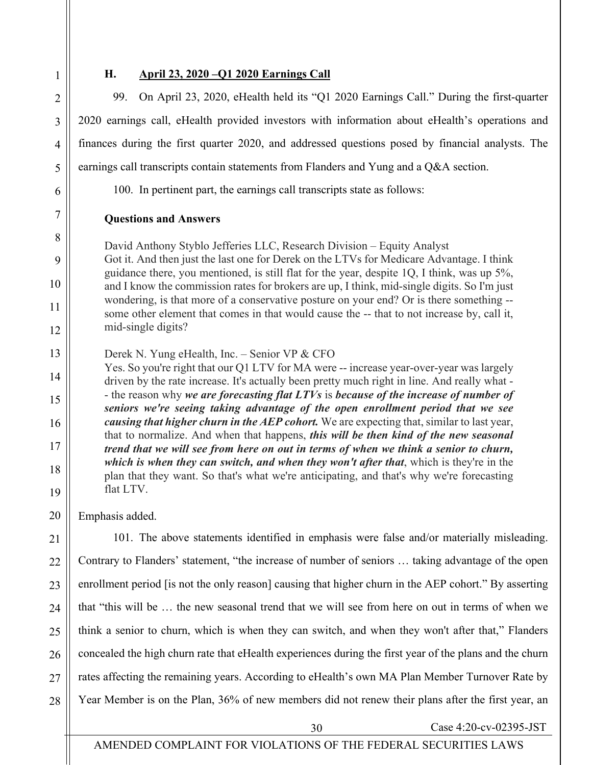### H. April 23, 2020 –Q1 2020 Earnings Call

99. On April 23, 2020, eHealth held its "Q1 2020 Earnings Call." During the first-quarter 2020 earnings call, eHealth provided investors with information about eHealth's operations and finances during the first quarter 2020, and addressed questions posed by financial analysts. The earnings call transcripts contain statements from Flanders and Yung and a Q&A section.

100. In pertinent part, the earnings call transcripts state as follows:

> **Questions and Answers**
>
> David Anthony Styblo Jefferies LLC, Research Division – Equity Analyst
> Got it. And then just the last one for Derek on the LTVs for Medicare Advantage. I think guidance there, you mentioned, is still flat for the year, despite 1Q, I think, was up 5%, and I know the commission rates for brokers are up, I think, mid-single digits. So I'm just wondering, is that more of a conservative posture on your end? Or is there something -- some other element that comes in that would cause the -- that to not increase by, call it, mid-single digits?
>
> Derek N. Yung eHealth, Inc. – Senior VP & CFO
> Yes. So you're right that our Q1 LTV for MA were -- increase year-over-year was largely driven by the rate increase. It's actually been pretty much right in line. And really what -- the reason why ***we are forecasting flat LTVs*** is ***because of the increase of number of seniors we're seeing taking advantage of the open enrollment period that we see causing that higher churn in the AEP cohort.*** We are expecting that, similar to last year, that to normalize. And when that happens, ***this will be then kind of the new seasonal trend that we will see from here on out in terms of when we think a senior to churn, which is when they can switch, and when they won't after that***, which is they're in the plan that they want. So that's what we're anticipating, and that's why we're forecasting flat LTV.

Emphasis added.

101. The above statements identified in emphasis were false and/or materially misleading. Contrary to Flanders' statement, "the increase of number of seniors … taking advantage of the open enrollment period [is not the only reason] causing that higher churn in the AEP cohort." By asserting that "this will be … the new seasonal trend that we will see from here on out in terms of when we think a senior to churn, which is when they can switch, and when they won't after that," Flanders concealed the high churn rate that eHealth experiences during the first year of the plans and the churn rates affecting the remaining years. According to eHealth's own MA Plan Member Turnover Rate by Year Member is on the Plan, 36% of new members did not renew their plans after the first year, an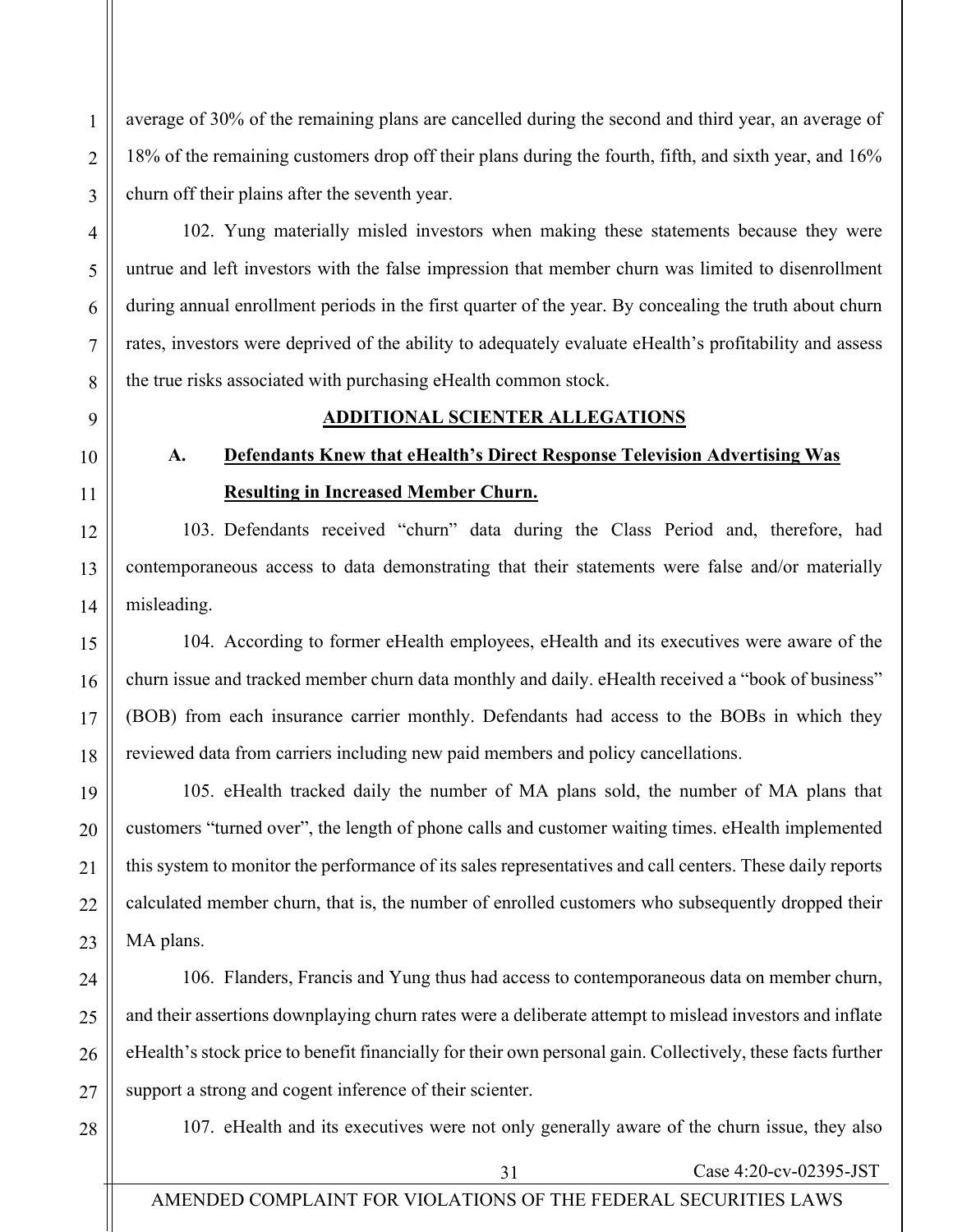average of 30% of the remaining plans are cancelled during the second and third year, an average of 18% of the remaining customers drop off their plans during the fourth, fifth, and sixth year, and 16% churn off their plains after the seventh year.

102. Yung materially misled investors when making these statements because they were untrue and left investors with the false impression that member churn was limited to disenrollment during annual enrollment periods in the first quarter of the year. By concealing the truth about churn rates, investors were deprived of the ability to adequately evaluate eHealth's profitability and assess the true risks associated with purchasing eHealth common stock.

## ADDITIONAL SCIENTER ALLEGATIONS

### A. Defendants Knew that eHealth's Direct Response Television Advertising Was Resulting in Increased Member Churn.

103. Defendants received "churn" data during the Class Period and, therefore, had contemporaneous access to data demonstrating that their statements were false and/or materially misleading.

104. According to former eHealth employees, eHealth and its executives were aware of the churn issue and tracked member churn data monthly and daily. eHealth received a "book of business" (BOB) from each insurance carrier monthly. Defendants had access to the BOBs in which they reviewed data from carriers including new paid members and policy cancellations.

105. eHealth tracked daily the number of MA plans sold, the number of MA plans that customers "turned over", the length of phone calls and customer waiting times. eHealth implemented this system to monitor the performance of its sales representatives and call centers. These daily reports calculated member churn, that is, the number of enrolled customers who subsequently dropped their MA plans.

106. Flanders, Francis and Yung thus had access to contemporaneous data on member churn, and their assertions downplaying churn rates were a deliberate attempt to mislead investors and inflate eHealth's stock price to benefit financially for their own personal gain. Collectively, these facts further support a strong and cogent inference of their scienter.

107. eHealth and its executives were not only generally aware of the churn issue, they also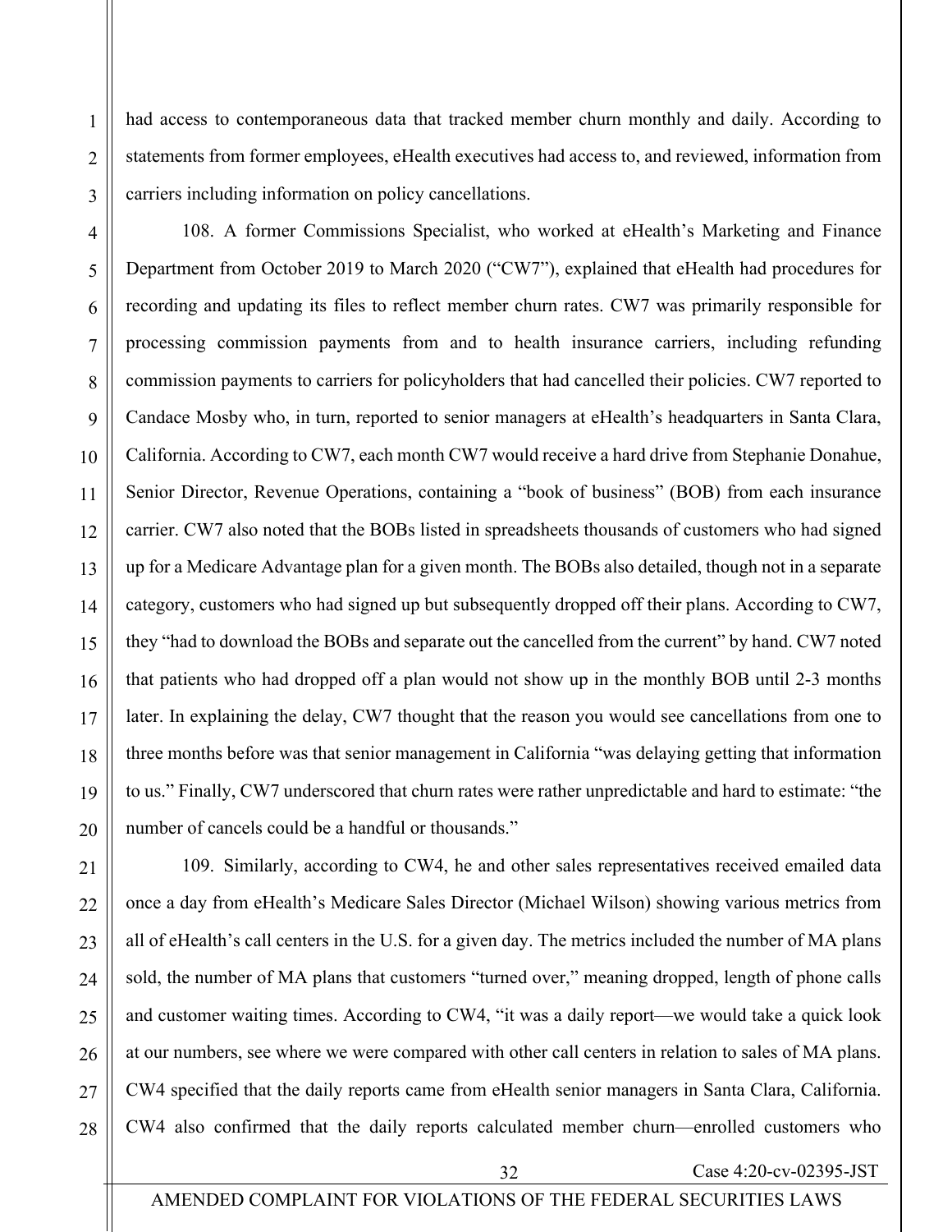had access to contemporaneous data that tracked member churn monthly and daily. According to statements from former employees, eHealth executives had access to, and reviewed, information from carriers including information on policy cancellations.

108. A former Commissions Specialist, who worked at eHealth's Marketing and Finance Department from October 2019 to March 2020 ("CW7"), explained that eHealth had procedures for recording and updating its files to reflect member churn rates. CW7 was primarily responsible for processing commission payments from and to health insurance carriers, including refunding commission payments to carriers for policyholders that had cancelled their policies. CW7 reported to Candace Mosby who, in turn, reported to senior managers at eHealth's headquarters in Santa Clara, California. According to CW7, each month CW7 would receive a hard drive from Stephanie Donahue, Senior Director, Revenue Operations, containing a "book of business" (BOB) from each insurance carrier. CW7 also noted that the BOBs listed in spreadsheets thousands of customers who had signed up for a Medicare Advantage plan for a given month. The BOBs also detailed, though not in a separate category, customers who had signed up but subsequently dropped off their plans. According to CW7, they "had to download the BOBs and separate out the cancelled from the current" by hand. CW7 noted that patients who had dropped off a plan would not show up in the monthly BOB until 2-3 months later. In explaining the delay, CW7 thought that the reason you would see cancellations from one to three months before was that senior management in California "was delaying getting that information to us." Finally, CW7 underscored that churn rates were rather unpredictable and hard to estimate: "the number of cancels could be a handful or thousands."

109. Similarly, according to CW4, he and other sales representatives received emailed data once a day from eHealth's Medicare Sales Director (Michael Wilson) showing various metrics from all of eHealth's call centers in the U.S. for a given day. The metrics included the number of MA plans sold, the number of MA plans that customers "turned over," meaning dropped, length of phone calls and customer waiting times. According to CW4, "it was a daily report—we would take a quick look at our numbers, see where we were compared with other call centers in relation to sales of MA plans. CW4 specified that the daily reports came from eHealth senior managers in Santa Clara, California. CW4 also confirmed that the daily reports calculated member churn—enrolled customers who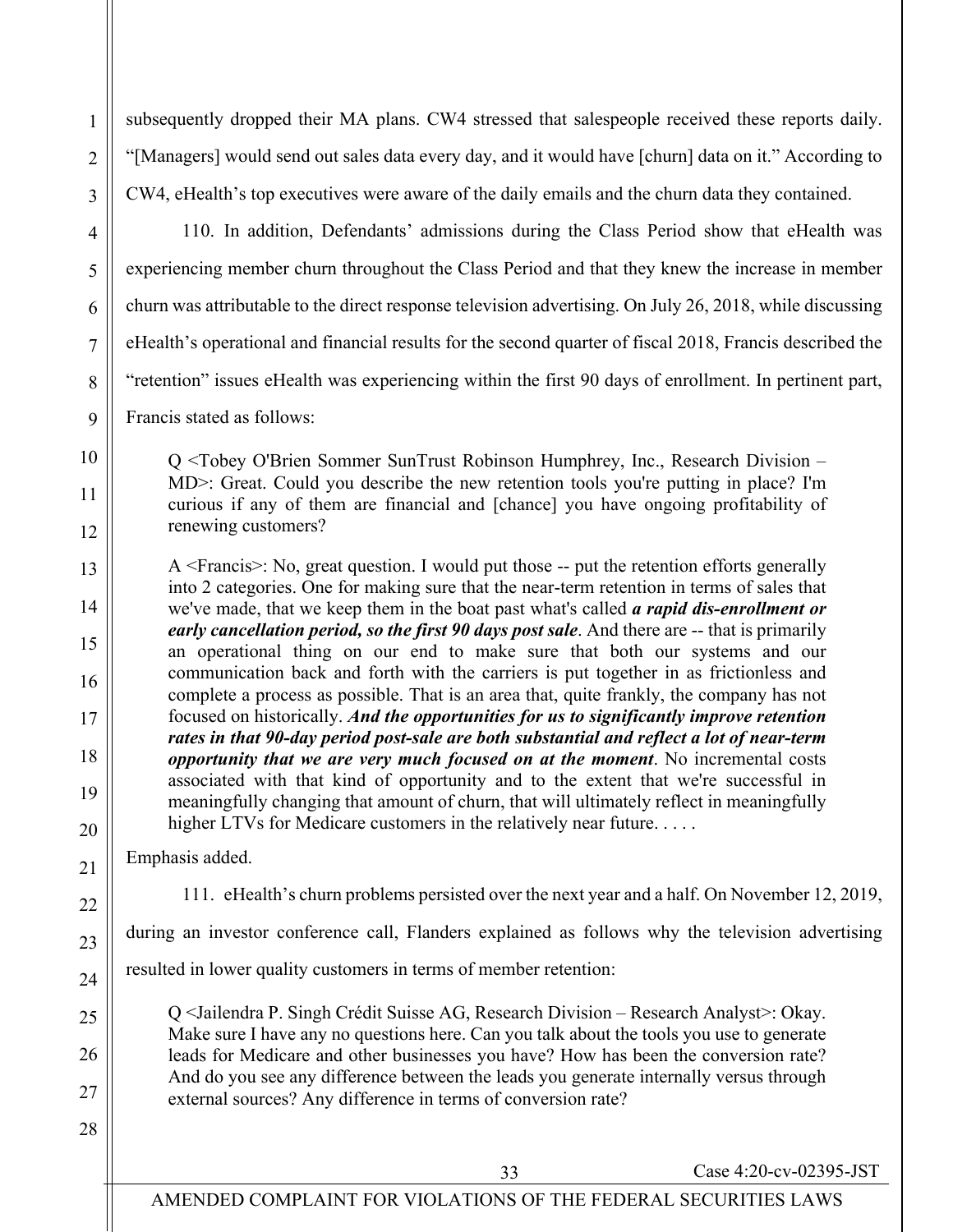subsequently dropped their MA plans. CW4 stressed that salespeople received these reports daily. "[Managers] would send out sales data every day, and it would have [churn] data on it." According to CW4, eHealth's top executives were aware of the daily emails and the churn data they contained.

110. In addition, Defendants' admissions during the Class Period show that eHealth was experiencing member churn throughout the Class Period and that they knew the increase in member churn was attributable to the direct response television advertising. On July 26, 2018, while discussing eHealth's operational and financial results for the second quarter of fiscal 2018, Francis described the "retention" issues eHealth was experiencing within the first 90 days of enrollment. In pertinent part, Francis stated as follows:

> Q <Tobey O'Brien Sommer SunTrust Robinson Humphrey, Inc., Research Division – MD>: Great. Could you describe the new retention tools you're putting in place? I'm curious if any of them are financial and [chance] you have ongoing profitability of renewing customers?
>
> A <Francis>: No, great question. I would put those -- put the retention efforts generally into 2 categories. One for making sure that the near-term retention in terms of sales that we've made, that we keep them in the boat past what's called ***a rapid dis-enrollment or early cancellation period, so the first 90 days post sale***. And there are -- that is primarily an operational thing on our end to make sure that both our systems and our communication back and forth with the carriers is put together in as frictionless and complete a process as possible. That is an area that, quite frankly, the company has not focused on historically. ***And the opportunities for us to significantly improve retention rates in that 90-day period post-sale are both substantial and reflect a lot of near-term opportunity that we are very much focused on at the moment***. No incremental costs associated with that kind of opportunity and to the extent that we're successful in meaningfully changing that amount of churn, that will ultimately reflect in meaningfully higher LTVs for Medicare customers in the relatively near future. . . . .

Emphasis added.

111. eHealth's churn problems persisted over the next year and a half. On November 12, 2019, during an investor conference call, Flanders explained as follows why the television advertising resulted in lower quality customers in terms of member retention:

> Q <Jailendra P. Singh Crédit Suisse AG, Research Division – Research Analyst>: Okay. Make sure I have any no questions here. Can you talk about the tools you use to generate leads for Medicare and other businesses you have? How has been the conversion rate? And do you see any difference between the leads you generate internally versus through external sources? Any difference in terms of conversion rate?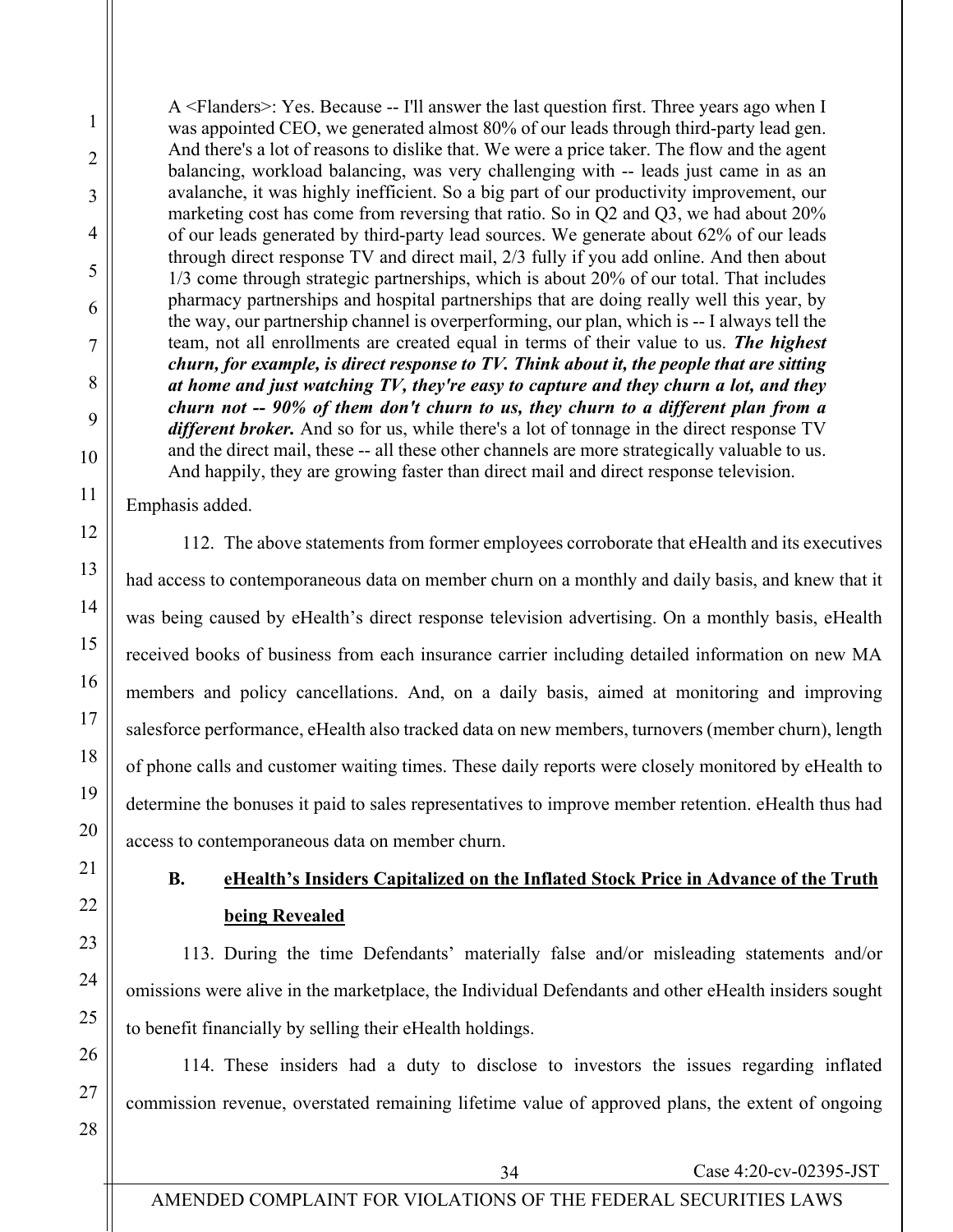A <Flanders>: Yes. Because -- I'll answer the last question first. Three years ago when I was appointed CEO, we generated almost 80% of our leads through third-party lead gen. And there's a lot of reasons to dislike that. We were a price taker. The flow and the agent balancing, workload balancing, was very challenging with -- leads just came in as an avalanche, it was highly inefficient. So a big part of our productivity improvement, our marketing cost has come from reversing that ratio. So in Q2 and Q3, we had about 20% of our leads generated by third-party lead sources. We generate about 62% of our leads through direct response TV and direct mail, 2/3 fully if you add online. And then about 1/3 come through strategic partnerships, which is about 20% of our total. That includes pharmacy partnerships and hospital partnerships that are doing really well this year, by the way, our partnership channel is overperforming, our plan, which is -- I always tell the team, not all enrollments are created equal in terms of their value to us. ***The highest churn, for example, is direct response to TV. Think about it, the people that are sitting at home and just watching TV, they're easy to capture and they churn a lot, and they churn not -- 90% of them don't churn to us, they churn to a different plan from a different broker.*** And so for us, while there's a lot of tonnage in the direct response TV and the direct mail, these -- all these other channels are more strategically valuable to us. And happily, they are growing faster than direct mail and direct response television.

Emphasis added.

112. The above statements from former employees corroborate that eHealth and its executives had access to contemporaneous data on member churn on a monthly and daily basis, and knew that it was being caused by eHealth's direct response television advertising. On a monthly basis, eHealth received books of business from each insurance carrier including detailed information on new MA members and policy cancellations. And, on a daily basis, aimed at monitoring and improving salesforce performance, eHealth also tracked data on new members, turnovers (member churn), length of phone calls and customer waiting times. These daily reports were closely monitored by eHealth to determine the bonuses it paid to sales representatives to improve member retention. eHealth thus had access to contemporaneous data on member churn.

### B. eHealth's Insiders Capitalized on the Inflated Stock Price in Advance of the Truth being Revealed

113. During the time Defendants' materially false and/or misleading statements and/or omissions were alive in the marketplace, the Individual Defendants and other eHealth insiders sought to benefit financially by selling their eHealth holdings.

114. These insiders had a duty to disclose to investors the issues regarding inflated commission revenue, overstated remaining lifetime value of approved plans, the extent of ongoing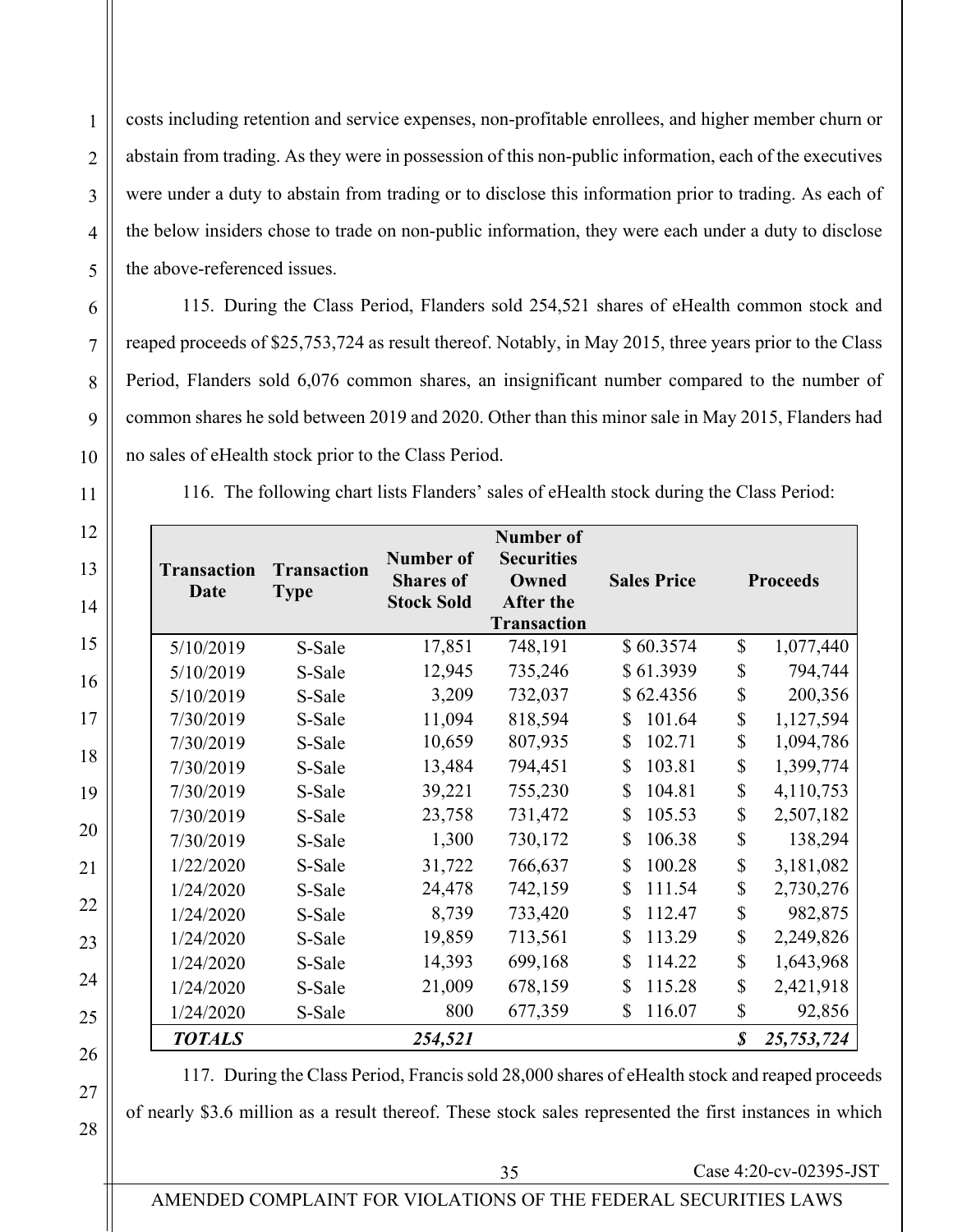costs including retention and service expenses, non-profitable enrollees, and higher member churn or abstain from trading. As they were in possession of this non-public information, each of the executives were under a duty to abstain from trading or to disclose this information prior to trading. As each of the below insiders chose to trade on non-public information, they were each under a duty to disclose the above-referenced issues.

115. During the Class Period, Flanders sold 254,521 shares of eHealth common stock and reaped proceeds of $25,753,724 as result thereof. Notably, in May 2015, three years prior to the Class Period, Flanders sold 6,076 common shares, an insignificant number compared to the number of common shares he sold between 2019 and 2020. Other than this minor sale in May 2015, Flanders had no sales of eHealth stock prior to the Class Period.

116. The following chart lists Flanders' sales of eHealth stock during the Class Period:

| Transaction Date | Transaction Type | Number of Shares of Stock Sold | Number of Securities Owned After the Transaction | Sales Price | Proceeds |
|---|---|---|---|---|---|
| 5/10/2019 | S-Sale | 17,851 | 748,191 | $ 60.3574 | $ 1,077,440 |
| 5/10/2019 | S-Sale | 12,945 | 735,246 | $ 61.3939 | $ 794,744 |
| 5/10/2019 | S-Sale | 3,209 | 732,037 | $ 62.4356 | $ 200,356 |
| 7/30/2019 | S-Sale | 11,094 | 818,594 | $ 101.64 | $ 1,127,594 |
| 7/30/2019 | S-Sale | 10,659 | 807,935 | $ 102.71 | $ 1,094,786 |
| 7/30/2019 | S-Sale | 13,484 | 794,451 | $ 103.81 | $ 1,399,774 |
| 7/30/2019 | S-Sale | 39,221 | 755,230 | $ 104.81 | $ 4,110,753 |
| 7/30/2019 | S-Sale | 23,758 | 731,472 | $ 105.53 | $ 2,507,182 |
| 7/30/2019 | S-Sale | 1,300 | 730,172 | $ 106.38 | $ 138,294 |
| 1/22/2020 | S-Sale | 31,722 | 766,637 | $ 100.28 | $ 3,181,082 |
| 1/24/2020 | S-Sale | 24,478 | 742,159 | $ 111.54 | $ 2,730,276 |
| 1/24/2020 | S-Sale | 8,739 | 733,420 | $ 112.47 | $ 982,875 |
| 1/24/2020 | S-Sale | 19,859 | 713,561 | $ 113.29 | $ 2,249,826 |
| 1/24/2020 | S-Sale | 14,393 | 699,168 | $ 114.22 | $ 1,643,968 |
| 1/24/2020 | S-Sale | 21,009 | 678,159 | $ 115.28 | $ 2,421,918 |
| 1/24/2020 | S-Sale | 800 | 677,359 | $ 116.07 | $ 92,856 |
| ***TOTALS*** | | ***254,521*** | | | ***$ 25,753,724*** |

117. During the Class Period, Francis sold 28,000 shares of eHealth stock and reaped proceeds of nearly $3.6 million as a result thereof. These stock sales represented the first instances in which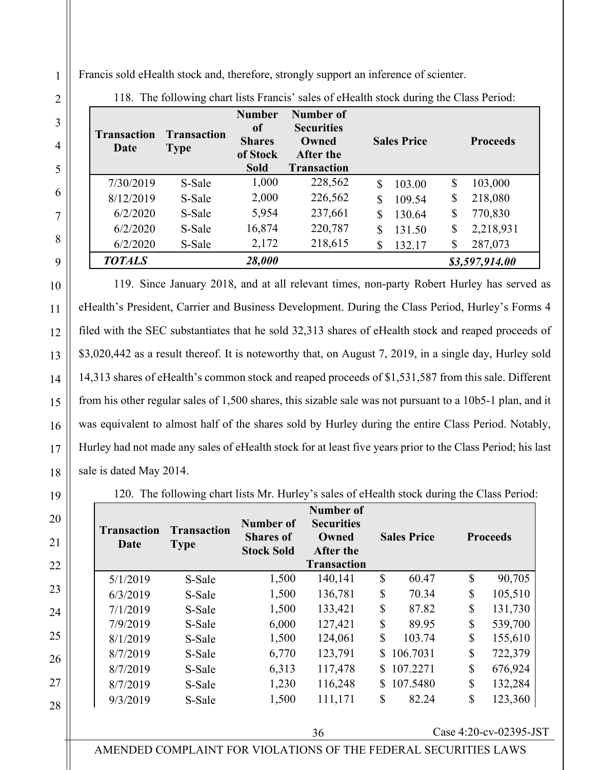Francis sold eHealth stock and, therefore, strongly support an inference of scienter.

118. The following chart lists Francis' sales of eHealth stock during the Class Period:

| Transaction Date | Transaction Type | Number of Shares of Stock Sold | Number of Securities Owned After the Transaction | Sales Price | Proceeds |
|---|---|---|---|---|---|
| 7/30/2019 | S-Sale | 1,000 | 228,562 | $ 103.00 | $ 103,000 |
| 8/12/2019 | S-Sale | 2,000 | 226,562 | $ 109.54 | $ 218,080 |
| 6/2/2020 | S-Sale | 5,954 | 237,661 | $ 130.64 | $ 770,830 |
| 6/2/2020 | S-Sale | 16,874 | 220,787 | $ 131.50 | $ 2,218,931 |
| 6/2/2020 | S-Sale | 2,172 | 218,615 | $ 132.17 | $ 287,073 |
| ***TOTALS*** | | ***28,000*** | | | ***$3,597,914.00*** |

119. Since January 2018, and at all relevant times, non-party Robert Hurley has served as eHealth's President, Carrier and Business Development. During the Class Period, Hurley's Forms 4 filed with the SEC substantiates that he sold 32,313 shares of eHealth stock and reaped proceeds of $3,020,442 as a result thereof. It is noteworthy that, on August 7, 2019, in a single day, Hurley sold 14,313 shares of eHealth's common stock and reaped proceeds of $1,531,587 from this sale. Different from his other regular sales of 1,500 shares, this sizable sale was not pursuant to a 10b5-1 plan, and it was equivalent to almost half of the shares sold by Hurley during the entire Class Period. Notably, Hurley had not made any sales of eHealth stock for at least five years prior to the Class Period; his last sale is dated May 2014.

120. The following chart lists Mr. Hurley's sales of eHealth stock during the Class Period:

| Transaction Date | Transaction Type | Number of Shares of Stock Sold | Number of Securities Owned After the Transaction | Sales Price | Proceeds |
|---|---|---|---|---|---|
| 5/1/2019 | S-Sale | 1,500 | 140,141 | $ 60.47 | $ 90,705 |
| 6/3/2019 | S-Sale | 1,500 | 136,781 | $ 70.34 | $ 105,510 |
| 7/1/2019 | S-Sale | 1,500 | 133,421 | $ 87.82 | $ 131,730 |
| 7/9/2019 | S-Sale | 6,000 | 127,421 | $ 89.95 | $ 539,700 |
| 8/1/2019 | S-Sale | 1,500 | 124,061 | $ 103.74 | $ 155,610 |
| 8/7/2019 | S-Sale | 6,770 | 123,791 | $ 106.7031 | $ 722,379 |
| 8/7/2019 | S-Sale | 6,313 | 117,478 | $ 107.2271 | $ 676,924 |
| 8/7/2019 | S-Sale | 1,230 | 116,248 | $ 107.5480 | $ 132,284 |
| 9/3/2019 | S-Sale | 1,500 | 111,171 | $ 82.24 | $ 123,360 |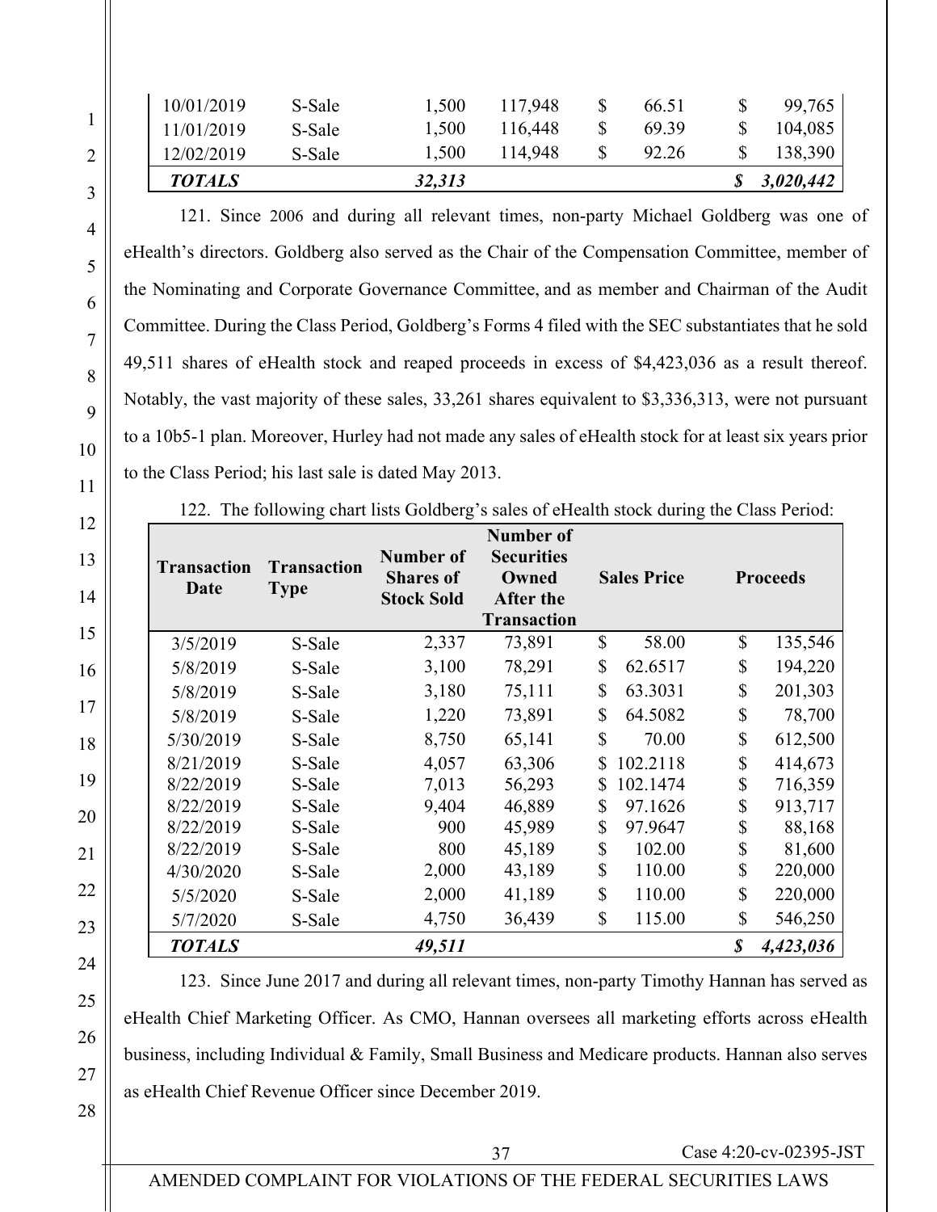| | | | | | |
|---|---|---|---|---|---|
| 10/01/2019 | S-Sale | 1,500 | 117,948 | $ 66.51 | $ 99,765 |
| 11/01/2019 | S-Sale | 1,500 | 116,448 | $ 69.39 | $ 104,085 |
| 12/02/2019 | S-Sale | 1,500 | 114,948 | $ 92.26 | $ 138,390 |
| ***TOTALS*** | | ***32,313*** | | | ***$ 3,020,442*** |

121. Since 2006 and during all relevant times, non-party Michael Goldberg was one of eHealth's directors. Goldberg also served as the Chair of the Compensation Committee, member of the Nominating and Corporate Governance Committee, and as member and Chairman of the Audit Committee. During the Class Period, Goldberg's Forms 4 filed with the SEC substantiates that he sold 49,511 shares of eHealth stock and reaped proceeds in excess of $4,423,036 as a result thereof. Notably, the vast majority of these sales, 33,261 shares equivalent to $3,336,313, were not pursuant to a 10b5-1 plan. Moreover, Hurley had not made any sales of eHealth stock for at least six years prior to the Class Period; his last sale is dated May 2013.

122. The following chart lists Goldberg's sales of eHealth stock during the Class Period:

| Transaction Date | Transaction Type | Number of Shares of Stock Sold | Number of Securities Owned After the Transaction | Sales Price | Proceeds |
|---|---|---|---|---|---|
| 3/5/2019 | S-Sale | 2,337 | 73,891 | $ 58.00 | $ 135,546 |
| 5/8/2019 | S-Sale | 3,100 | 78,291 | $ 62.6517 | $ 194,220 |
| 5/8/2019 | S-Sale | 3,180 | 75,111 | $ 63.3031 | $ 201,303 |
| 5/8/2019 | S-Sale | 1,220 | 73,891 | $ 64.5082 | $ 78,700 |
| 5/30/2019 | S-Sale | 8,750 | 65,141 | $ 70.00 | $ 612,500 |
| 8/21/2019 | S-Sale | 4,057 | 63,306 | $ 102.2118 | $ 414,673 |
| 8/22/2019 | S-Sale | 7,013 | 56,293 | $ 102.1474 | $ 716,359 |
| 8/22/2019 | S-Sale | 9,404 | 46,889 | $ 97.1626 | $ 913,717 |
| 8/22/2019 | S-Sale | 900 | 45,989 | $ 97.9647 | $ 88,168 |
| 8/22/2019 | S-Sale | 800 | 45,189 | $ 102.00 | $ 81,600 |
| 4/30/2020 | S-Sale | 2,000 | 43,189 | $ 110.00 | $ 220,000 |
| 5/5/2020 | S-Sale | 2,000 | 41,189 | $ 110.00 | $ 220,000 |
| 5/7/2020 | S-Sale | 4,750 | 36,439 | $ 115.00 | $ 546,250 |
| ***TOTALS*** | | ***49,511*** | | | ***$ 4,423,036*** |

123. Since June 2017 and during all relevant times, non-party Timothy Hannan has served as eHealth Chief Marketing Officer. As CMO, Hannan oversees all marketing efforts across eHealth business, including Individual & Family, Small Business and Medicare products. Hannan also serves as eHealth Chief Revenue Officer since December 2019.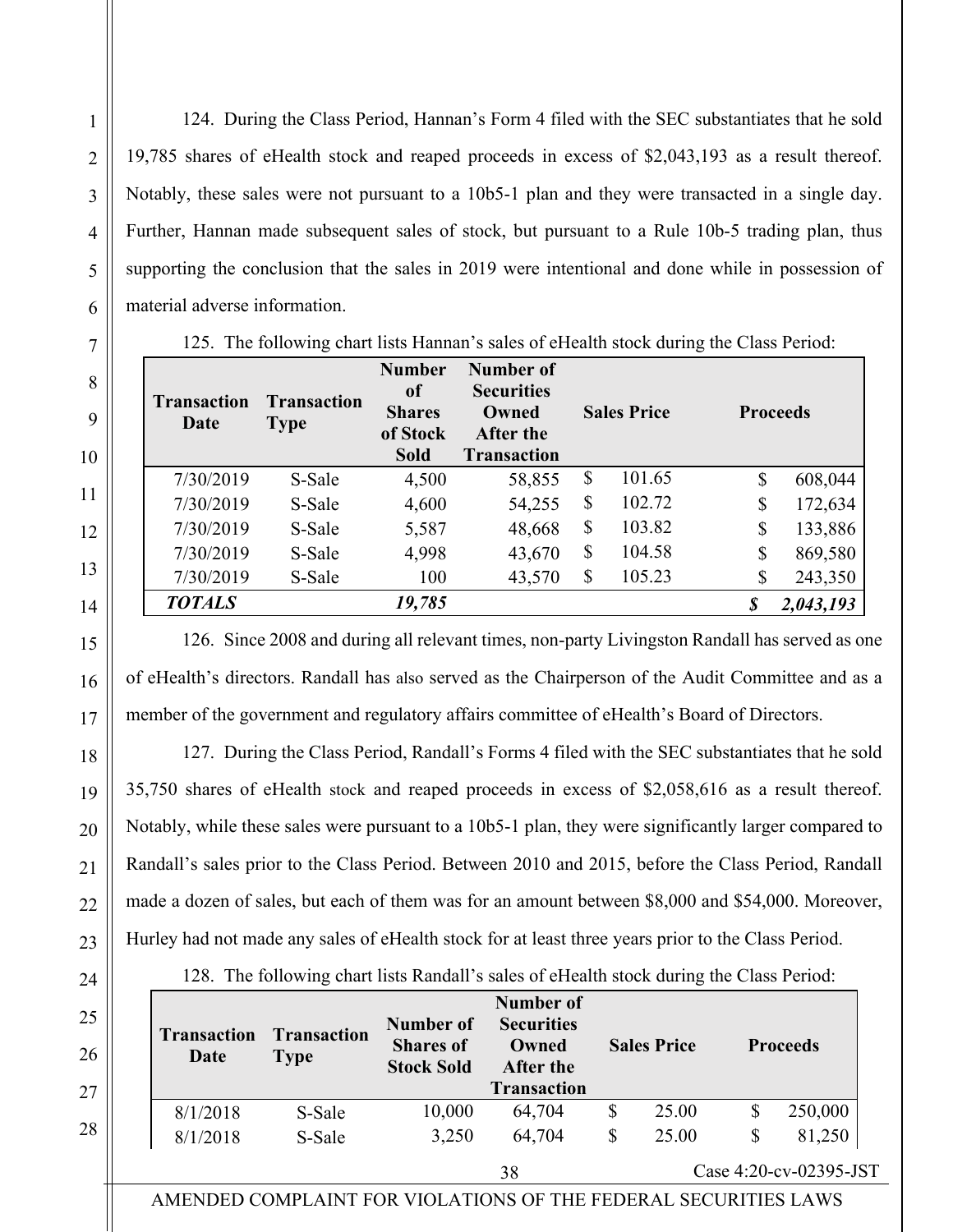124. During the Class Period, Hannan's Form 4 filed with the SEC substantiates that he sold 19,785 shares of eHealth stock and reaped proceeds in excess of $2,043,193 as a result thereof. Notably, these sales were not pursuant to a 10b5-1 plan and they were transacted in a single day. Further, Hannan made subsequent sales of stock, but pursuant to a Rule 10b-5 trading plan, thus supporting the conclusion that the sales in 2019 were intentional and done while in possession of material adverse information.

125. The following chart lists Hannan's sales of eHealth stock during the Class Period:

| Transaction Date | Transaction Type | Number of Shares of Stock Sold | Number of Securities Owned After the Transaction | Sales Price | Proceeds |
|---|---|---|---|---|---|
| 7/30/2019 | S-Sale | 4,500 | 58,855 | $ 101.65 | $ 608,044 |
| 7/30/2019 | S-Sale | 4,600 | 54,255 | $ 102.72 | $ 172,634 |
| 7/30/2019 | S-Sale | 5,587 | 48,668 | $ 103.82 | $ 133,886 |
| 7/30/2019 | S-Sale | 4,998 | 43,670 | $ 104.58 | $ 869,580 |
| 7/30/2019 | S-Sale | 100 | 43,570 | $ 105.23 | $ 243,350 |
| ***TOTALS*** | | ***19,785*** | | | ***$ 2,043,193*** |

126. Since 2008 and during all relevant times, non-party Livingston Randall has served as one of eHealth's directors. Randall has also served as the Chairperson of the Audit Committee and as a member of the government and regulatory affairs committee of eHealth's Board of Directors.

127. During the Class Period, Randall's Forms 4 filed with the SEC substantiates that he sold 35,750 shares of eHealth stock and reaped proceeds in excess of $2,058,616 as a result thereof. Notably, while these sales were pursuant to a 10b5-1 plan, they were significantly larger compared to Randall's sales prior to the Class Period. Between 2010 and 2015, before the Class Period, Randall made a dozen of sales, but each of them was for an amount between $8,000 and $54,000. Moreover, Hurley had not made any sales of eHealth stock for at least three years prior to the Class Period.

128. The following chart lists Randall's sales of eHealth stock during the Class Period:

| Transaction Date | Transaction Type | Number of Shares of Stock Sold | Number of Securities Owned After the Transaction | Sales Price | Proceeds |
|---|---|---|---|---|---|
| 8/1/2018 | S-Sale | 10,000 | 64,704 | $ 25.00 | $ 250,000 |
| 8/1/2018 | S-Sale | 3,250 | 64,704 | $ 25.00 | $ 81,250 |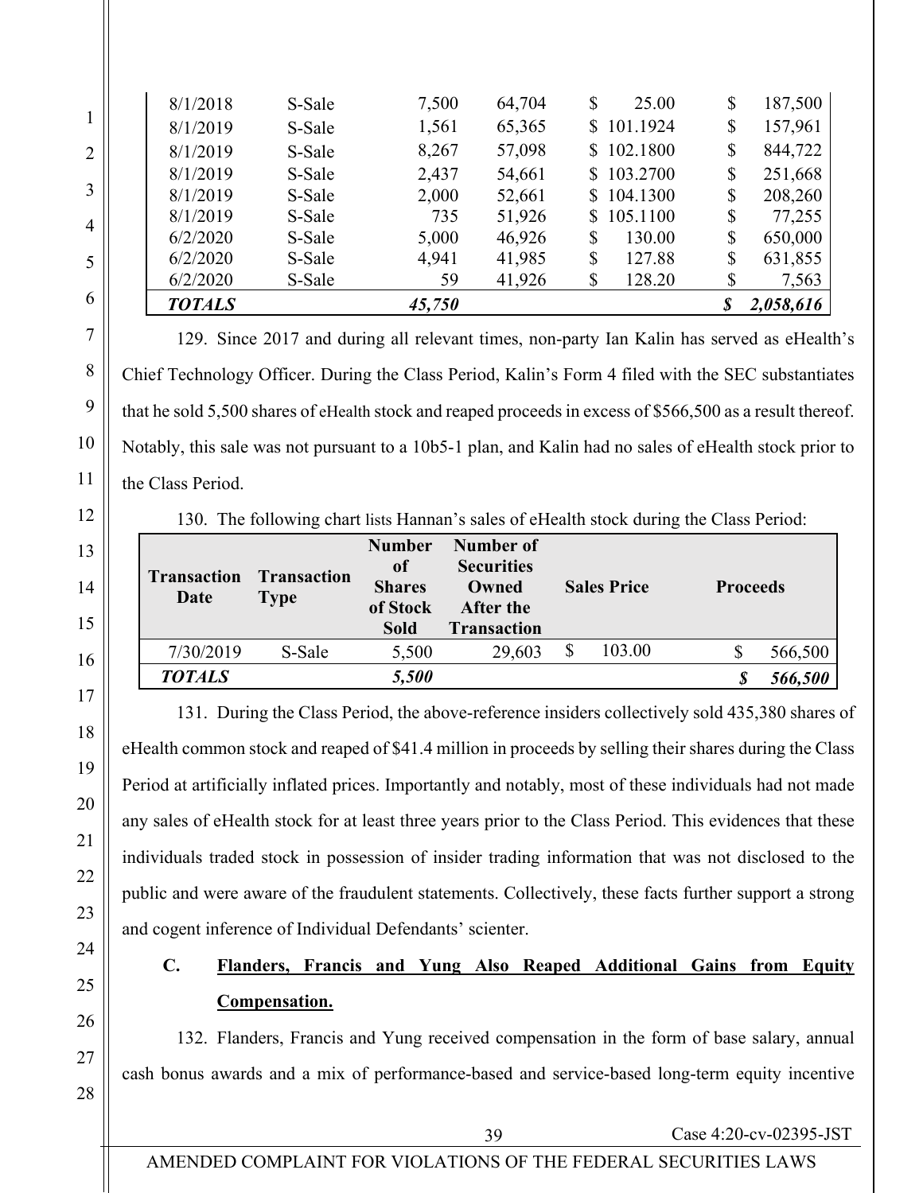| | | | | | |
|---|---|---|---|---|---|
| 8/1/2018 | S-Sale | 7,500 | 64,704 | $ 25.00 | $ 187,500 |
| 8/1/2019 | S-Sale | 1,561 | 65,365 | $ 101.1924 | $ 157,961 |
| 8/1/2019 | S-Sale | 8,267 | 57,098 | $ 102.1800 | $ 844,722 |
| 8/1/2019 | S-Sale | 2,437 | 54,661 | $ 103.2700 | $ 251,668 |
| 8/1/2019 | S-Sale | 2,000 | 52,661 | $ 104.1300 | $ 208,260 |
| 8/1/2019 | S-Sale | 735 | 51,926 | $ 105.1100 | $ 77,255 |
| 6/2/2020 | S-Sale | 5,000 | 46,926 | $ 130.00 | $ 650,000 |
| 6/2/2020 | S-Sale | 4,941 | 41,985 | $ 127.88 | $ 631,855 |
| 6/2/2020 | S-Sale | 59 | 41,926 | $ 128.20 | $ 7,563 |
| ***TOTALS*** | | ***45,750*** | | | ***$ 2,058,616*** |

129. Since 2017 and during all relevant times, non-party Ian Kalin has served as eHealth's Chief Technology Officer. During the Class Period, Kalin's Form 4 filed with the SEC substantiates that he sold 5,500 shares of eHealth stock and reaped proceeds in excess of $566,500 as a result thereof. Notably, this sale was not pursuant to a 10b5-1 plan, and Kalin had no sales of eHealth stock prior to the Class Period.

130. The following chart lists Hannan's sales of eHealth stock during the Class Period:

| Transaction Date | Transaction Type | Number of Shares of Stock Sold | Number of Securities Owned After the Transaction | Sales Price | Proceeds |
|---|---|---|---|---|---|
| 7/30/2019 | S-Sale | 5,500 | 29,603 | $ 103.00 | $ 566,500 |
| ***TOTALS*** | | ***5,500*** | | | ***$ 566,500*** |

131. During the Class Period, the above-reference insiders collectively sold 435,380 shares of eHealth common stock and reaped of $41.4 million in proceeds by selling their shares during the Class Period at artificially inflated prices. Importantly and notably, most of these individuals had not made any sales of eHealth stock for at least three years prior to the Class Period. This evidences that these individuals traded stock in possession of insider trading information that was not disclosed to the public and were aware of the fraudulent statements. Collectively, these facts further support a strong and cogent inference of Individual Defendants' scienter.

### C. Flanders, Francis and Yung Also Reaped Additional Gains from Equity Compensation.

132. Flanders, Francis and Yung received compensation in the form of base salary, annual cash bonus awards and a mix of performance-based and service-based long-term equity incentive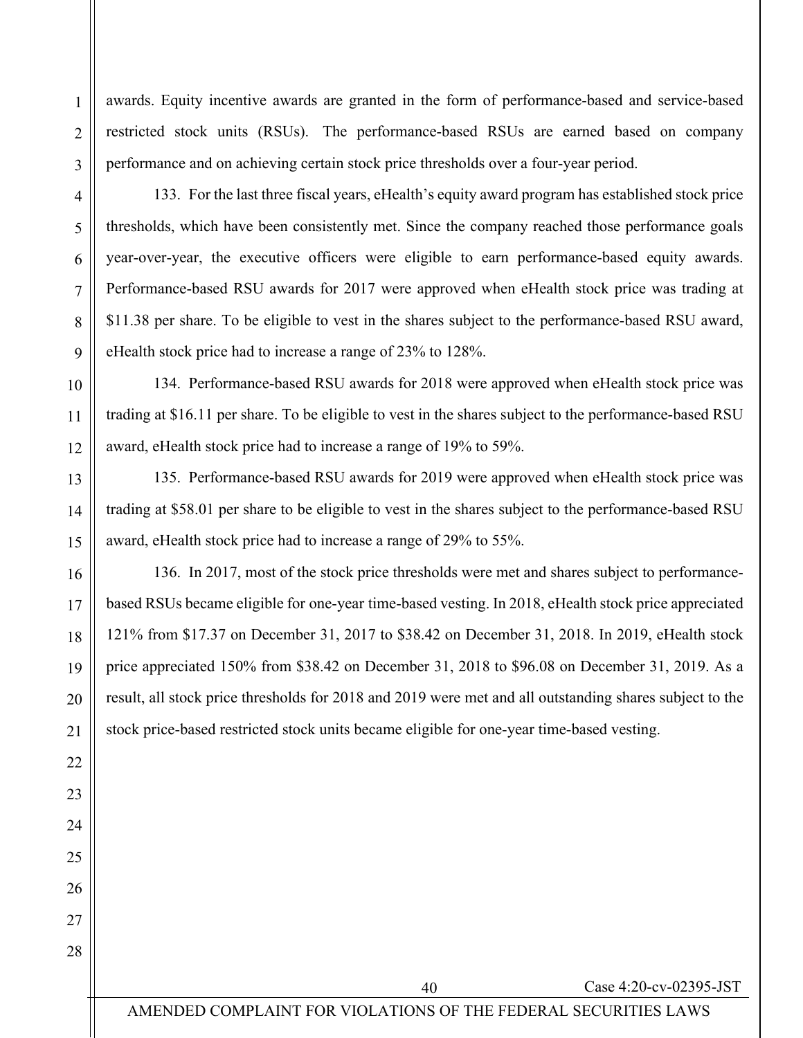awards. Equity incentive awards are granted in the form of performance-based and service-based restricted stock units (RSUs). The performance-based RSUs are earned based on company performance and on achieving certain stock price thresholds over a four-year period.

133. For the last three fiscal years, eHealth's equity award program has established stock price thresholds, which have been consistently met. Since the company reached those performance goals year-over-year, the executive officers were eligible to earn performance-based equity awards. Performance-based RSU awards for 2017 were approved when eHealth stock price was trading at $11.38 per share. To be eligible to vest in the shares subject to the performance-based RSU award, eHealth stock price had to increase a range of 23% to 128%.

134. Performance-based RSU awards for 2018 were approved when eHealth stock price was trading at $16.11 per share. To be eligible to vest in the shares subject to the performance-based RSU award, eHealth stock price had to increase a range of 19% to 59%.

135. Performance-based RSU awards for 2019 were approved when eHealth stock price was trading at $58.01 per share to be eligible to vest in the shares subject to the performance-based RSU award, eHealth stock price had to increase a range of 29% to 55%.

136. In 2017, most of the stock price thresholds were met and shares subject to performance-based RSUs became eligible for one-year time-based vesting. In 2018, eHealth stock price appreciated 121% from $17.37 on December 31, 2017 to $38.42 on December 31, 2018. In 2019, eHealth stock price appreciated 150% from $38.42 on December 31, 2018 to $96.08 on December 31, 2019. As a result, all stock price thresholds for 2018 and 2019 were met and all outstanding shares subject to the stock price-based restricted stock units became eligible for one-year time-based vesting.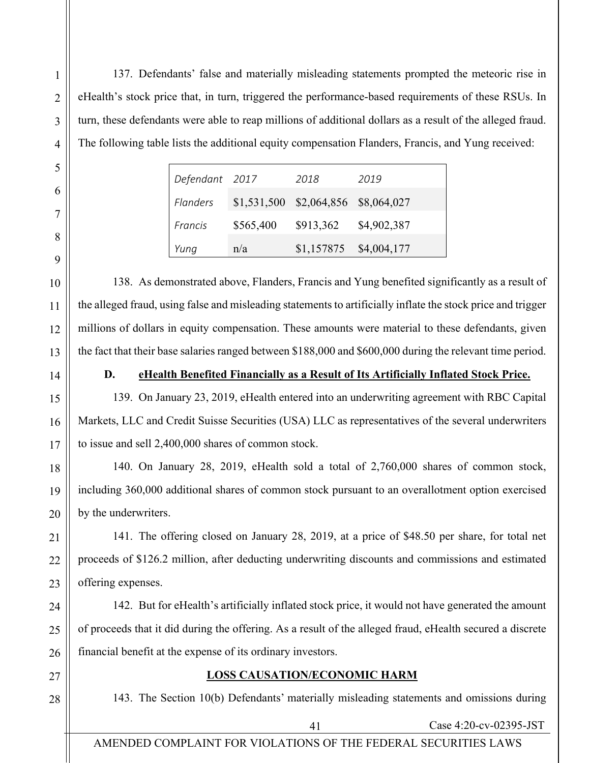137. Defendants' false and materially misleading statements prompted the meteoric rise in eHealth's stock price that, in turn, triggered the performance-based requirements of these RSUs. In turn, these defendants were able to reap millions of additional dollars as a result of the alleged fraud. The following table lists the additional equity compensation Flanders, Francis, and Yung received:

| *Defendant* | *2017* | *2018* | *2019* |
|---|---|---|---|
| *Flanders* | $1,531,500 | $2,064,856 | $8,064,027 |
| *Francis* | $565,400 | $913,362 | $4,902,387 |
| *Yung* | n/a | $1,157875 | $4,004,177 |

138. As demonstrated above, Flanders, Francis and Yung benefited significantly as a result of the alleged fraud, using false and misleading statements to artificially inflate the stock price and trigger millions of dollars in equity compensation. These amounts were material to these defendants, given the fact that their base salaries ranged between $188,000 and $600,000 during the relevant time period.

### D. eHealth Benefited Financially as a Result of Its Artificially Inflated Stock Price.

139. On January 23, 2019, eHealth entered into an underwriting agreement with RBC Capital Markets, LLC and Credit Suisse Securities (USA) LLC as representatives of the several underwriters to issue and sell 2,400,000 shares of common stock.

140. On January 28, 2019, eHealth sold a total of 2,760,000 shares of common stock, including 360,000 additional shares of common stock pursuant to an overallotment option exercised by the underwriters.

141. The offering closed on January 28, 2019, at a price of $48.50 per share, for total net proceeds of $126.2 million, after deducting underwriting discounts and commissions and estimated offering expenses.

142. But for eHealth's artificially inflated stock price, it would not have generated the amount of proceeds that it did during the offering. As a result of the alleged fraud, eHealth secured a discrete financial benefit at the expense of its ordinary investors.

## LOSS CAUSATION/ECONOMIC HARM

143. The Section 10(b) Defendants' materially misleading statements and omissions during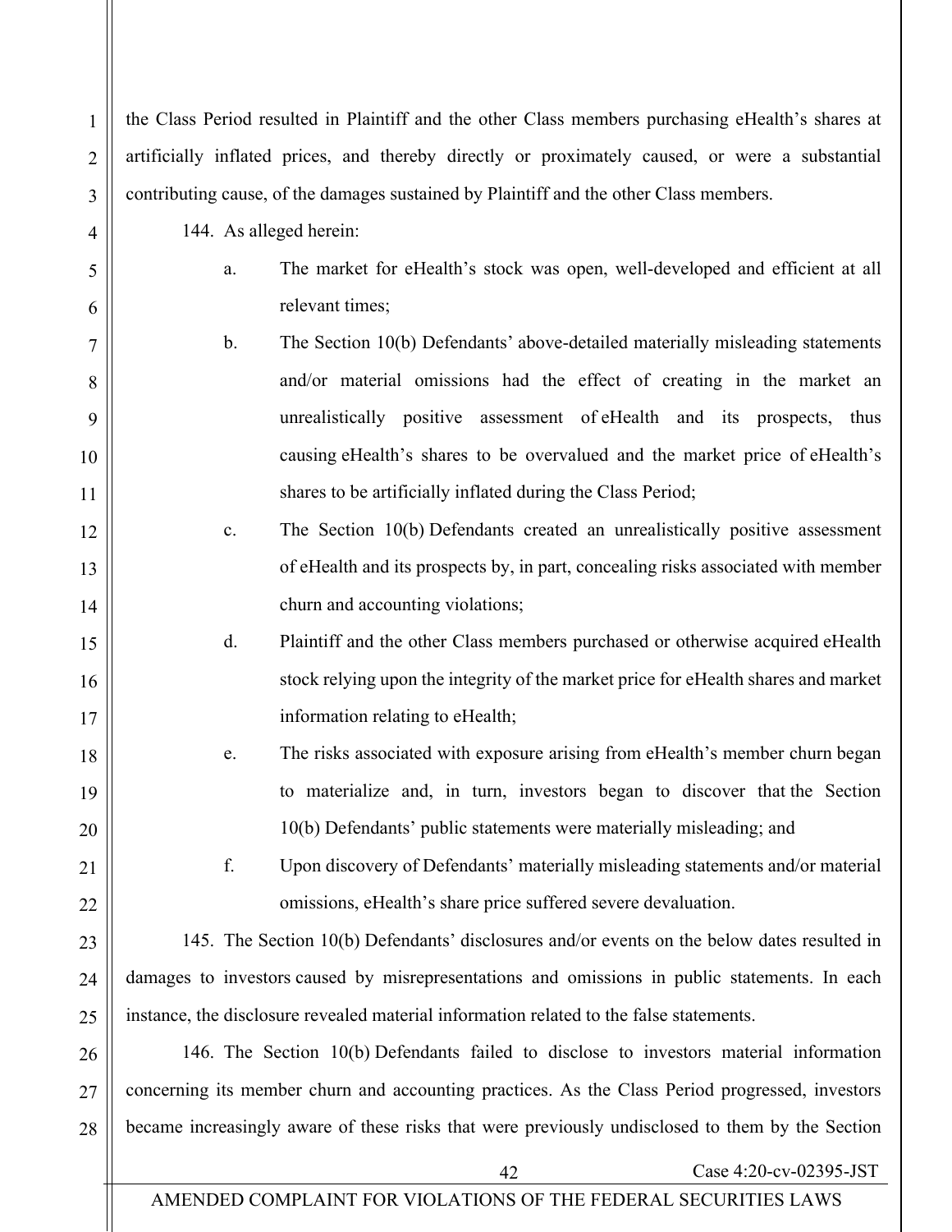the Class Period resulted in Plaintiff and the other Class members purchasing eHealth's shares at artificially inflated prices, and thereby directly or proximately caused, or were a substantial contributing cause, of the damages sustained by Plaintiff and the other Class members.

144. As alleged herein:

a. The market for eHealth's stock was open, well-developed and efficient at all relevant times;

b. The Section 10(b) Defendants' above-detailed materially misleading statements and/or material omissions had the effect of creating in the market an unrealistically positive assessment of eHealth and its prospects, thus causing eHealth's shares to be overvalued and the market price of eHealth's shares to be artificially inflated during the Class Period;

c. The Section 10(b) Defendants created an unrealistically positive assessment of eHealth and its prospects by, in part, concealing risks associated with member churn and accounting violations;

d. Plaintiff and the other Class members purchased or otherwise acquired eHealth stock relying upon the integrity of the market price for eHealth shares and market information relating to eHealth;

e. The risks associated with exposure arising from eHealth's member churn began to materialize and, in turn, investors began to discover that the Section 10(b) Defendants' public statements were materially misleading; and

f. Upon discovery of Defendants' materially misleading statements and/or material omissions, eHealth's share price suffered severe devaluation.

145. The Section 10(b) Defendants' disclosures and/or events on the below dates resulted in damages to investors caused by misrepresentations and omissions in public statements. In each instance, the disclosure revealed material information related to the false statements.

146. The Section 10(b) Defendants failed to disclose to investors material information concerning its member churn and accounting practices. As the Class Period progressed, investors became increasingly aware of these risks that were previously undisclosed to them by the Section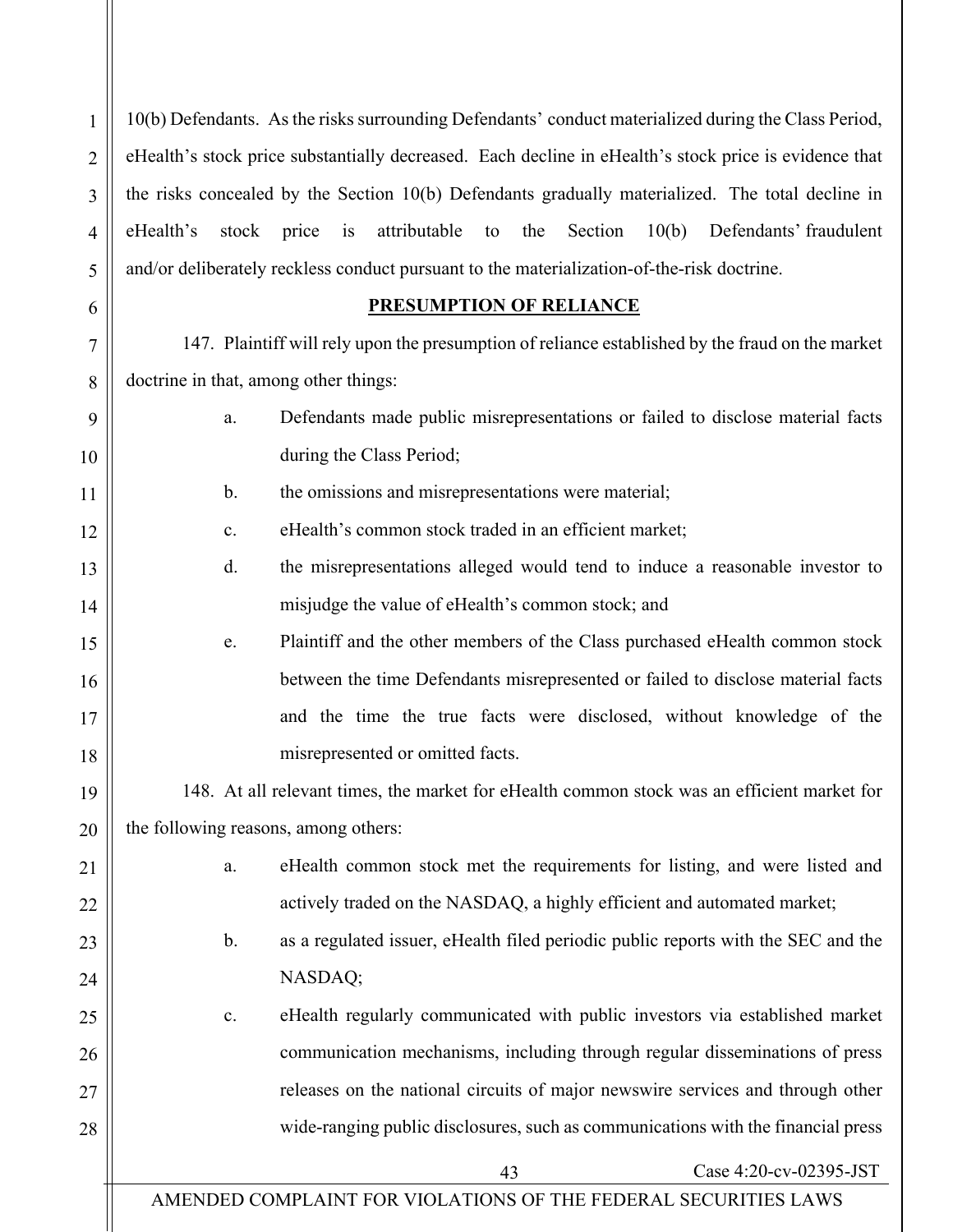10(b) Defendants. As the risks surrounding Defendants' conduct materialized during the Class Period, eHealth's stock price substantially decreased. Each decline in eHealth's stock price is evidence that the risks concealed by the Section 10(b) Defendants gradually materialized. The total decline in eHealth's stock price is attributable to the Section 10(b) Defendants' fraudulent and/or deliberately reckless conduct pursuant to the materialization-of-the-risk doctrine.

**PRESUMPTION OF RELIANCE**

147. Plaintiff will rely upon the presumption of reliance established by the fraud on the market doctrine in that, among other things:

a. Defendants made public misrepresentations or failed to disclose material facts during the Class Period;

b. the omissions and misrepresentations were material;

c. eHealth's common stock traded in an efficient market;

d. the misrepresentations alleged would tend to induce a reasonable investor to misjudge the value of eHealth's common stock; and

e. Plaintiff and the other members of the Class purchased eHealth common stock between the time Defendants misrepresented or failed to disclose material facts and the time the true facts were disclosed, without knowledge of the misrepresented or omitted facts.

148. At all relevant times, the market for eHealth common stock was an efficient market for the following reasons, among others:

a. eHealth common stock met the requirements for listing, and were listed and actively traded on the NASDAQ, a highly efficient and automated market;

b. as a regulated issuer, eHealth filed periodic public reports with the SEC and the NASDAQ;

c. eHealth regularly communicated with public investors via established market communication mechanisms, including through regular disseminations of press releases on the national circuits of major newswire services and through other wide-ranging public disclosures, such as communications with the financial press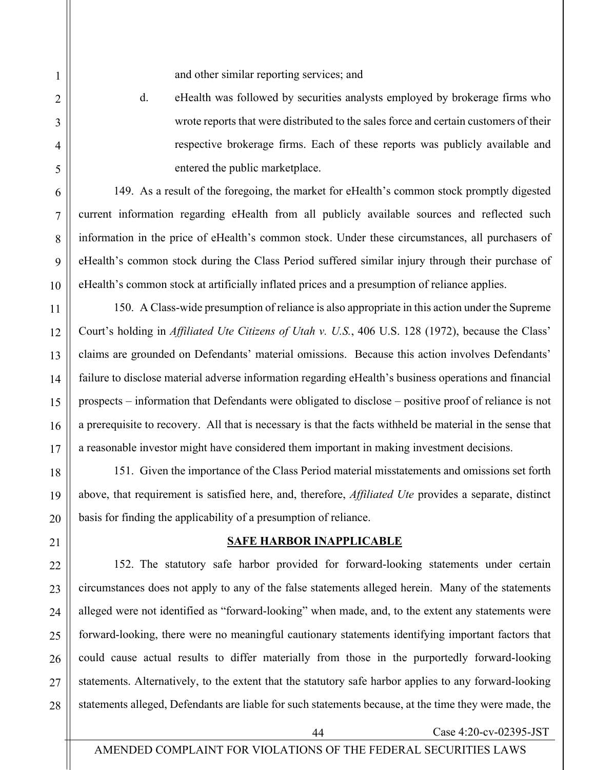and other similar reporting services; and

d. eHealth was followed by securities analysts employed by brokerage firms who wrote reports that were distributed to the sales force and certain customers of their respective brokerage firms. Each of these reports was publicly available and entered the public marketplace.

149. As a result of the foregoing, the market for eHealth's common stock promptly digested current information regarding eHealth from all publicly available sources and reflected such information in the price of eHealth's common stock. Under these circumstances, all purchasers of eHealth's common stock during the Class Period suffered similar injury through their purchase of eHealth's common stock at artificially inflated prices and a presumption of reliance applies.

150. A Class-wide presumption of reliance is also appropriate in this action under the Supreme Court's holding in *Affiliated Ute Citizens of Utah v. U.S.*, 406 U.S. 128 (1972), because the Class' claims are grounded on Defendants' material omissions. Because this action involves Defendants' failure to disclose material adverse information regarding eHealth's business operations and financial prospects – information that Defendants were obligated to disclose – positive proof of reliance is not a prerequisite to recovery. All that is necessary is that the facts withheld be material in the sense that a reasonable investor might have considered them important in making investment decisions.

151. Given the importance of the Class Period material misstatements and omissions set forth above, that requirement is satisfied here, and, therefore, *Affiliated Ute* provides a separate, distinct basis for finding the applicability of a presumption of reliance.

## SAFE HARBOR INAPPLICABLE

152. The statutory safe harbor provided for forward-looking statements under certain circumstances does not apply to any of the false statements alleged herein. Many of the statements alleged were not identified as "forward-looking" when made, and, to the extent any statements were forward-looking, there were no meaningful cautionary statements identifying important factors that could cause actual results to differ materially from those in the purportedly forward-looking statements. Alternatively, to the extent that the statutory safe harbor applies to any forward-looking statements alleged, Defendants are liable for such statements because, at the time they were made, the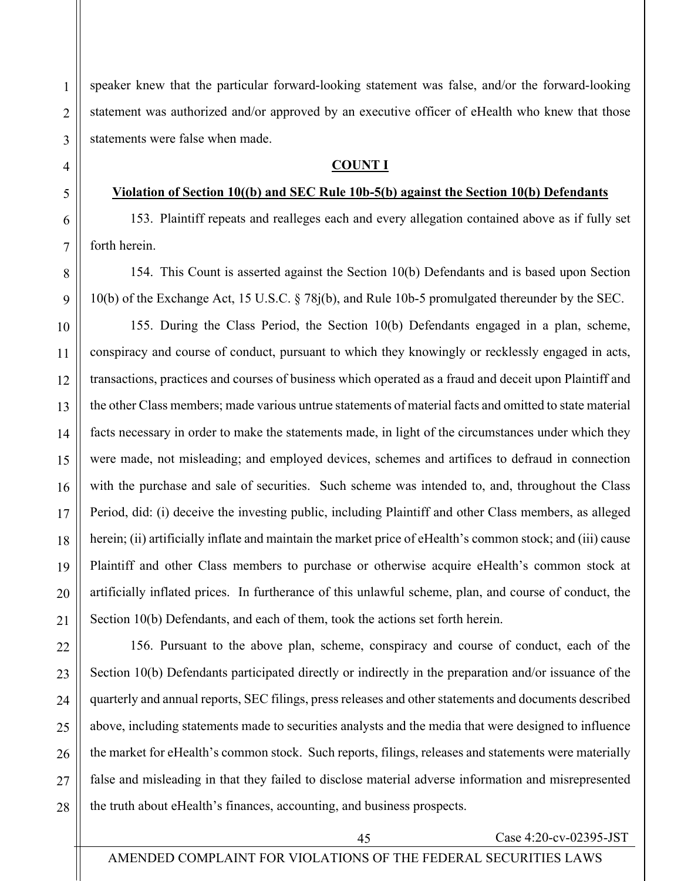speaker knew that the particular forward-looking statement was false, and/or the forward-looking statement was authorized and/or approved by an executive officer of eHealth who knew that those statements were false when made.

**COUNT I**

**Violation of Section 10((b) and SEC Rule 10b-5(b) against the Section 10(b) Defendants**

153. Plaintiff repeats and realleges each and every allegation contained above as if fully set forth herein.

154. This Count is asserted against the Section 10(b) Defendants and is based upon Section 10(b) of the Exchange Act, 15 U.S.C. § 78j(b), and Rule 10b-5 promulgated thereunder by the SEC.

155. During the Class Period, the Section 10(b) Defendants engaged in a plan, scheme, conspiracy and course of conduct, pursuant to which they knowingly or recklessly engaged in acts, transactions, practices and courses of business which operated as a fraud and deceit upon Plaintiff and the other Class members; made various untrue statements of material facts and omitted to state material facts necessary in order to make the statements made, in light of the circumstances under which they were made, not misleading; and employed devices, schemes and artifices to defraud in connection with the purchase and sale of securities. Such scheme was intended to, and, throughout the Class Period, did: (i) deceive the investing public, including Plaintiff and other Class members, as alleged herein; (ii) artificially inflate and maintain the market price of eHealth's common stock; and (iii) cause Plaintiff and other Class members to purchase or otherwise acquire eHealth's common stock at artificially inflated prices. In furtherance of this unlawful scheme, plan, and course of conduct, the Section 10(b) Defendants, and each of them, took the actions set forth herein.

156. Pursuant to the above plan, scheme, conspiracy and course of conduct, each of the Section 10(b) Defendants participated directly or indirectly in the preparation and/or issuance of the quarterly and annual reports, SEC filings, press releases and other statements and documents described above, including statements made to securities analysts and the media that were designed to influence the market for eHealth's common stock. Such reports, filings, releases and statements were materially false and misleading in that they failed to disclose material adverse information and misrepresented the truth about eHealth's finances, accounting, and business prospects.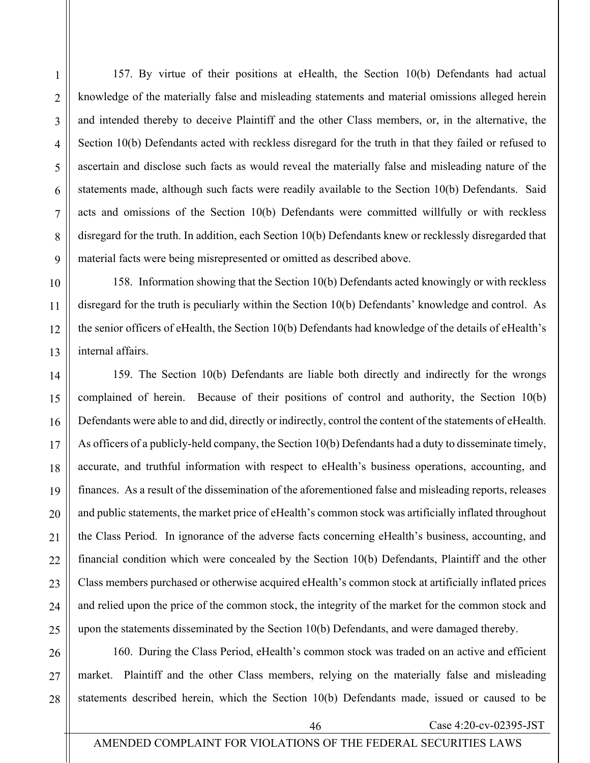157. By virtue of their positions at eHealth, the Section 10(b) Defendants had actual knowledge of the materially false and misleading statements and material omissions alleged herein and intended thereby to deceive Plaintiff and the other Class members, or, in the alternative, the Section 10(b) Defendants acted with reckless disregard for the truth in that they failed or refused to ascertain and disclose such facts as would reveal the materially false and misleading nature of the statements made, although such facts were readily available to the Section 10(b) Defendants. Said acts and omissions of the Section 10(b) Defendants were committed willfully or with reckless disregard for the truth. In addition, each Section 10(b) Defendants knew or recklessly disregarded that material facts were being misrepresented or omitted as described above.

158. Information showing that the Section 10(b) Defendants acted knowingly or with reckless disregard for the truth is peculiarly within the Section 10(b) Defendants' knowledge and control. As the senior officers of eHealth, the Section 10(b) Defendants had knowledge of the details of eHealth's internal affairs.

159. The Section 10(b) Defendants are liable both directly and indirectly for the wrongs complained of herein. Because of their positions of control and authority, the Section 10(b) Defendants were able to and did, directly or indirectly, control the content of the statements of eHealth. As officers of a publicly-held company, the Section 10(b) Defendants had a duty to disseminate timely, accurate, and truthful information with respect to eHealth's business operations, accounting, and finances. As a result of the dissemination of the aforementioned false and misleading reports, releases and public statements, the market price of eHealth's common stock was artificially inflated throughout the Class Period. In ignorance of the adverse facts concerning eHealth's business, accounting, and financial condition which were concealed by the Section 10(b) Defendants, Plaintiff and the other Class members purchased or otherwise acquired eHealth's common stock at artificially inflated prices and relied upon the price of the common stock, the integrity of the market for the common stock and upon the statements disseminated by the Section 10(b) Defendants, and were damaged thereby.

160. During the Class Period, eHealth's common stock was traded on an active and efficient market. Plaintiff and the other Class members, relying on the materially false and misleading statements described herein, which the Section 10(b) Defendants made, issued or caused to be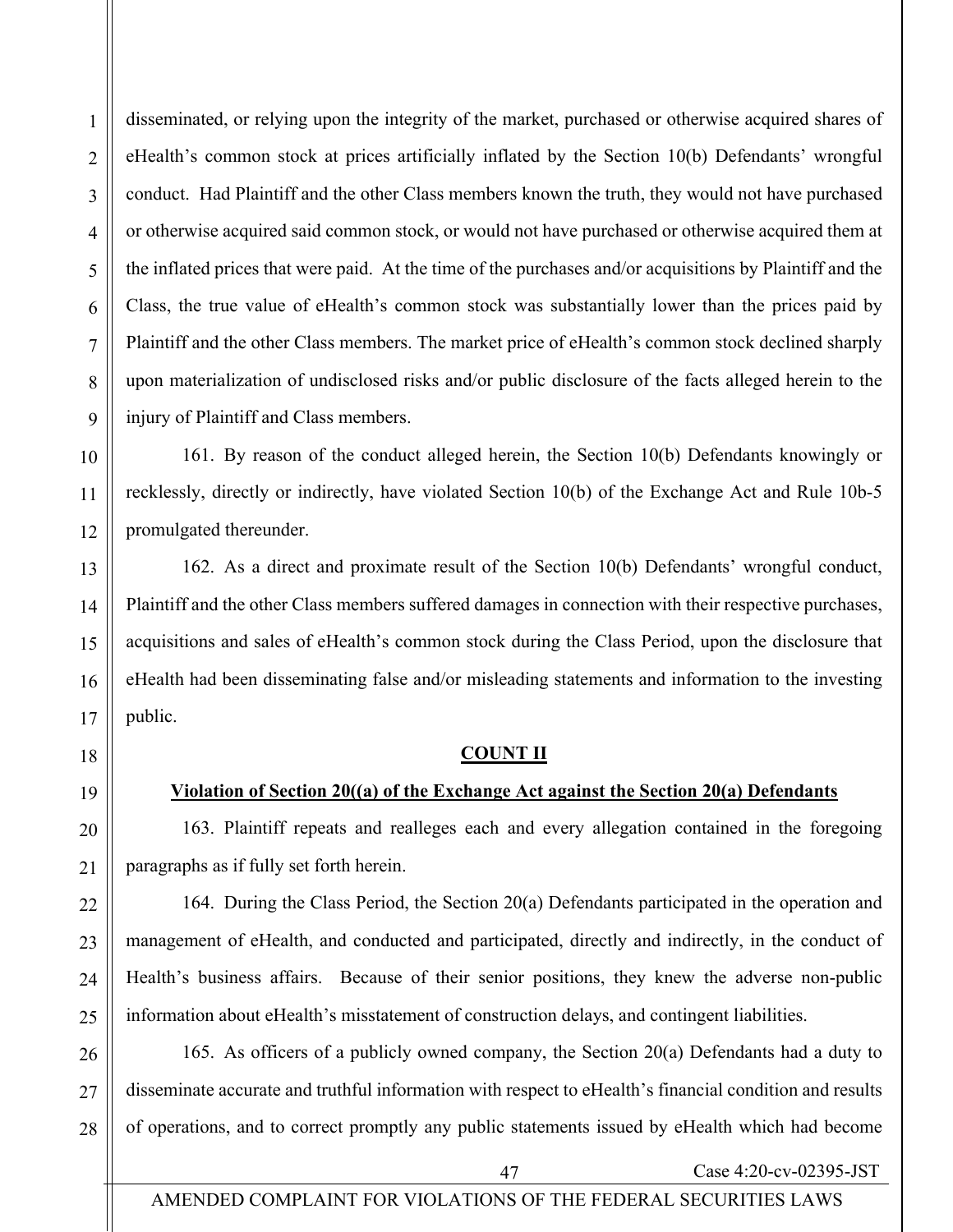disseminated, or relying upon the integrity of the market, purchased or otherwise acquired shares of eHealth's common stock at prices artificially inflated by the Section 10(b) Defendants' wrongful conduct. Had Plaintiff and the other Class members known the truth, they would not have purchased or otherwise acquired said common stock, or would not have purchased or otherwise acquired them at the inflated prices that were paid. At the time of the purchases and/or acquisitions by Plaintiff and the Class, the true value of eHealth's common stock was substantially lower than the prices paid by Plaintiff and the other Class members. The market price of eHealth's common stock declined sharply upon materialization of undisclosed risks and/or public disclosure of the facts alleged herein to the injury of Plaintiff and Class members.

161. By reason of the conduct alleged herein, the Section 10(b) Defendants knowingly or recklessly, directly or indirectly, have violated Section 10(b) of the Exchange Act and Rule 10b-5 promulgated thereunder.

162. As a direct and proximate result of the Section 10(b) Defendants' wrongful conduct, Plaintiff and the other Class members suffered damages in connection with their respective purchases, acquisitions and sales of eHealth's common stock during the Class Period, upon the disclosure that eHealth had been disseminating false and/or misleading statements and information to the investing public.

**COUNT II**

**Violation of Section 20((a) of the Exchange Act against the Section 20(a) Defendants**

163. Plaintiff repeats and realleges each and every allegation contained in the foregoing paragraphs as if fully set forth herein.

164. During the Class Period, the Section 20(a) Defendants participated in the operation and management of eHealth, and conducted and participated, directly and indirectly, in the conduct of Health's business affairs. Because of their senior positions, they knew the adverse non-public information about eHealth's misstatement of construction delays, and contingent liabilities.

165. As officers of a publicly owned company, the Section 20(a) Defendants had a duty to disseminate accurate and truthful information with respect to eHealth's financial condition and results of operations, and to correct promptly any public statements issued by eHealth which had become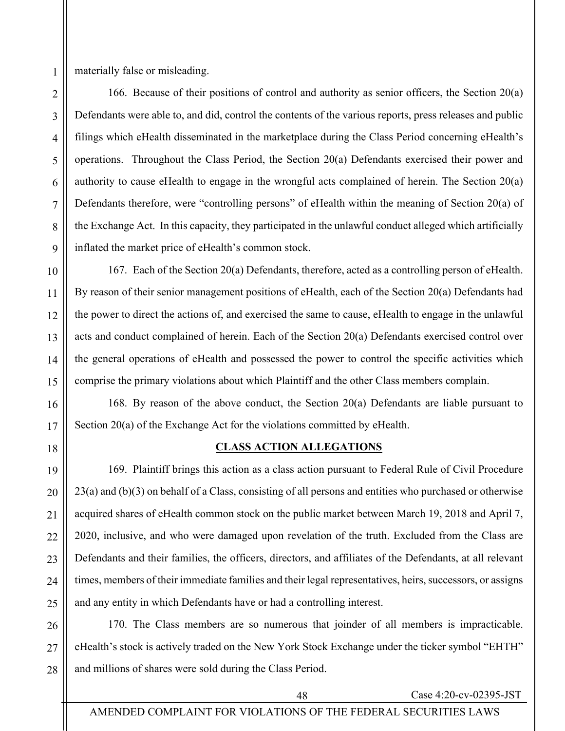materially false or misleading.

166. Because of their positions of control and authority as senior officers, the Section 20(a) Defendants were able to, and did, control the contents of the various reports, press releases and public filings which eHealth disseminated in the marketplace during the Class Period concerning eHealth's operations. Throughout the Class Period, the Section 20(a) Defendants exercised their power and authority to cause eHealth to engage in the wrongful acts complained of herein. The Section 20(a) Defendants therefore, were "controlling persons" of eHealth within the meaning of Section 20(a) of the Exchange Act. In this capacity, they participated in the unlawful conduct alleged which artificially inflated the market price of eHealth's common stock.

167. Each of the Section 20(a) Defendants, therefore, acted as a controlling person of eHealth. By reason of their senior management positions of eHealth, each of the Section 20(a) Defendants had the power to direct the actions of, and exercised the same to cause, eHealth to engage in the unlawful acts and conduct complained of herein. Each of the Section 20(a) Defendants exercised control over the general operations of eHealth and possessed the power to control the specific activities which comprise the primary violations about which Plaintiff and the other Class members complain.

168. By reason of the above conduct, the Section 20(a) Defendants are liable pursuant to Section 20(a) of the Exchange Act for the violations committed by eHealth.

## CLASS ACTION ALLEGATIONS

169. Plaintiff brings this action as a class action pursuant to Federal Rule of Civil Procedure 23(a) and (b)(3) on behalf of a Class, consisting of all persons and entities who purchased or otherwise acquired shares of eHealth common stock on the public market between March 19, 2018 and April 7, 2020, inclusive, and who were damaged upon revelation of the truth. Excluded from the Class are Defendants and their families, the officers, directors, and affiliates of the Defendants, at all relevant times, members of their immediate families and their legal representatives, heirs, successors, or assigns and any entity in which Defendants have or had a controlling interest.

170. The Class members are so numerous that joinder of all members is impracticable. eHealth's stock is actively traded on the New York Stock Exchange under the ticker symbol "EHTH" and millions of shares were sold during the Class Period.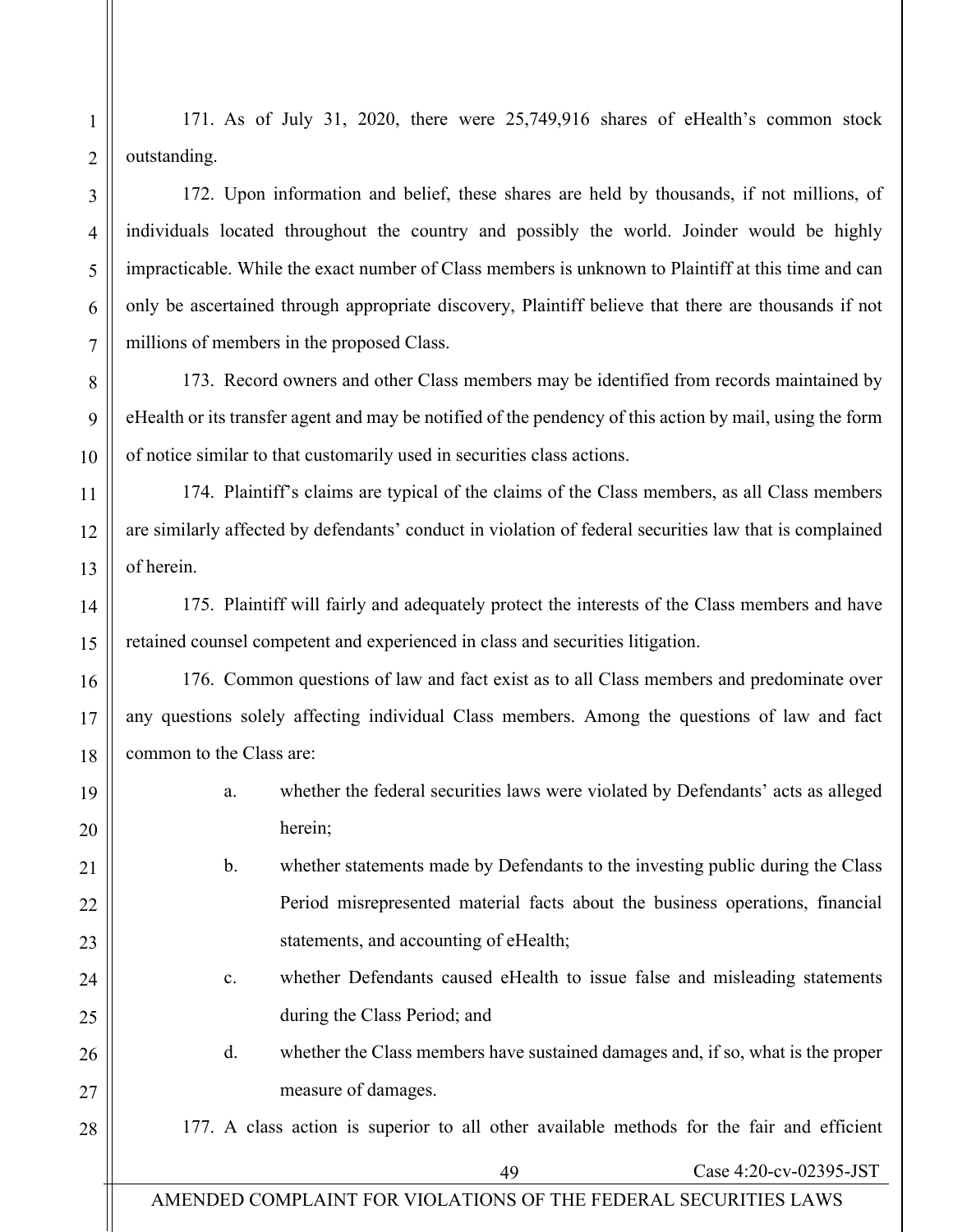171. As of July 31, 2020, there were 25,749,916 shares of eHealth's common stock outstanding.

172. Upon information and belief, these shares are held by thousands, if not millions, of individuals located throughout the country and possibly the world. Joinder would be highly impracticable. While the exact number of Class members is unknown to Plaintiff at this time and can only be ascertained through appropriate discovery, Plaintiff believe that there are thousands if not millions of members in the proposed Class.

173. Record owners and other Class members may be identified from records maintained by eHealth or its transfer agent and may be notified of the pendency of this action by mail, using the form of notice similar to that customarily used in securities class actions.

174. Plaintiff's claims are typical of the claims of the Class members, as all Class members are similarly affected by defendants' conduct in violation of federal securities law that is complained of herein.

175. Plaintiff will fairly and adequately protect the interests of the Class members and have retained counsel competent and experienced in class and securities litigation.

176. Common questions of law and fact exist as to all Class members and predominate over any questions solely affecting individual Class members. Among the questions of law and fact common to the Class are:

a. whether the federal securities laws were violated by Defendants' acts as alleged herein;

b. whether statements made by Defendants to the investing public during the Class Period misrepresented material facts about the business operations, financial statements, and accounting of eHealth;

c. whether Defendants caused eHealth to issue false and misleading statements during the Class Period; and

d. whether the Class members have sustained damages and, if so, what is the proper measure of damages.

177. A class action is superior to all other available methods for the fair and efficient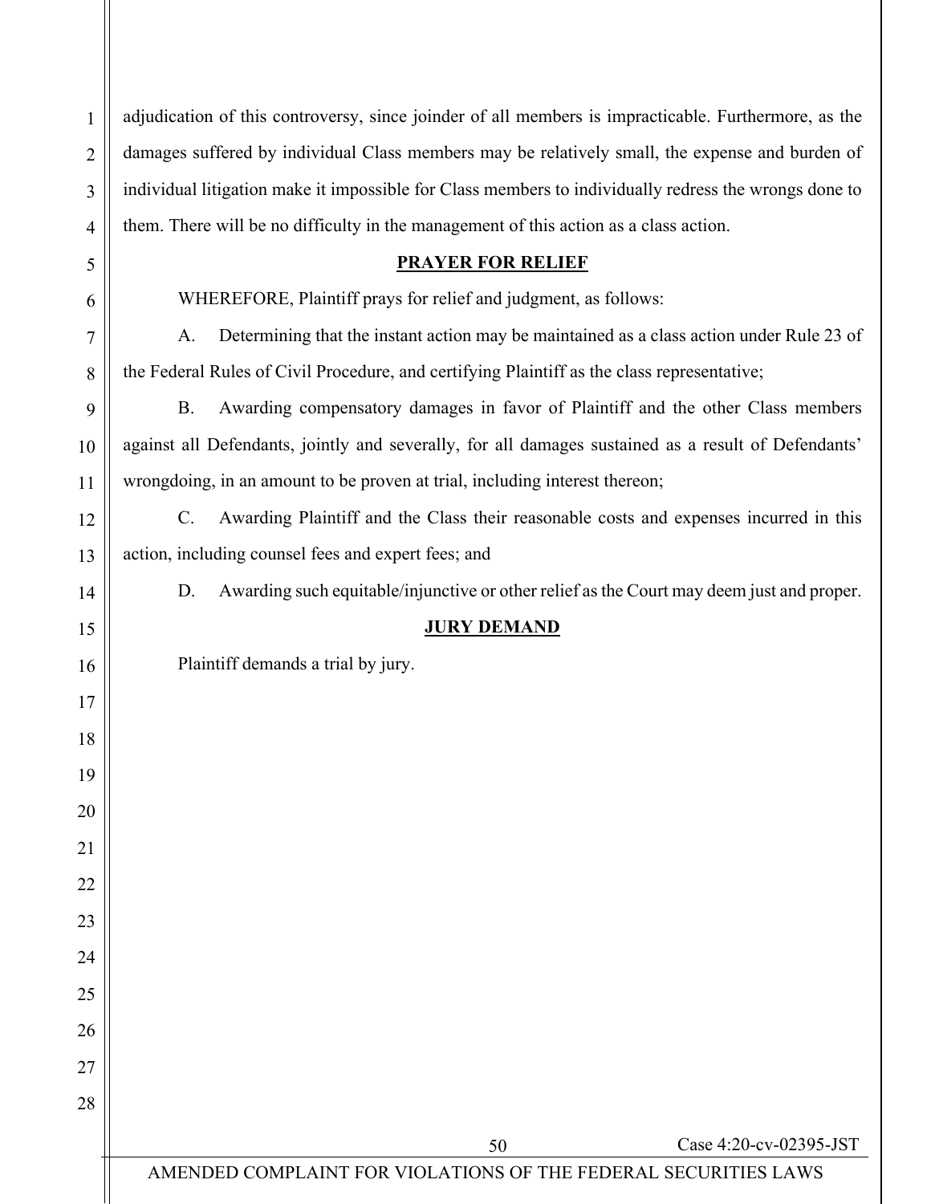adjudication of this controversy, since joinder of all members is impracticable. Furthermore, as the damages suffered by individual Class members may be relatively small, the expense and burden of individual litigation make it impossible for Class members to individually redress the wrongs done to them. There will be no difficulty in the management of this action as a class action.

## PRAYER FOR RELIEF

WHEREFORE, Plaintiff prays for relief and judgment, as follows:

A. Determining that the instant action may be maintained as a class action under Rule 23 of the Federal Rules of Civil Procedure, and certifying Plaintiff as the class representative;

B. Awarding compensatory damages in favor of Plaintiff and the other Class members against all Defendants, jointly and severally, for all damages sustained as a result of Defendants' wrongdoing, in an amount to be proven at trial, including interest thereon;

C. Awarding Plaintiff and the Class their reasonable costs and expenses incurred in this action, including counsel fees and expert fees; and

D. Awarding such equitable/injunctive or other relief as the Court may deem just and proper.

## JURY DEMAND

Plaintiff demands a trial by jury.